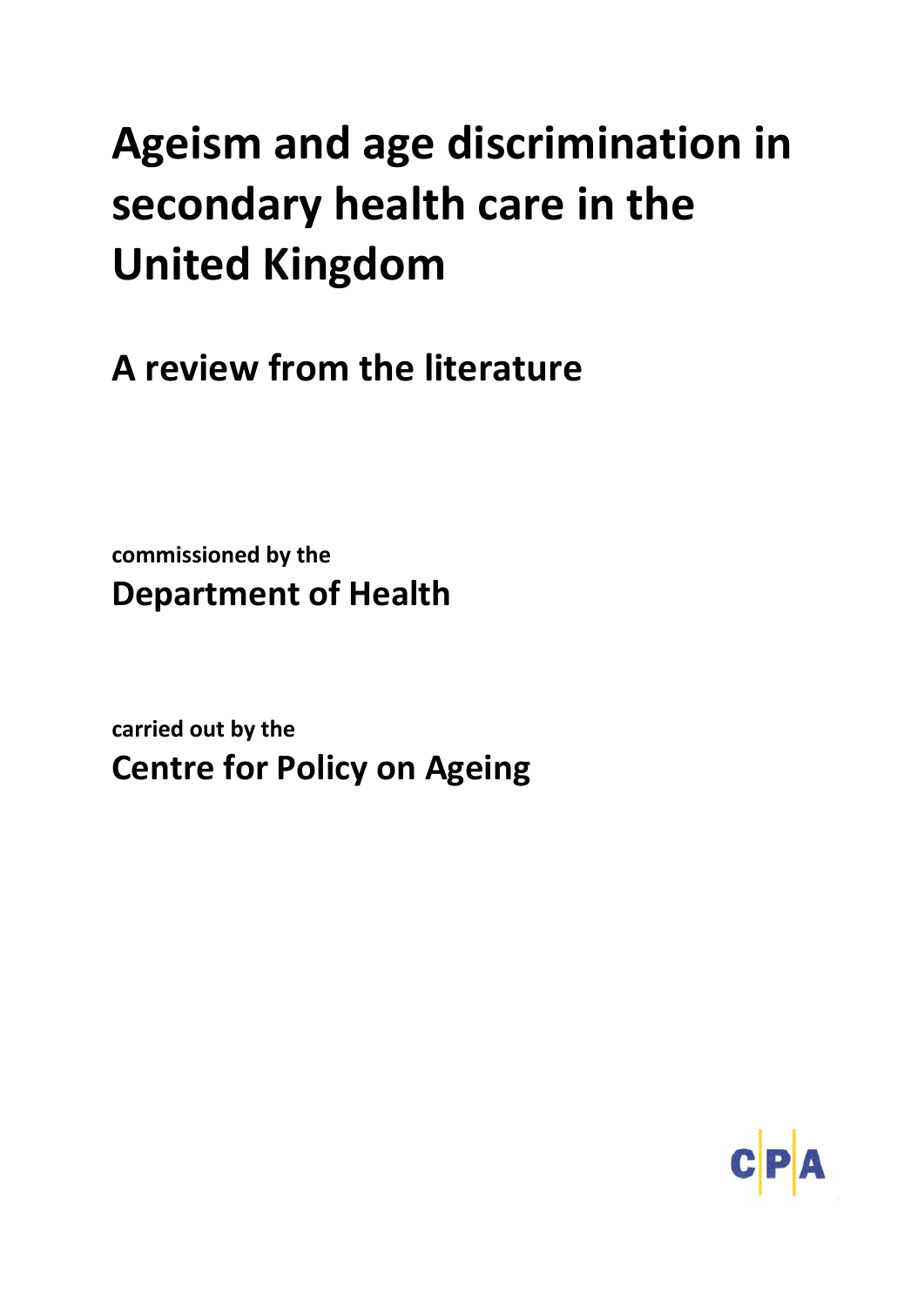# Ageism and age discrimination in secondary health care in the United Kingdom

## A review from the literature

**commissioned by the**

**Department of Health**

**carried out by the**

**Centre for Policy on Ageing**

CPA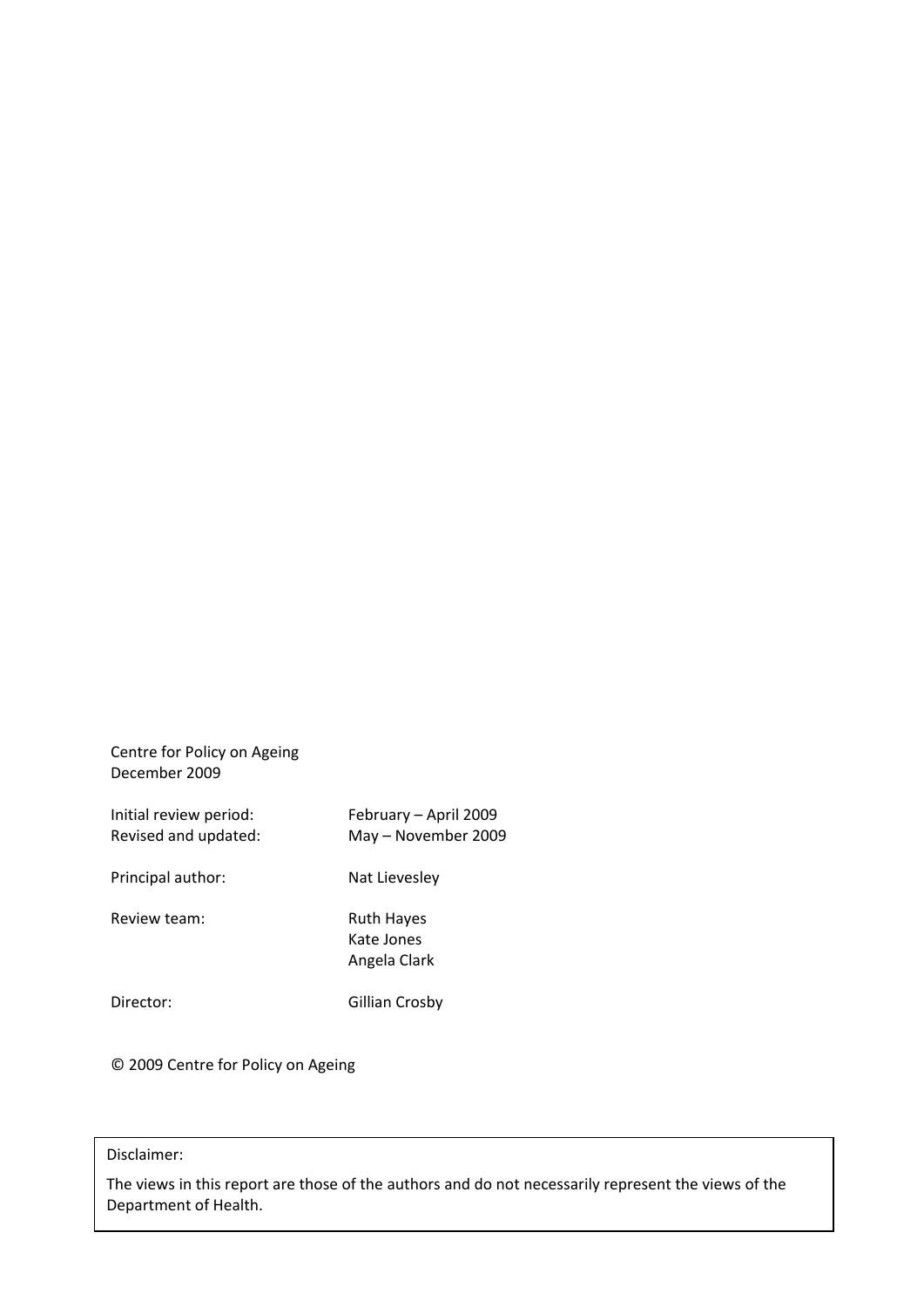Centre for Policy on Ageing
December 2009

| | |
|---|---|
| Initial review period: | February – April 2009 |
| Revised and updated: | May – November 2009 |
| Principal author: | Nat Lievesley |
| Review team: | Ruth Hayes<br>Kate Jones<br>Angela Clark |
| Director: | Gillian Crosby |

© 2009 Centre for Policy on Ageing

Disclaimer:

The views in this report are those of the authors and do not necessarily represent the views of the Department of Health.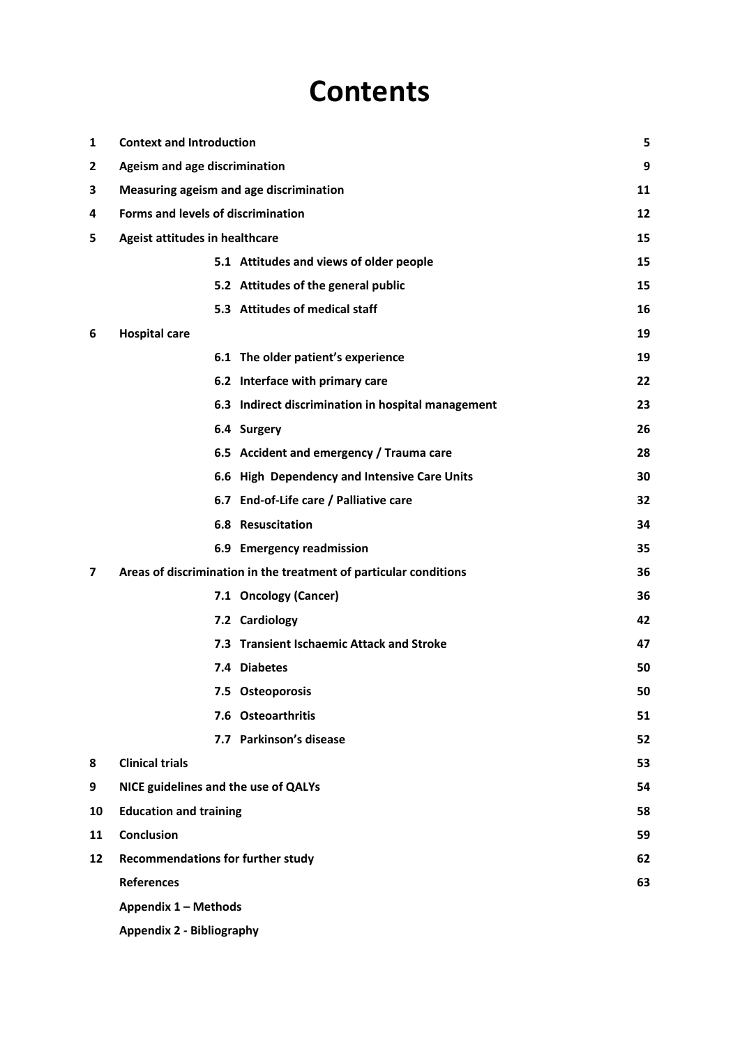# Contents

| | | |
|---|---|---|
| **1** | **Context and Introduction** | **5** |
| **2** | **Ageism and age discrimination** | **9** |
| **3** | **Measuring ageism and age discrimination** | **11** |
| **4** | **Forms and levels of discrimination** | **12** |
| **5** | **Ageist attitudes in healthcare** | **15** |
| | **5.1 Attitudes and views of older people** | **15** |
| | **5.2 Attitudes of the general public** | **15** |
| | **5.3 Attitudes of medical staff** | **16** |
| **6** | **Hospital care** | **19** |
| | **6.1 The older patient's experience** | **19** |
| | **6.2 Interface with primary care** | **22** |
| | **6.3 Indirect discrimination in hospital management** | **23** |
| | **6.4 Surgery** | **26** |
| | **6.5 Accident and emergency / Trauma care** | **28** |
| | **6.6 High Dependency and Intensive Care Units** | **30** |
| | **6.7 End-of-Life care / Palliative care** | **32** |
| | **6.8 Resuscitation** | **34** |
| | **6.9 Emergency readmission** | **35** |
| **7** | **Areas of discrimination in the treatment of particular conditions** | **36** |
| | **7.1 Oncology (Cancer)** | **36** |
| | **7.2 Cardiology** | **42** |
| | **7.3 Transient Ischaemic Attack and Stroke** | **47** |
| | **7.4 Diabetes** | **50** |
| | **7.5 Osteoporosis** | **50** |
| | **7.6 Osteoarthritis** | **51** |
| | **7.7 Parkinson's disease** | **52** |
| **8** | **Clinical trials** | **53** |
| **9** | **NICE guidelines and the use of QALYs** | **54** |
| **10** | **Education and training** | **58** |
| **11** | **Conclusion** | **59** |
| **12** | **Recommendations for further study** | **62** |
| | **References** | **63** |
| | **Appendix 1 – Methods** | |
| | **Appendix 2 - Bibliography** | |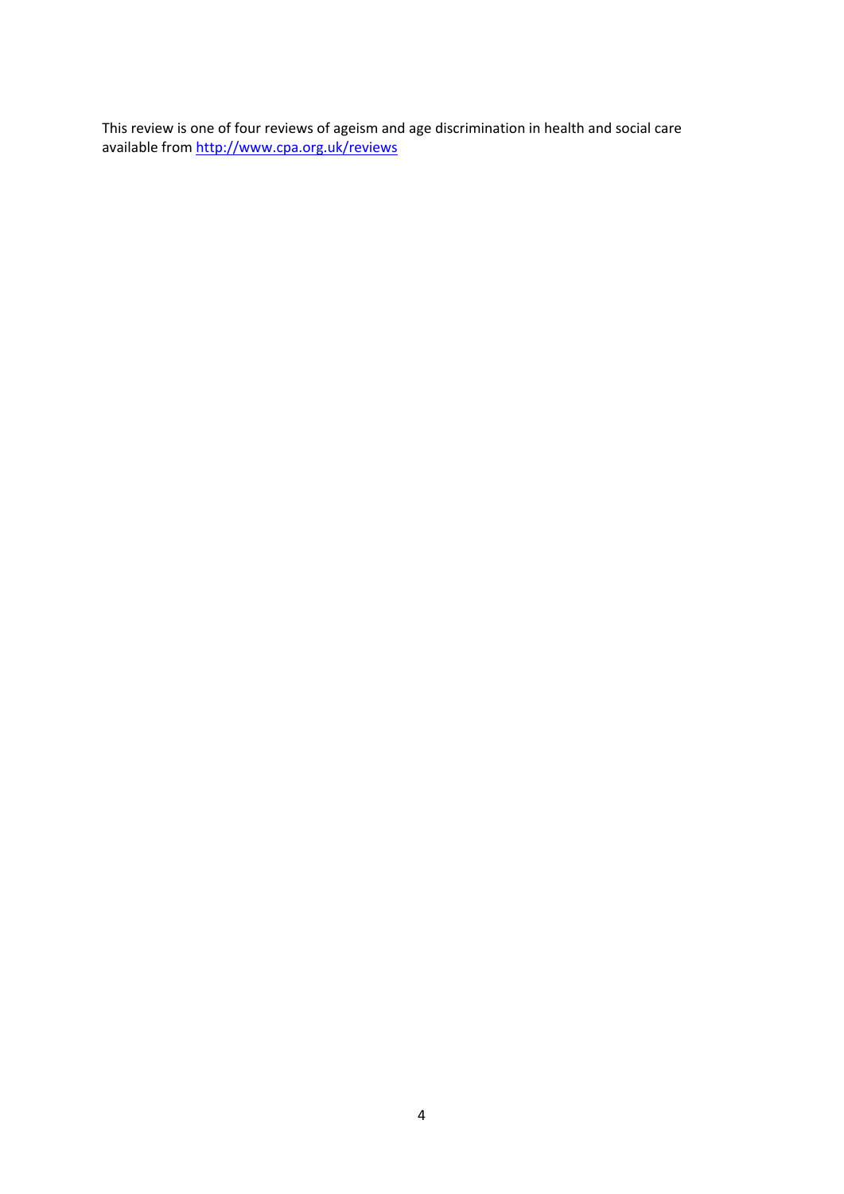This review is one of four reviews of ageism and age discrimination in health and social care available from [http://www.cpa.org.uk/reviews](http://www.cpa.org.uk/reviews)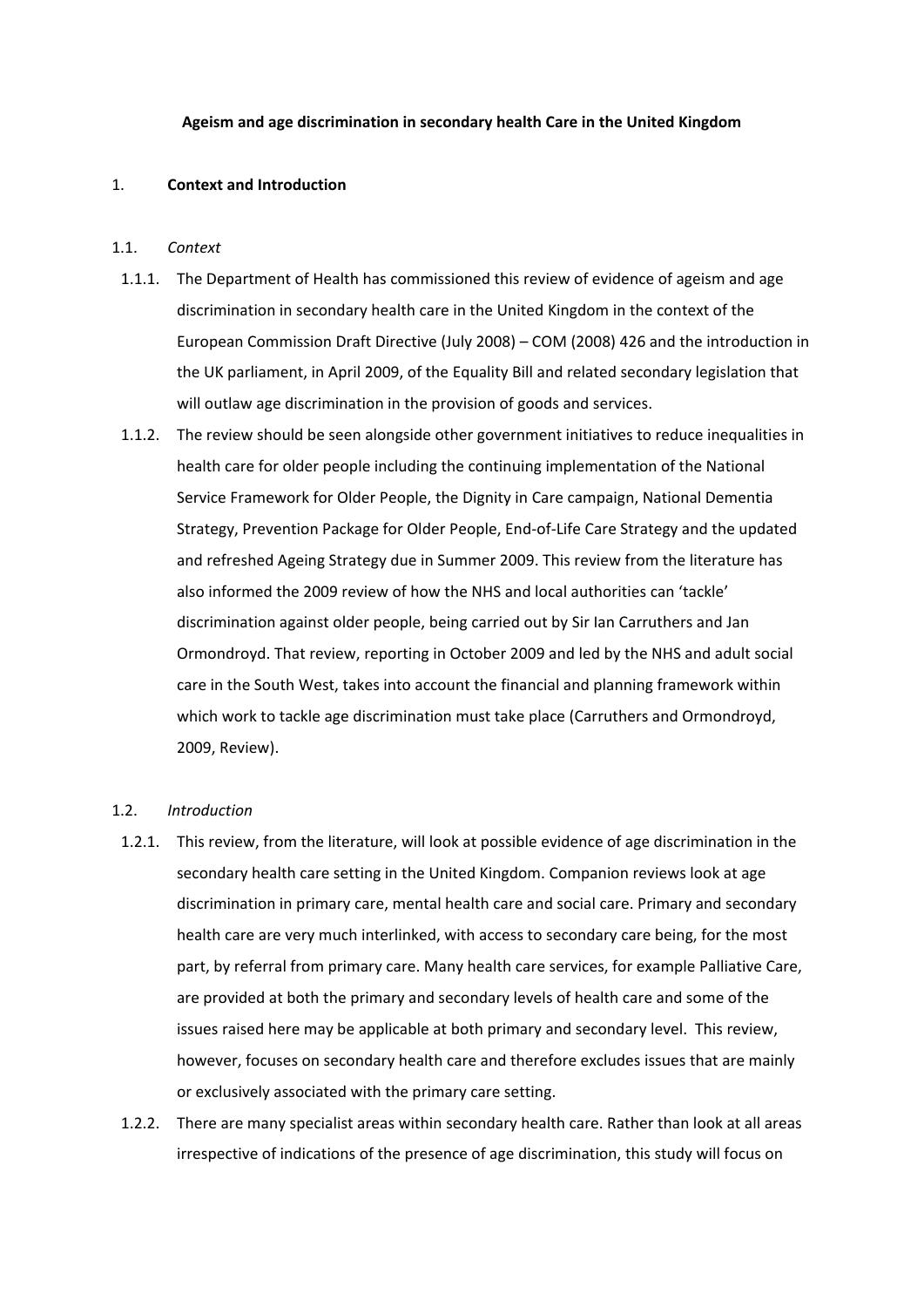**Ageism and age discrimination in secondary health Care in the United Kingdom**

## 1. Context and Introduction

### 1.1. *Context*

1.1.1. The Department of Health has commissioned this review of evidence of ageism and age discrimination in secondary health care in the United Kingdom in the context of the European Commission Draft Directive (July 2008) – COM (2008) 426 and the introduction in the UK parliament, in April 2009, of the Equality Bill and related secondary legislation that will outlaw age discrimination in the provision of goods and services.

1.1.2. The review should be seen alongside other government initiatives to reduce inequalities in health care for older people including the continuing implementation of the National Service Framework for Older People, the Dignity in Care campaign, National Dementia Strategy, Prevention Package for Older People, End-of-Life Care Strategy and the updated and refreshed Ageing Strategy due in Summer 2009. This review from the literature has also informed the 2009 review of how the NHS and local authorities can 'tackle' discrimination against older people, being carried out by Sir Ian Carruthers and Jan Ormondroyd. That review, reporting in October 2009 and led by the NHS and adult social care in the South West, takes into account the financial and planning framework within which work to tackle age discrimination must take place (Carruthers and Ormondroyd, 2009, Review).

### 1.2. *Introduction*

1.2.1. This review, from the literature, will look at possible evidence of age discrimination in the secondary health care setting in the United Kingdom. Companion reviews look at age discrimination in primary care, mental health care and social care. Primary and secondary health care are very much interlinked, with access to secondary care being, for the most part, by referral from primary care. Many health care services, for example Palliative Care, are provided at both the primary and secondary levels of health care and some of the issues raised here may be applicable at both primary and secondary level. This review, however, focuses on secondary health care and therefore excludes issues that are mainly or exclusively associated with the primary care setting.

1.2.2. There are many specialist areas within secondary health care. Rather than look at all areas irrespective of indications of the presence of age discrimination, this study will focus on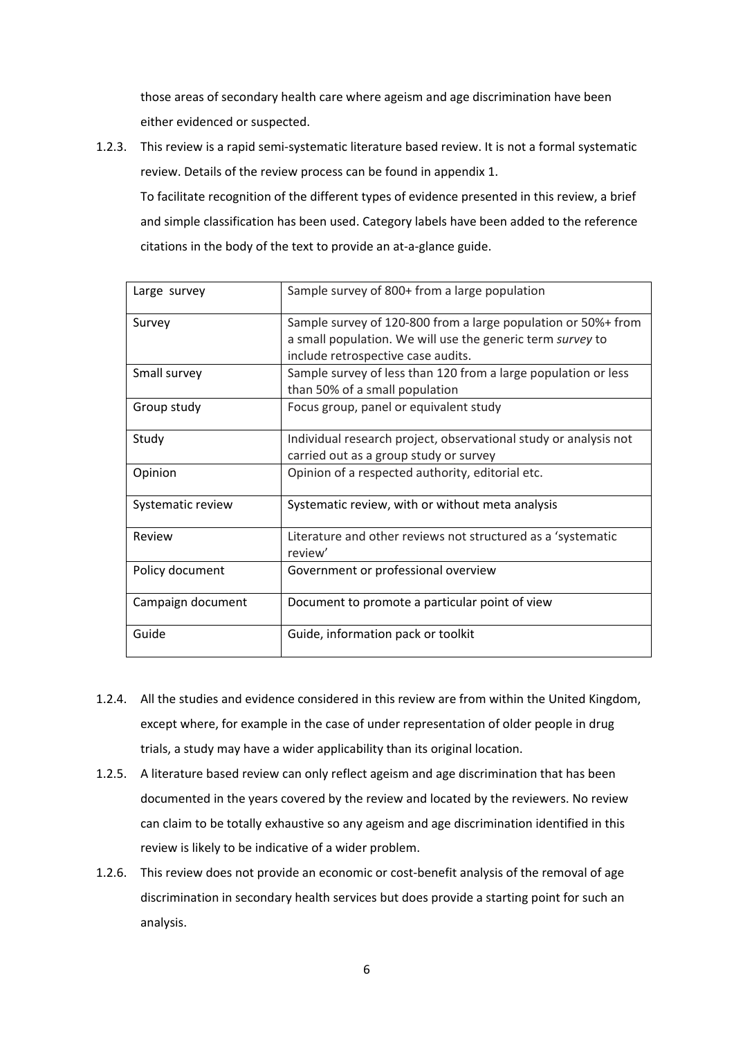those areas of secondary health care where ageism and age discrimination have been either evidenced or suspected.

1.2.3. This review is a rapid semi-systematic literature based review. It is not a formal systematic review. Details of the review process can be found in appendix 1.

To facilitate recognition of the different types of evidence presented in this review, a brief and simple classification has been used. Category labels have been added to the reference citations in the body of the text to provide an at-a-glance guide.

| | |
|---|---|
| Large survey | Sample survey of 800+ from a large population |
| Survey | Sample survey of 120-800 from a large population or 50%+ from a small population. We will use the generic term *survey* to include retrospective case audits. |
| Small survey | Sample survey of less than 120 from a large population or less than 50% of a small population |
| Group study | Focus group, panel or equivalent study |
| Study | Individual research project, observational study or analysis not carried out as a group study or survey |
| Opinion | Opinion of a respected authority, editorial etc. |
| Systematic review | Systematic review, with or without meta analysis |
| Review | Literature and other reviews not structured as a 'systematic review' |
| Policy document | Government or professional overview |
| Campaign document | Document to promote a particular point of view |
| Guide | Guide, information pack or toolkit |

1.2.4. All the studies and evidence considered in this review are from within the United Kingdom, except where, for example in the case of under representation of older people in drug trials, a study may have a wider applicability than its original location.

1.2.5. A literature based review can only reflect ageism and age discrimination that has been documented in the years covered by the review and located by the reviewers. No review can claim to be totally exhaustive so any ageism and age discrimination identified in this review is likely to be indicative of a wider problem.

1.2.6. This review does not provide an economic or cost-benefit analysis of the removal of age discrimination in secondary health services but does provide a starting point for such an analysis.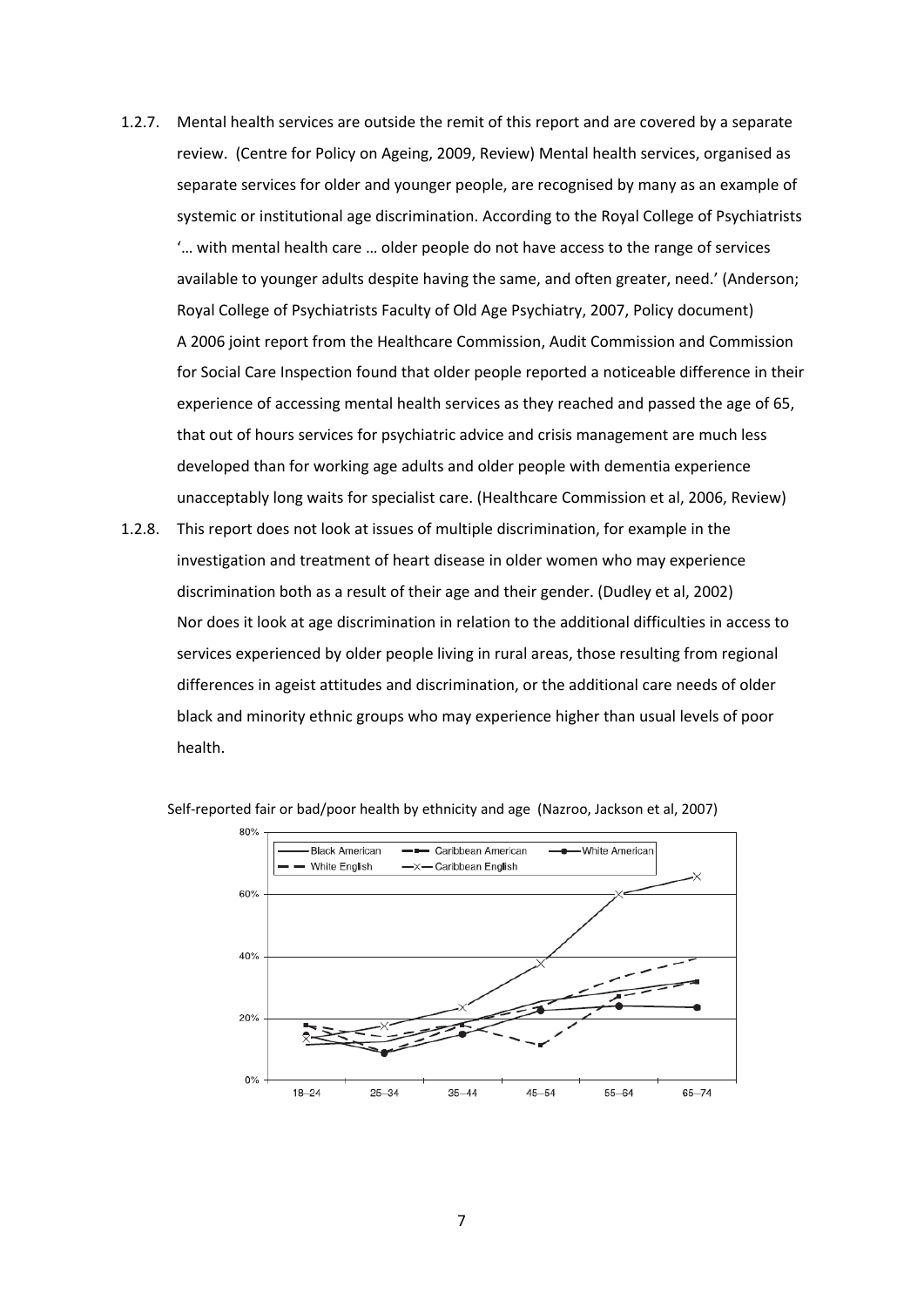1.2.7. Mental health services are outside the remit of this report and are covered by a separate review. (Centre for Policy on Ageing, 2009, Review) Mental health services, organised as separate services for older and younger people, are recognised by many as an example of systemic or institutional age discrimination. According to the Royal College of Psychiatrists '… with mental health care … older people do not have access to the range of services available to younger adults despite having the same, and often greater, need.' (Anderson; Royal College of Psychiatrists Faculty of Old Age Psychiatry, 2007, Policy document) A 2006 joint report from the Healthcare Commission, Audit Commission and Commission for Social Care Inspection found that older people reported a noticeable difference in their experience of accessing mental health services as they reached and passed the age of 65, that out of hours services for psychiatric advice and crisis management are much less developed than for working age adults and older people with dementia experience unacceptably long waits for specialist care. (Healthcare Commission et al, 2006, Review)

1.2.8. This report does not look at issues of multiple discrimination, for example in the investigation and treatment of heart disease in older women who may experience discrimination both as a result of their age and their gender. (Dudley et al, 2002) Nor does it look at age discrimination in relation to the additional difficulties in access to services experienced by older people living in rural areas, those resulting from regional differences in ageist attitudes and discrimination, or the additional care needs of older black and minority ethnic groups who may experience higher than usual levels of poor health.

Self-reported fair or bad/poor health by ethnicity and age (Nazroo, Jackson et al, 2007)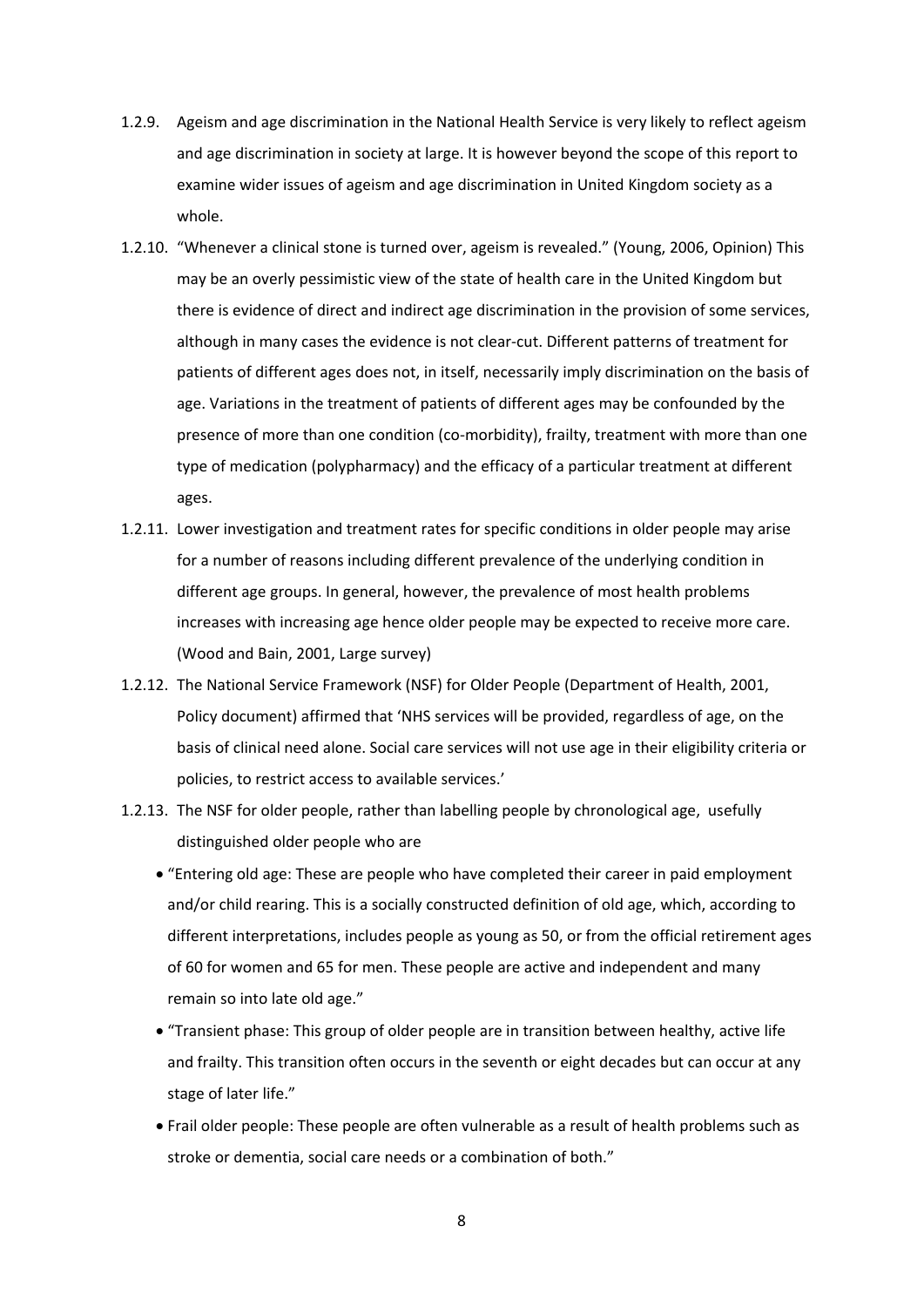1.2.9. Ageism and age discrimination in the National Health Service is very likely to reflect ageism and age discrimination in society at large. It is however beyond the scope of this report to examine wider issues of ageism and age discrimination in United Kingdom society as a whole.

1.2.10. "Whenever a clinical stone is turned over, ageism is revealed." (Young, 2006, Opinion) This may be an overly pessimistic view of the state of health care in the United Kingdom but there is evidence of direct and indirect age discrimination in the provision of some services, although in many cases the evidence is not clear-cut. Different patterns of treatment for patients of different ages does not, in itself, necessarily imply discrimination on the basis of age. Variations in the treatment of patients of different ages may be confounded by the presence of more than one condition (co-morbidity), frailty, treatment with more than one type of medication (polypharmacy) and the efficacy of a particular treatment at different ages.

1.2.11. Lower investigation and treatment rates for specific conditions in older people may arise for a number of reasons including different prevalence of the underlying condition in different age groups. In general, however, the prevalence of most health problems increases with increasing age hence older people may be expected to receive more care. (Wood and Bain, 2001, Large survey)

1.2.12. The National Service Framework (NSF) for Older People (Department of Health, 2001, Policy document) affirmed that 'NHS services will be provided, regardless of age, on the basis of clinical need alone. Social care services will not use age in their eligibility criteria or policies, to restrict access to available services.'

1.2.13. The NSF for older people, rather than labelling people by chronological age, usefully distinguished older people who are

- "Entering old age: These are people who have completed their career in paid employment and/or child rearing. This is a socially constructed definition of old age, which, according to different interpretations, includes people as young as 50, or from the official retirement ages of 60 for women and 65 for men. These people are active and independent and many remain so into late old age."
- "Transient phase: This group of older people are in transition between healthy, active life and frailty. This transition often occurs in the seventh or eight decades but can occur at any stage of later life."
- Frail older people: These people are often vulnerable as a result of health problems such as stroke or dementia, social care needs or a combination of both."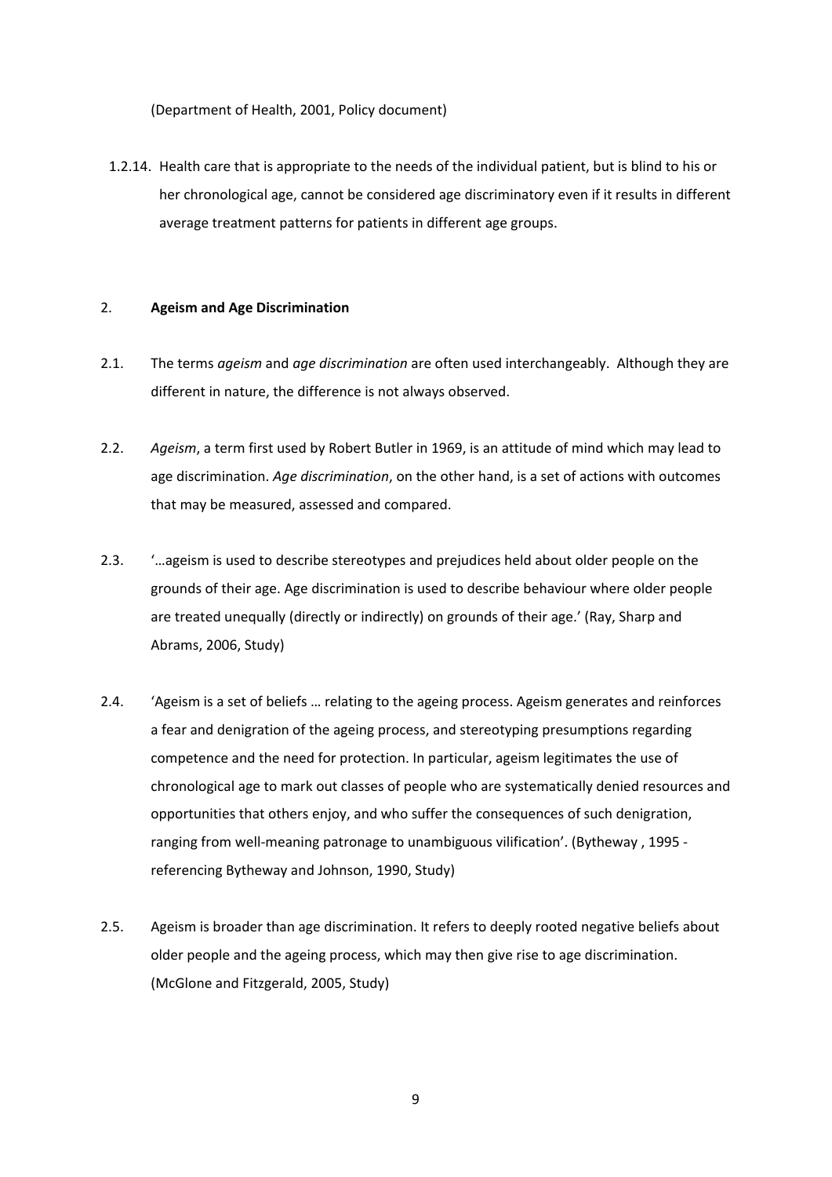(Department of Health, 2001, Policy document)

1.2.14. Health care that is appropriate to the needs of the individual patient, but is blind to his or her chronological age, cannot be considered age discriminatory even if it results in different average treatment patterns for patients in different age groups.

## 2. **Ageism and Age Discrimination**

2.1. The terms *ageism* and *age discrimination* are often used interchangeably. Although they are different in nature, the difference is not always observed.

2.2. *Ageism*, a term first used by Robert Butler in 1969, is an attitude of mind which may lead to age discrimination. *Age discrimination*, on the other hand, is a set of actions with outcomes that may be measured, assessed and compared.

2.3. '…ageism is used to describe stereotypes and prejudices held about older people on the grounds of their age. Age discrimination is used to describe behaviour where older people are treated unequally (directly or indirectly) on grounds of their age.' (Ray, Sharp and Abrams, 2006, Study)

2.4. 'Ageism is a set of beliefs … relating to the ageing process. Ageism generates and reinforces a fear and denigration of the ageing process, and stereotyping presumptions regarding competence and the need for protection. In particular, ageism legitimates the use of chronological age to mark out classes of people who are systematically denied resources and opportunities that others enjoy, and who suffer the consequences of such denigration, ranging from well-meaning patronage to unambiguous vilification'. (Bytheway , 1995 - referencing Bytheway and Johnson, 1990, Study)

2.5. Ageism is broader than age discrimination. It refers to deeply rooted negative beliefs about older people and the ageing process, which may then give rise to age discrimination. (McGlone and Fitzgerald, 2005, Study)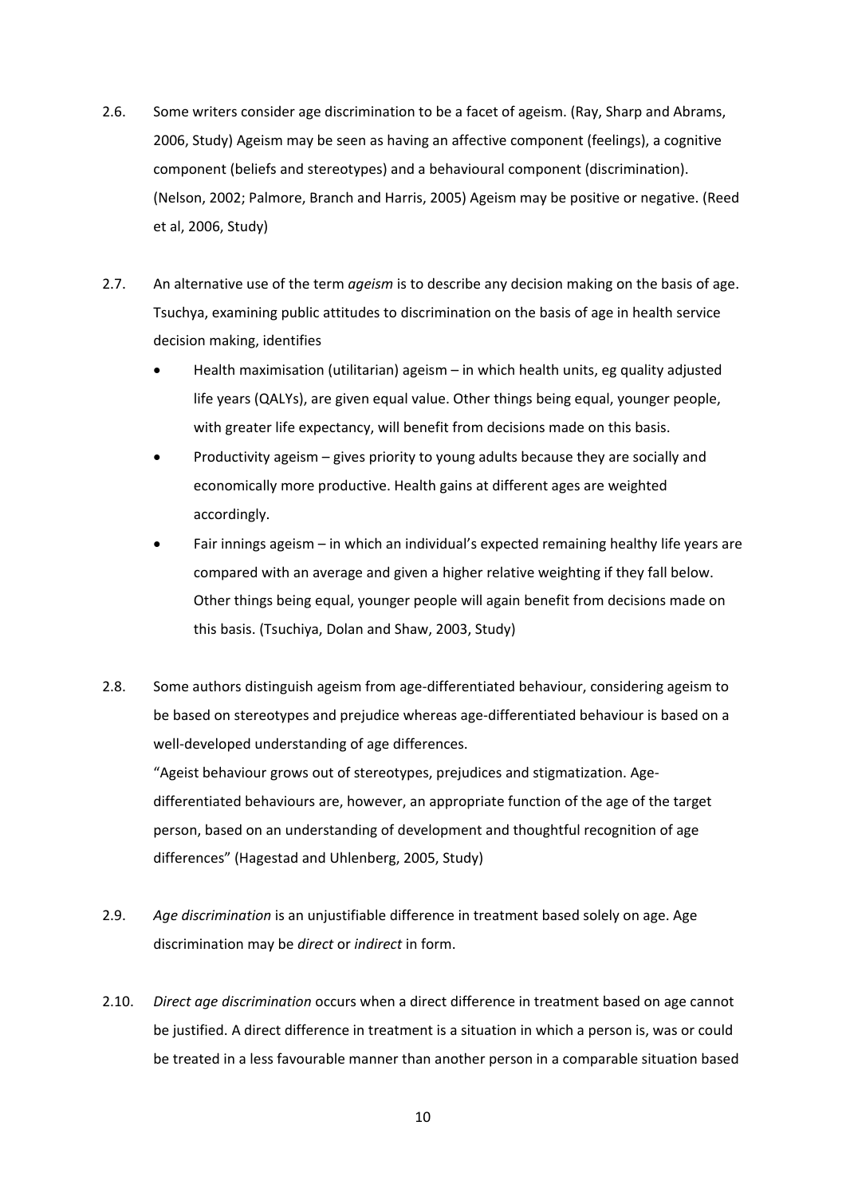2.6. Some writers consider age discrimination to be a facet of ageism. (Ray, Sharp and Abrams, 2006, Study) Ageism may be seen as having an affective component (feelings), a cognitive component (beliefs and stereotypes) and a behavioural component (discrimination). (Nelson, 2002; Palmore, Branch and Harris, 2005) Ageism may be positive or negative. (Reed et al, 2006, Study)

2.7. An alternative use of the term *ageism* is to describe any decision making on the basis of age. Tsuchya, examining public attitudes to discrimination on the basis of age in health service decision making, identifies

- Health maximisation (utilitarian) ageism – in which health units, eg quality adjusted life years (QALYs), are given equal value. Other things being equal, younger people, with greater life expectancy, will benefit from decisions made on this basis.
- Productivity ageism – gives priority to young adults because they are socially and economically more productive. Health gains at different ages are weighted accordingly.
- Fair innings ageism – in which an individual's expected remaining healthy life years are compared with an average and given a higher relative weighting if they fall below. Other things being equal, younger people will again benefit from decisions made on this basis. (Tsuchiya, Dolan and Shaw, 2003, Study)

2.8. Some authors distinguish ageism from age-differentiated behaviour, considering ageism to be based on stereotypes and prejudice whereas age-differentiated behaviour is based on a well-developed understanding of age differences.

"Ageist behaviour grows out of stereotypes, prejudices and stigmatization. Age-differentiated behaviours are, however, an appropriate function of the age of the target person, based on an understanding of development and thoughtful recognition of age differences" (Hagestad and Uhlenberg, 2005, Study)

2.9. *Age discrimination* is an unjustifiable difference in treatment based solely on age. Age discrimination may be *direct* or *indirect* in form.

2.10. *Direct age discrimination* occurs when a direct difference in treatment based on age cannot be justified. A direct difference in treatment is a situation in which a person is, was or could be treated in a less favourable manner than another person in a comparable situation based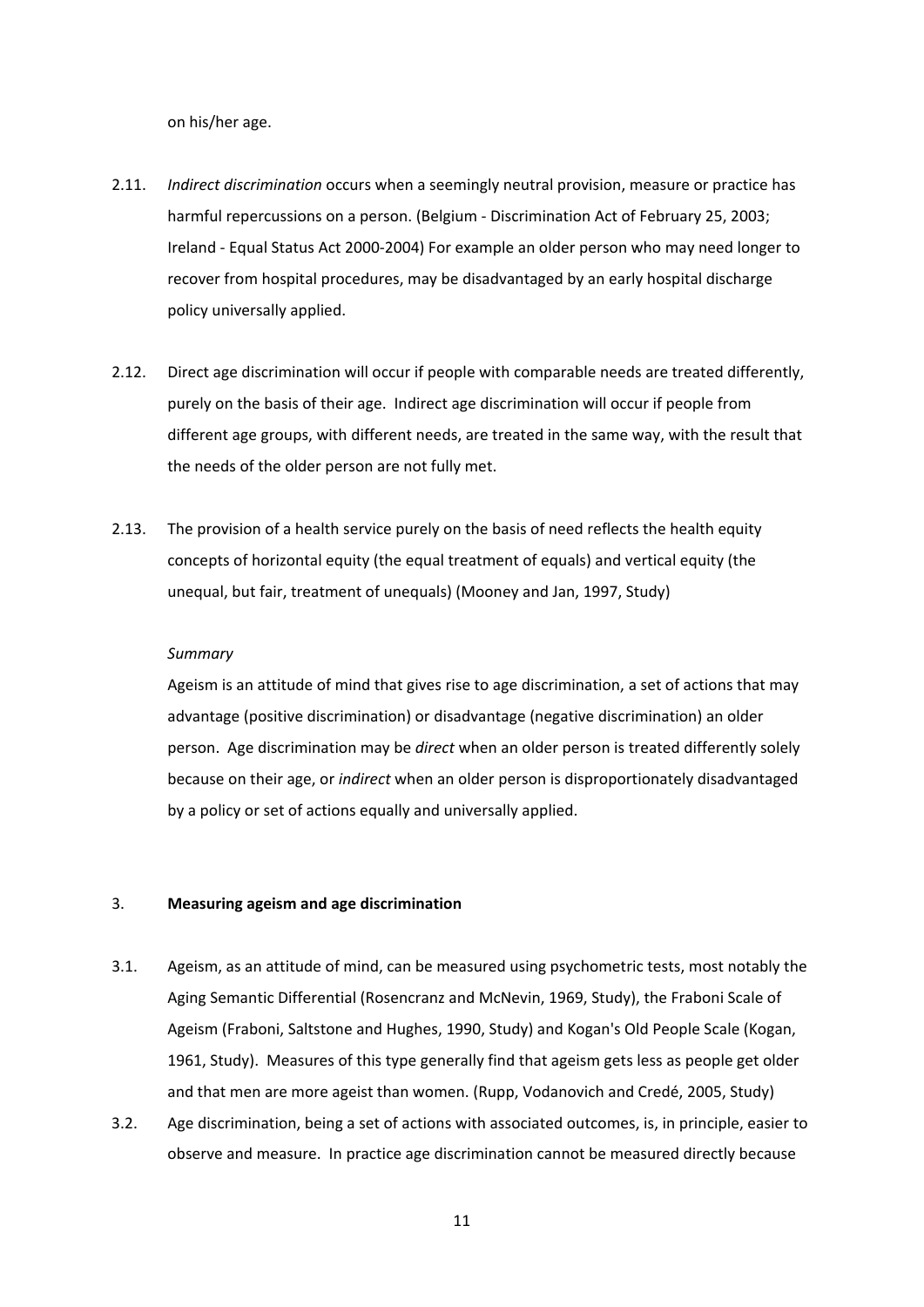on his/her age.

2.11. *Indirect discrimination* occurs when a seemingly neutral provision, measure or practice has harmful repercussions on a person. (Belgium - Discrimination Act of February 25, 2003; Ireland - Equal Status Act 2000-2004) For example an older person who may need longer to recover from hospital procedures, may be disadvantaged by an early hospital discharge policy universally applied.

2.12. Direct age discrimination will occur if people with comparable needs are treated differently, purely on the basis of their age. Indirect age discrimination will occur if people from different age groups, with different needs, are treated in the same way, with the result that the needs of the older person are not fully met.

2.13. The provision of a health service purely on the basis of need reflects the health equity concepts of horizontal equity (the equal treatment of equals) and vertical equity (the unequal, but fair, treatment of unequals) (Mooney and Jan, 1997, Study)

*Summary*

Ageism is an attitude of mind that gives rise to age discrimination, a set of actions that may advantage (positive discrimination) or disadvantage (negative discrimination) an older person. Age discrimination may be *direct* when an older person is treated differently solely because on their age, or *indirect* when an older person is disproportionately disadvantaged by a policy or set of actions equally and universally applied.

## 3. **Measuring ageism and age discrimination**

3.1. Ageism, as an attitude of mind, can be measured using psychometric tests, most notably the Aging Semantic Differential (Rosencranz and McNevin, 1969, Study), the Fraboni Scale of Ageism (Fraboni, Saltstone and Hughes, 1990, Study) and Kogan's Old People Scale (Kogan, 1961, Study). Measures of this type generally find that ageism gets less as people get older and that men are more ageist than women. (Rupp, Vodanovich and Credé, 2005, Study)

3.2. Age discrimination, being a set of actions with associated outcomes, is, in principle, easier to observe and measure. In practice age discrimination cannot be measured directly because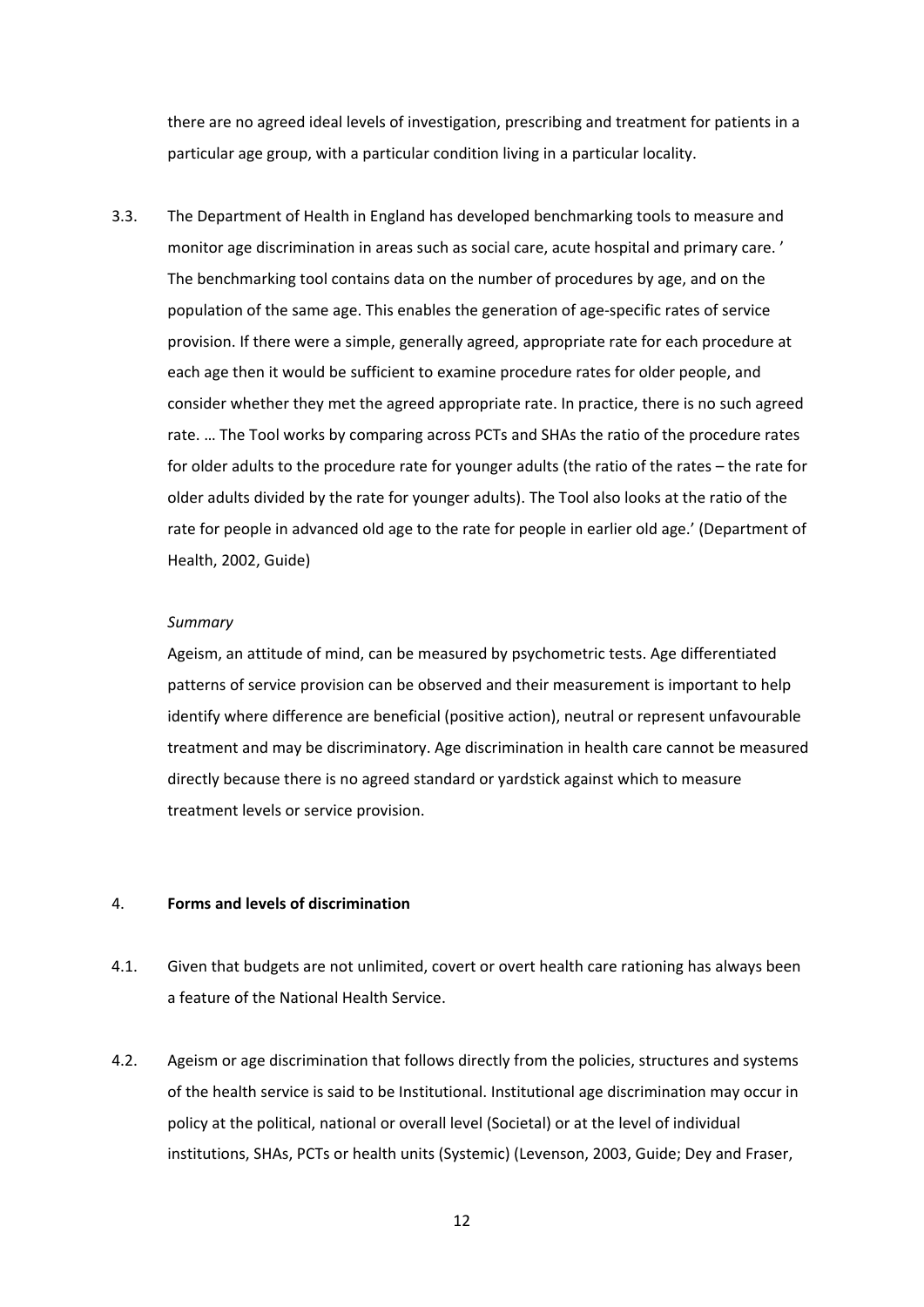there are no agreed ideal levels of investigation, prescribing and treatment for patients in a particular age group, with a particular condition living in a particular locality.

3.3. The Department of Health in England has developed benchmarking tools to measure and monitor age discrimination in areas such as social care, acute hospital and primary care. ' The benchmarking tool contains data on the number of procedures by age, and on the population of the same age. This enables the generation of age-specific rates of service provision. If there were a simple, generally agreed, appropriate rate for each procedure at each age then it would be sufficient to examine procedure rates for older people, and consider whether they met the agreed appropriate rate. In practice, there is no such agreed rate. … The Tool works by comparing across PCTs and SHAs the ratio of the procedure rates for older adults to the procedure rate for younger adults (the ratio of the rates – the rate for older adults divided by the rate for younger adults). The Tool also looks at the ratio of the rate for people in advanced old age to the rate for people in earlier old age.' (Department of Health, 2002, Guide)

*Summary*

Ageism, an attitude of mind, can be measured by psychometric tests. Age differentiated patterns of service provision can be observed and their measurement is important to help identify where difference are beneficial (positive action), neutral or represent unfavourable treatment and may be discriminatory. Age discrimination in health care cannot be measured directly because there is no agreed standard or yardstick against which to measure treatment levels or service provision.

## 4. Forms and levels of discrimination

4.1. Given that budgets are not unlimited, covert or overt health care rationing has always been a feature of the National Health Service.

4.2. Ageism or age discrimination that follows directly from the policies, structures and systems of the health service is said to be Institutional. Institutional age discrimination may occur in policy at the political, national or overall level (Societal) or at the level of individual institutions, SHAs, PCTs or health units (Systemic) (Levenson, 2003, Guide; Dey and Fraser,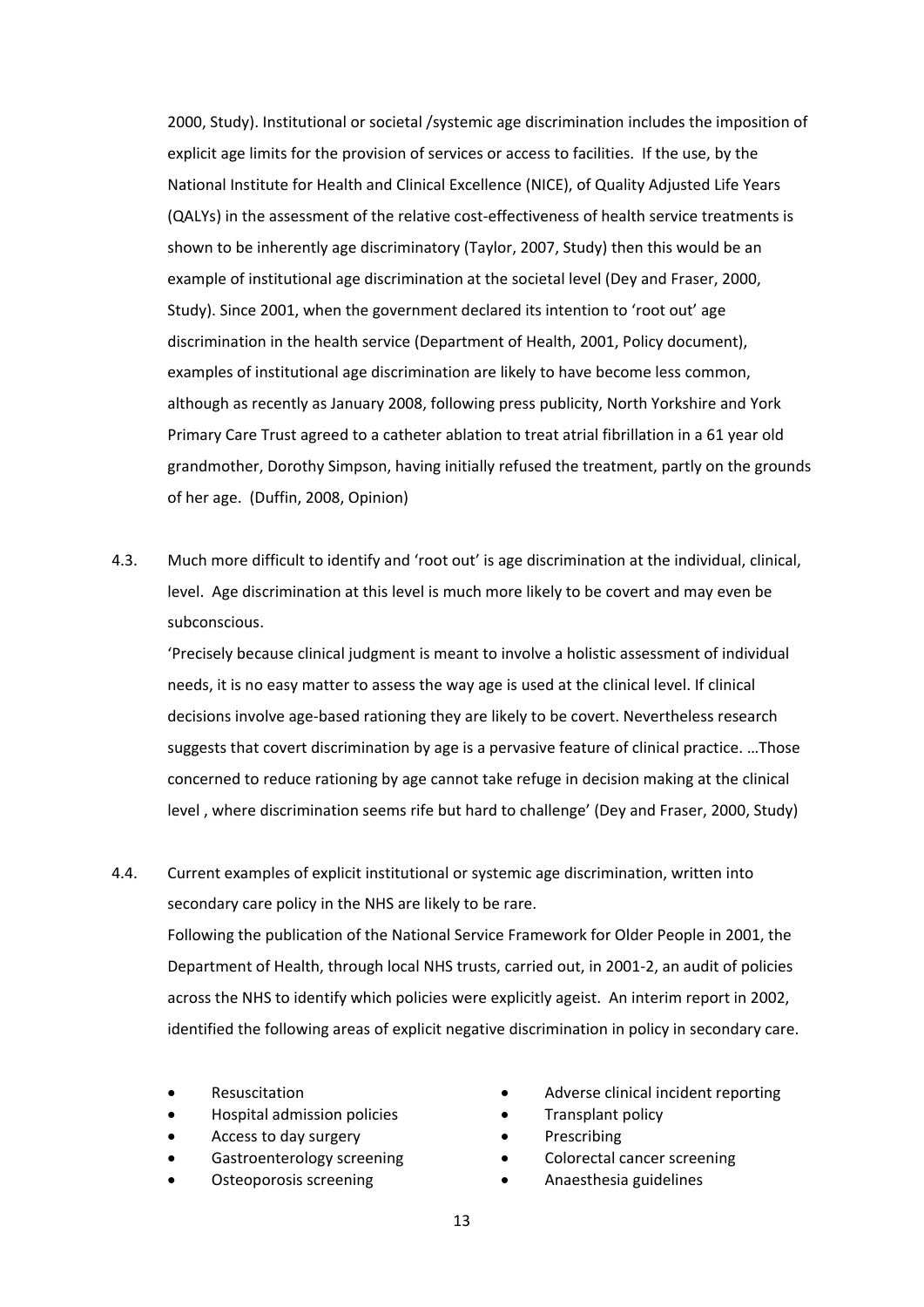2000, Study). Institutional or societal /systemic age discrimination includes the imposition of explicit age limits for the provision of services or access to facilities. If the use, by the National Institute for Health and Clinical Excellence (NICE), of Quality Adjusted Life Years (QALYs) in the assessment of the relative cost-effectiveness of health service treatments is shown to be inherently age discriminatory (Taylor, 2007, Study) then this would be an example of institutional age discrimination at the societal level (Dey and Fraser, 2000, Study). Since 2001, when the government declared its intention to 'root out' age discrimination in the health service (Department of Health, 2001, Policy document), examples of institutional age discrimination are likely to have become less common, although as recently as January 2008, following press publicity, North Yorkshire and York Primary Care Trust agreed to a catheter ablation to treat atrial fibrillation in a 61 year old grandmother, Dorothy Simpson, having initially refused the treatment, partly on the grounds of her age. (Duffin, 2008, Opinion)

4.3. Much more difficult to identify and 'root out' is age discrimination at the individual, clinical, level. Age discrimination at this level is much more likely to be covert and may even be subconscious.

'Precisely because clinical judgment is meant to involve a holistic assessment of individual needs, it is no easy matter to assess the way age is used at the clinical level. If clinical decisions involve age-based rationing they are likely to be covert. Nevertheless research suggests that covert discrimination by age is a pervasive feature of clinical practice. …Those concerned to reduce rationing by age cannot take refuge in decision making at the clinical level , where discrimination seems rife but hard to challenge' (Dey and Fraser, 2000, Study)

4.4. Current examples of explicit institutional or systemic age discrimination, written into secondary care policy in the NHS are likely to be rare.

Following the publication of the National Service Framework for Older People in 2001, the Department of Health, through local NHS trusts, carried out, in 2001-2, an audit of policies across the NHS to identify which policies were explicitly ageist. An interim report in 2002, identified the following areas of explicit negative discrimination in policy in secondary care.

- Resuscitation
- Hospital admission policies
- Access to day surgery
- Gastroenterology screening
- Osteoporosis screening
- Adverse clinical incident reporting
- Transplant policy
- Prescribing
- Colorectal cancer screening
- Anaesthesia guidelines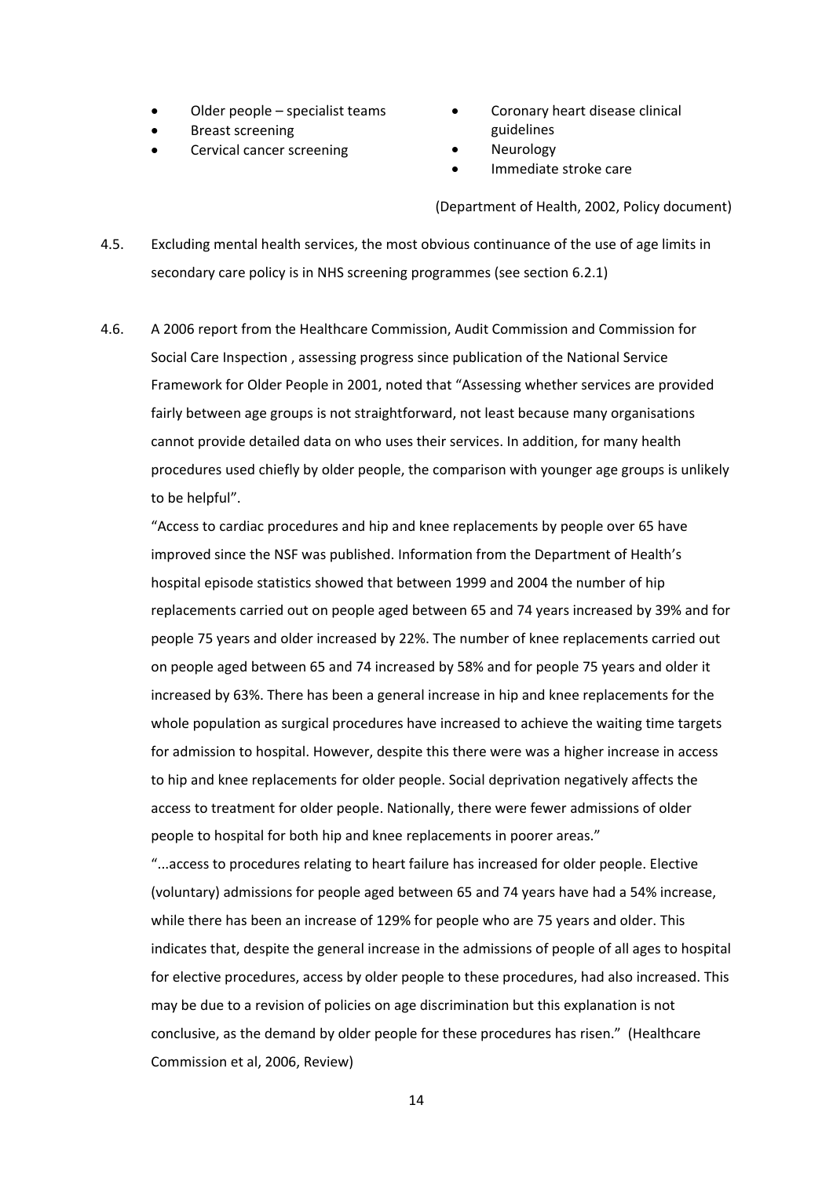- Older people – specialist teams
- Breast screening
- Cervical cancer screening
- Coronary heart disease clinical guidelines
- Neurology
- Immediate stroke care

(Department of Health, 2002, Policy document)

4.5. Excluding mental health services, the most obvious continuance of the use of age limits in secondary care policy is in NHS screening programmes (see section 6.2.1)

4.6. A 2006 report from the Healthcare Commission, Audit Commission and Commission for Social Care Inspection , assessing progress since publication of the National Service Framework for Older People in 2001, noted that "Assessing whether services are provided fairly between age groups is not straightforward, not least because many organisations cannot provide detailed data on who uses their services. In addition, for many health procedures used chiefly by older people, the comparison with younger age groups is unlikely to be helpful".

"Access to cardiac procedures and hip and knee replacements by people over 65 have improved since the NSF was published. Information from the Department of Health's hospital episode statistics showed that between 1999 and 2004 the number of hip replacements carried out on people aged between 65 and 74 years increased by 39% and for people 75 years and older increased by 22%. The number of knee replacements carried out on people aged between 65 and 74 increased by 58% and for people 75 years and older it increased by 63%. There has been a general increase in hip and knee replacements for the whole population as surgical procedures have increased to achieve the waiting time targets for admission to hospital. However, despite this there were was a higher increase in access to hip and knee replacements for older people. Social deprivation negatively affects the access to treatment for older people. Nationally, there were fewer admissions of older people to hospital for both hip and knee replacements in poorer areas."

"...access to procedures relating to heart failure has increased for older people. Elective (voluntary) admissions for people aged between 65 and 74 years have had a 54% increase, while there has been an increase of 129% for people who are 75 years and older. This indicates that, despite the general increase in the admissions of people of all ages to hospital for elective procedures, access by older people to these procedures, had also increased. This may be due to a revision of policies on age discrimination but this explanation is not conclusive, as the demand by older people for these procedures has risen." (Healthcare Commission et al, 2006, Review)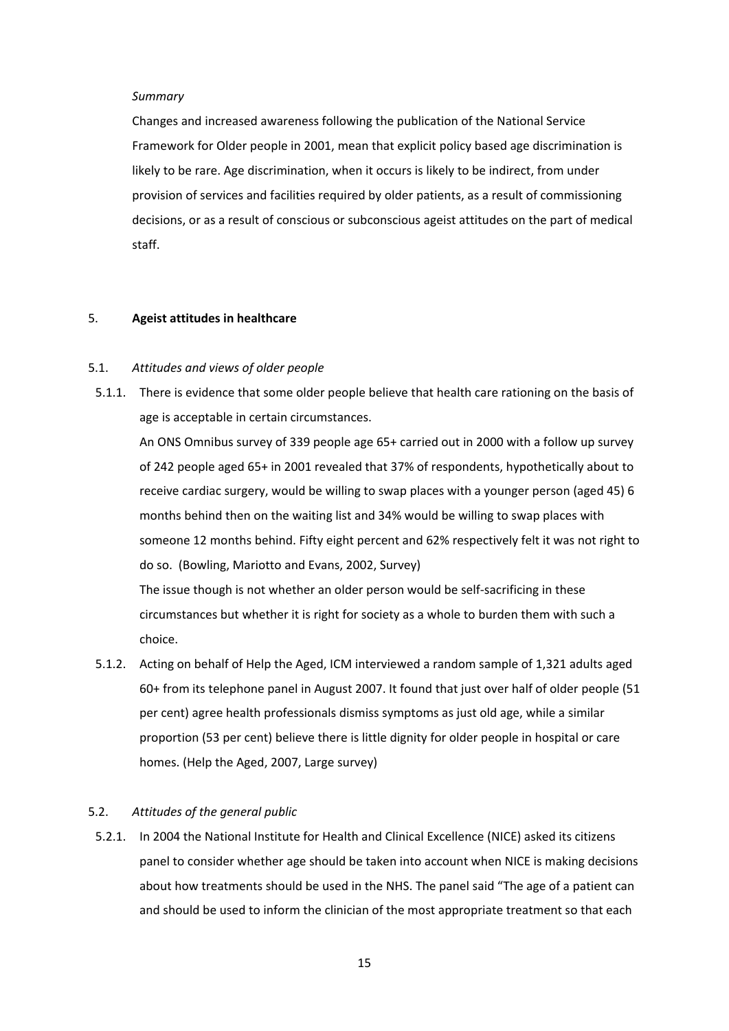*Summary*

Changes and increased awareness following the publication of the National Service Framework for Older people in 2001, mean that explicit policy based age discrimination is likely to be rare. Age discrimination, when it occurs is likely to be indirect, from under provision of services and facilities required by older patients, as a result of commissioning decisions, or as a result of conscious or subconscious ageist attitudes on the part of medical staff.

## 5. **Ageist attitudes in healthcare**

### 5.1. *Attitudes and views of older people*

5.1.1. There is evidence that some older people believe that health care rationing on the basis of age is acceptable in certain circumstances.

An ONS Omnibus survey of 339 people age 65+ carried out in 2000 with a follow up survey of 242 people aged 65+ in 2001 revealed that 37% of respondents, hypothetically about to receive cardiac surgery, would be willing to swap places with a younger person (aged 45) 6 months behind then on the waiting list and 34% would be willing to swap places with someone 12 months behind. Fifty eight percent and 62% respectively felt it was not right to do so. (Bowling, Mariotto and Evans, 2002, Survey)

The issue though is not whether an older person would be self-sacrificing in these circumstances but whether it is right for society as a whole to burden them with such a choice.

5.1.2. Acting on behalf of Help the Aged, ICM interviewed a random sample of 1,321 adults aged 60+ from its telephone panel in August 2007. It found that just over half of older people (51 per cent) agree health professionals dismiss symptoms as just old age, while a similar proportion (53 per cent) believe there is little dignity for older people in hospital or care homes. (Help the Aged, 2007, Large survey)

### 5.2. *Attitudes of the general public*

5.2.1. In 2004 the National Institute for Health and Clinical Excellence (NICE) asked its citizens panel to consider whether age should be taken into account when NICE is making decisions about how treatments should be used in the NHS. The panel said "The age of a patient can and should be used to inform the clinician of the most appropriate treatment so that each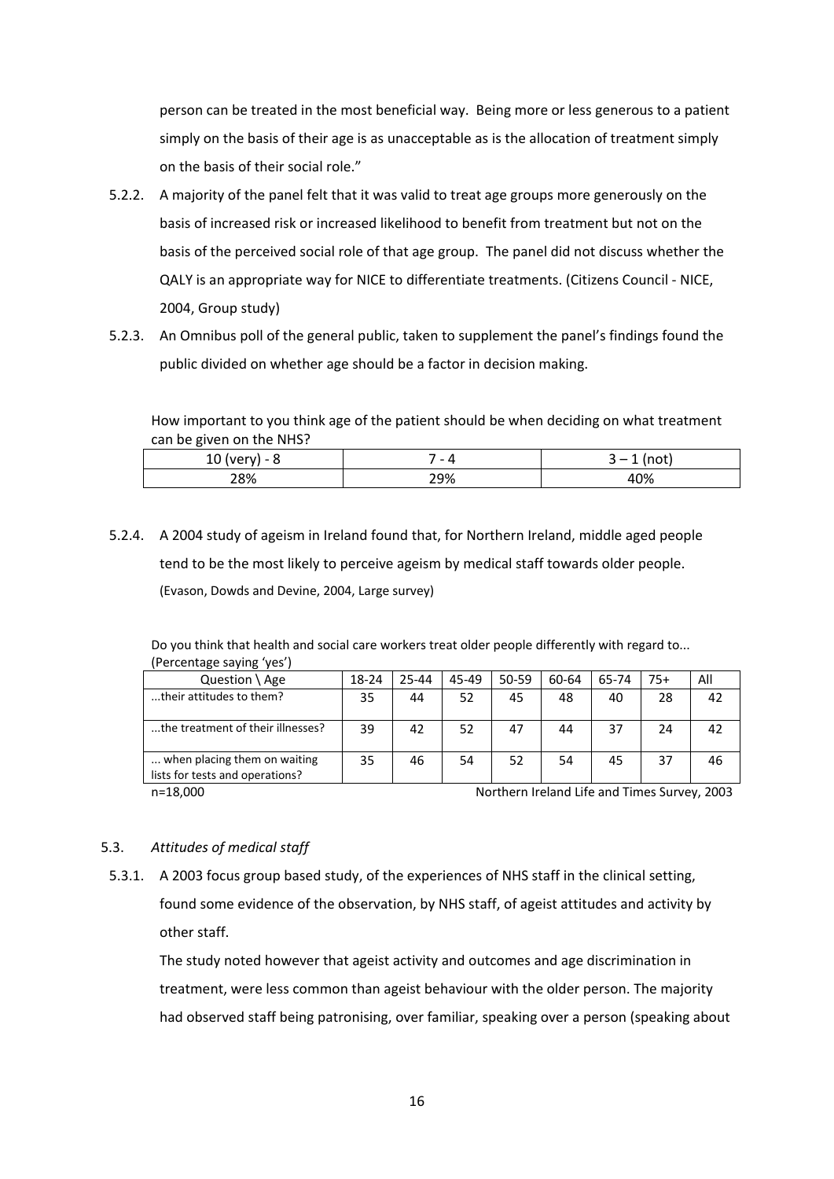person can be treated in the most beneficial way. Being more or less generous to a patient simply on the basis of their age is as unacceptable as is the allocation of treatment simply on the basis of their social role."

5.2.2. A majority of the panel felt that it was valid to treat age groups more generously on the basis of increased risk or increased likelihood to benefit from treatment but not on the basis of the perceived social role of that age group. The panel did not discuss whether the QALY is an appropriate way for NICE to differentiate treatments. (Citizens Council - NICE, 2004, Group study)

5.2.3. An Omnibus poll of the general public, taken to supplement the panel's findings found the public divided on whether age should be a factor in decision making.

How important to you think age of the patient should be when deciding on what treatment can be given on the NHS?

| 10 (very) - 8 | 7 - 4 | 3 – 1 (not) |
|---|---|---|
| 28% | 29% | 40% |

5.2.4. A 2004 study of ageism in Ireland found that, for Northern Ireland, middle aged people tend to be the most likely to perceive ageism by medical staff towards older people. (Evason, Dowds and Devine, 2004, Large survey)

Do you think that health and social care workers treat older people differently with regard to... (Percentage saying 'yes')

| Question \ Age | 18-24 | 25-44 | 45-49 | 50-59 | 60-64 | 65-74 | 75+ | All |
|---|---|---|---|---|---|---|---|---|
| ...their attitudes to them? | 35 | 44 | 52 | 45 | 48 | 40 | 28 | 42 |
| ...the treatment of their illnesses? | 39 | 42 | 52 | 47 | 44 | 37 | 24 | 42 |
| ... when placing them on waiting lists for tests and operations? | 35 | 46 | 54 | 52 | 54 | 45 | 37 | 46 |

n=18,000 Northern Ireland Life and Times Survey, 2003

## 5.3. *Attitudes of medical staff*

5.3.1. A 2003 focus group based study, of the experiences of NHS staff in the clinical setting, found some evidence of the observation, by NHS staff, of ageist attitudes and activity by other staff.

The study noted however that ageist activity and outcomes and age discrimination in treatment, were less common than ageist behaviour with the older person. The majority had observed staff being patronising, over familiar, speaking over a person (speaking about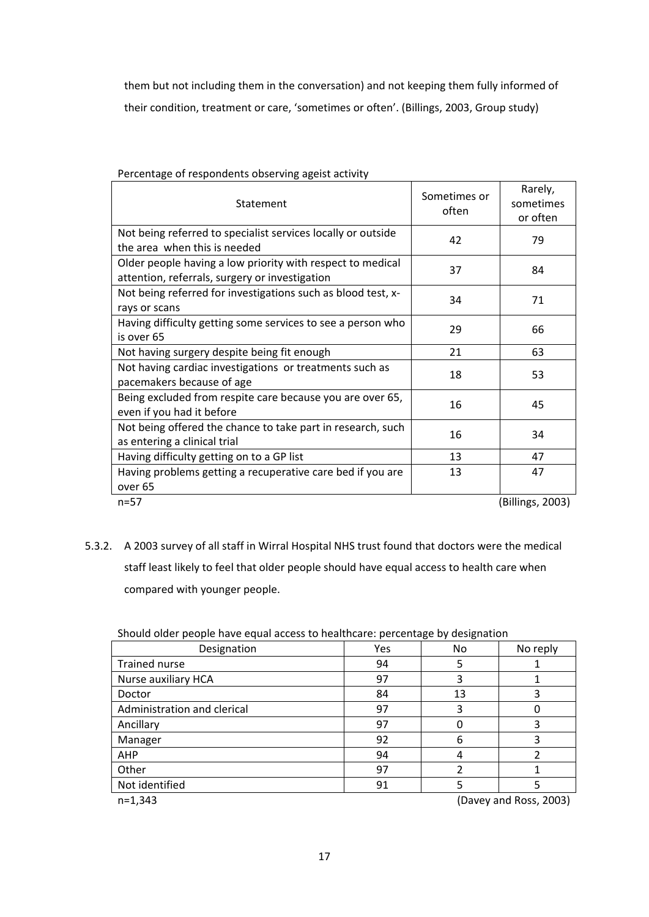them but not including them in the conversation) and not keeping them fully informed of their condition, treatment or care, 'sometimes or often'. (Billings, 2003, Group study)

Percentage of respondents observing ageist activity

| Statement | Sometimes or often | Rarely, sometimes or often |
|---|---|---|
| Not being referred to specialist services locally or outside the area when this is needed | 42 | 79 |
| Older people having a low priority with respect to medical attention, referrals, surgery or investigation | 37 | 84 |
| Not being referred for investigations such as blood test, x-rays or scans | 34 | 71 |
| Having difficulty getting some services to see a person who is over 65 | 29 | 66 |
| Not having surgery despite being fit enough | 21 | 63 |
| Not having cardiac investigations or treatments such as pacemakers because of age | 18 | 53 |
| Being excluded from respite care because you are over 65, even if you had it before | 16 | 45 |
| Not being offered the chance to take part in research, such as entering a clinical trial | 16 | 34 |
| Having difficulty getting on to a GP list | 13 | 47 |
| Having problems getting a recuperative care bed if you are over 65 | 13 | 47 |

n=57 (Billings, 2003)

5.3.2. A 2003 survey of all staff in Wirral Hospital NHS trust found that doctors were the medical staff least likely to feel that older people should have equal access to health care when compared with younger people.

Should older people have equal access to healthcare: percentage by designation

| Designation | Yes | No | No reply |
|---|---|---|---|
| Trained nurse | 94 | 5 | 1 |
| Nurse auxiliary HCA | 97 | 3 | 1 |
| Doctor | 84 | 13 | 3 |
| Administration and clerical | 97 | 3 | 0 |
| Ancillary | 97 | 0 | 3 |
| Manager | 92 | 6 | 3 |
| AHP | 94 | 4 | 2 |
| Other | 97 | 2 | 1 |
| Not identified | 91 | 5 | 5 |

n=1,343 (Davey and Ross, 2003)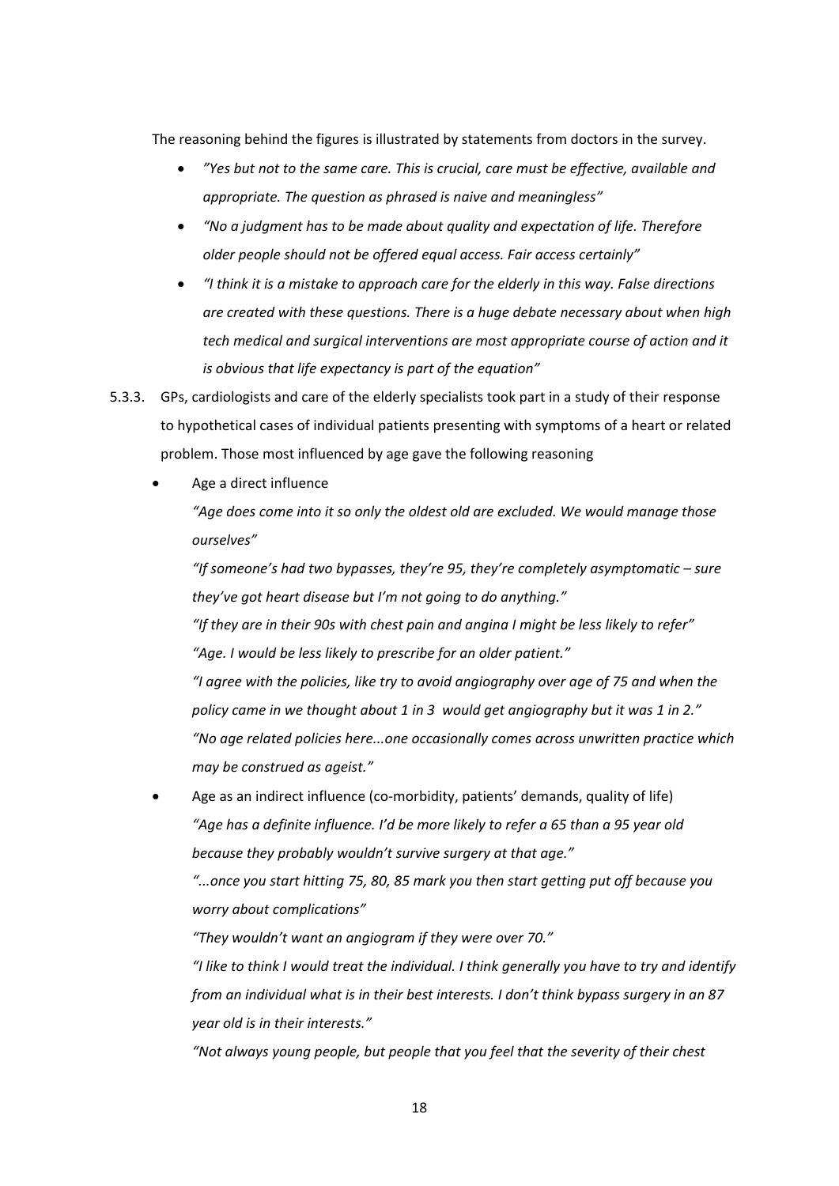The reasoning behind the figures is illustrated by statements from doctors in the survey.

- *"Yes but not to the same care. This is crucial, care must be effective, available and appropriate. The question as phrased is naive and meaningless"*
- *"No a judgment has to be made about quality and expectation of life. Therefore older people should not be offered equal access. Fair access certainly"*
- *"I think it is a mistake to approach care for the elderly in this way. False directions are created with these questions. There is a huge debate necessary about when high tech medical and surgical interventions are most appropriate course of action and it is obvious that life expectancy is part of the equation"*

5.3.3. GPs, cardiologists and care of the elderly specialists took part in a study of their response to hypothetical cases of individual patients presenting with symptoms of a heart or related problem. Those most influenced by age gave the following reasoning

- Age a direct influence

  *"Age does come into it so only the oldest old are excluded. We would manage those ourselves"*

  *"If someone's had two bypasses, they're 95, they're completely asymptomatic – sure they've got heart disease but I'm not going to do anything."*

  *"If they are in their 90s with chest pain and angina I might be less likely to refer"*

  *"Age. I would be less likely to prescribe for an older patient."*

  *"I agree with the policies, like try to avoid angiography over age of 75 and when the policy came in we thought about 1 in 3 would get angiography but it was 1 in 2."*

  *"No age related policies here...one occasionally comes across unwritten practice which may be construed as ageist."*

- Age as an indirect influence (co-morbidity, patients' demands, quality of life)

  *"Age has a definite influence. I'd be more likely to refer a 65 than a 95 year old because they probably wouldn't survive surgery at that age."*

  *"...once you start hitting 75, 80, 85 mark you then start getting put off because you worry about complications"*

  *"They wouldn't want an angiogram if they were over 70."*

  *"I like to think I would treat the individual. I think generally you have to try and identify from an individual what is in their best interests. I don't think bypass surgery in an 87 year old is in their interests."*

  *"Not always young people, but people that you feel that the severity of their chest*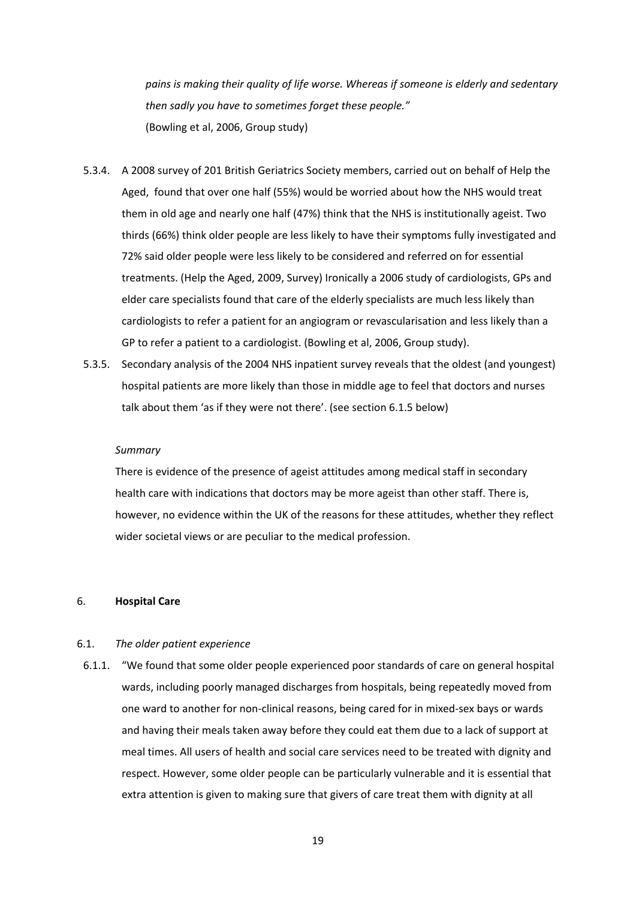*pains is making their quality of life worse. Whereas if someone is elderly and sedentary then sadly you have to sometimes forget these people."*
(Bowling et al, 2006, Group study)

5.3.4. A 2008 survey of 201 British Geriatrics Society members, carried out on behalf of Help the Aged, found that over one half (55%) would be worried about how the NHS would treat them in old age and nearly one half (47%) think that the NHS is institutionally ageist. Two thirds (66%) think older people are less likely to have their symptoms fully investigated and 72% said older people were less likely to be considered and referred on for essential treatments. (Help the Aged, 2009, Survey) Ironically a 2006 study of cardiologists, GPs and elder care specialists found that care of the elderly specialists are much less likely than cardiologists to refer a patient for an angiogram or revascularisation and less likely than a GP to refer a patient to a cardiologist. (Bowling et al, 2006, Group study).

5.3.5. Secondary analysis of the 2004 NHS inpatient survey reveals that the oldest (and youngest) hospital patients are more likely than those in middle age to feel that doctors and nurses talk about them 'as if they were not there'. (see section 6.1.5 below)

*Summary*

There is evidence of the presence of ageist attitudes among medical staff in secondary health care with indications that doctors may be more ageist than other staff. There is, however, no evidence within the UK of the reasons for these attitudes, whether they reflect wider societal views or are peculiar to the medical profession.

## 6. **Hospital Care**

### 6.1. *The older patient experience*

6.1.1. "We found that some older people experienced poor standards of care on general hospital wards, including poorly managed discharges from hospitals, being repeatedly moved from one ward to another for non-clinical reasons, being cared for in mixed-sex bays or wards and having their meals taken away before they could eat them due to a lack of support at meal times. All users of health and social care services need to be treated with dignity and respect. However, some older people can be particularly vulnerable and it is essential that extra attention is given to making sure that givers of care treat them with dignity at all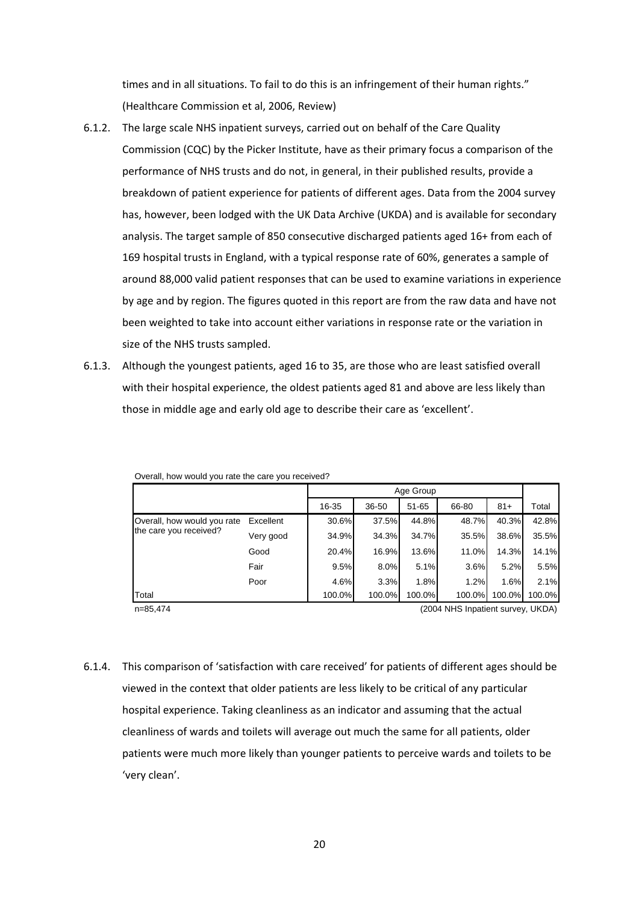times and in all situations. To fail to do this is an infringement of their human rights." (Healthcare Commission et al, 2006, Review)

6.1.2. The large scale NHS inpatient surveys, carried out on behalf of the Care Quality Commission (CQC) by the Picker Institute, have as their primary focus a comparison of the performance of NHS trusts and do not, in general, in their published results, provide a breakdown of patient experience for patients of different ages. Data from the 2004 survey has, however, been lodged with the UK Data Archive (UKDA) and is available for secondary analysis. The target sample of 850 consecutive discharged patients aged 16+ from each of 169 hospital trusts in England, with a typical response rate of 60%, generates a sample of around 88,000 valid patient responses that can be used to examine variations in experience by age and by region. The figures quoted in this report are from the raw data and have not been weighted to take into account either variations in response rate or the variation in size of the NHS trusts sampled.

6.1.3. Although the youngest patients, aged 16 to 35, are those who are least satisfied overall with their hospital experience, the oldest patients aged 81 and above are less likely than those in middle age and early old age to describe their care as 'excellent'.

Overall, how would you rate the care you received?

| | | Age Group | | | | | |
|---|---|---|---|---|---|---|---|
| | | 16-35 | 36-50 | 51-65 | 66-80 | 81+ | Total |
| Overall, how would you rate the care you received? | Excellent | 30.6% | 37.5% | 44.8% | 48.7% | 40.3% | 42.8% |
| | Very good | 34.9% | 34.3% | 34.7% | 35.5% | 38.6% | 35.5% |
| | Good | 20.4% | 16.9% | 13.6% | 11.0% | 14.3% | 14.1% |
| | Fair | 9.5% | 8.0% | 5.1% | 3.6% | 5.2% | 5.5% |
| | Poor | 4.6% | 3.3% | 1.8% | 1.2% | 1.6% | 2.1% |
| Total | | 100.0% | 100.0% | 100.0% | 100.0% | 100.0% | 100.0% |

n=85,474 (2004 NHS Inpatient survey, UKDA)

6.1.4. This comparison of 'satisfaction with care received' for patients of different ages should be viewed in the context that older patients are less likely to be critical of any particular hospital experience. Taking cleanliness as an indicator and assuming that the actual cleanliness of wards and toilets will average out much the same for all patients, older patients were much more likely than younger patients to perceive wards and toilets to be 'very clean'.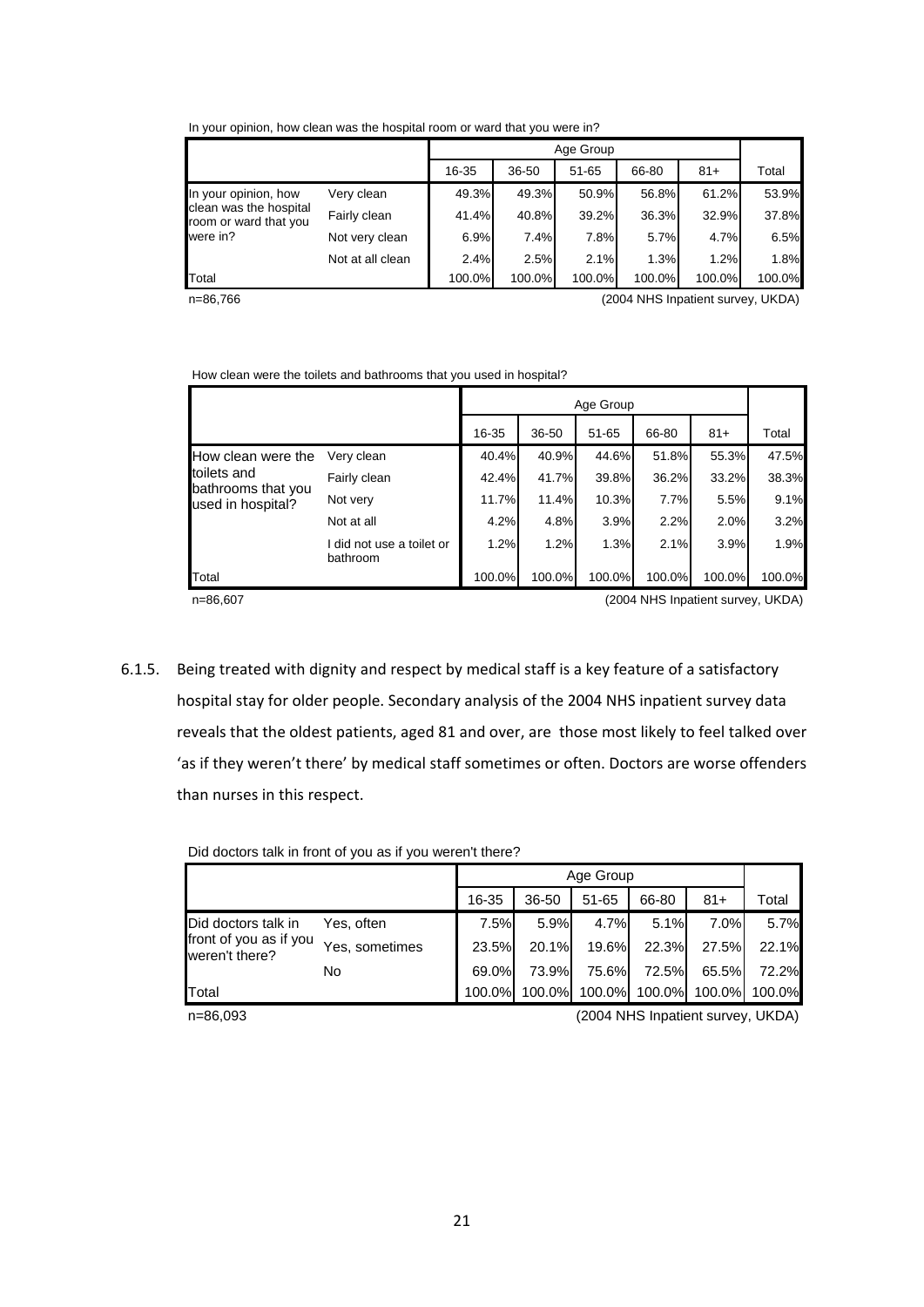In your opinion, how clean was the hospital room or ward that you were in?

| | | Age Group | | | | | |
|---|---|---|---|---|---|---|---|
| | | 16-35 | 36-50 | 51-65 | 66-80 | 81+ | Total |
| In your opinion, how clean was the hospital room or ward that you were in? | Very clean | 49.3% | 49.3% | 50.9% | 56.8% | 61.2% | 53.9% |
| | Fairly clean | 41.4% | 40.8% | 39.2% | 36.3% | 32.9% | 37.8% |
| | Not very clean | 6.9% | 7.4% | 7.8% | 5.7% | 4.7% | 6.5% |
| | Not at all clean | 2.4% | 2.5% | 2.1% | 1.3% | 1.2% | 1.8% |
| Total | | 100.0% | 100.0% | 100.0% | 100.0% | 100.0% | 100.0% |

n=86,766 (2004 NHS Inpatient survey, UKDA)

How clean were the toilets and bathrooms that you used in hospital?

| | | Age Group | | | | | |
|---|---|---|---|---|---|---|---|
| | | 16-35 | 36-50 | 51-65 | 66-80 | 81+ | Total |
| How clean were the toilets and bathrooms that you used in hospital? | Very clean | 40.4% | 40.9% | 44.6% | 51.8% | 55.3% | 47.5% |
| | Fairly clean | 42.4% | 41.7% | 39.8% | 36.2% | 33.2% | 38.3% |
| | Not very | 11.7% | 11.4% | 10.3% | 7.7% | 5.5% | 9.1% |
| | Not at all | 4.2% | 4.8% | 3.9% | 2.2% | 2.0% | 3.2% |
| | I did not use a toilet or bathroom | 1.2% | 1.2% | 1.3% | 2.1% | 3.9% | 1.9% |
| Total | | 100.0% | 100.0% | 100.0% | 100.0% | 100.0% | 100.0% |

n=86,607 (2004 NHS Inpatient survey, UKDA)

6.1.5. Being treated with dignity and respect by medical staff is a key feature of a satisfactory hospital stay for older people. Secondary analysis of the 2004 NHS inpatient survey data reveals that the oldest patients, aged 81 and over, are those most likely to feel talked over 'as if they weren't there' by medical staff sometimes or often. Doctors are worse offenders than nurses in this respect.

Did doctors talk in front of you as if you weren't there?

| | | Age Group | | | | | |
|---|---|---|---|---|---|---|---|
| | | 16-35 | 36-50 | 51-65 | 66-80 | 81+ | Total |
| Did doctors talk in front of you as if you weren't there? | Yes, often | 7.5% | 5.9% | 4.7% | 5.1% | 7.0% | 5.7% |
| | Yes, sometimes | 23.5% | 20.1% | 19.6% | 22.3% | 27.5% | 22.1% |
| | No | 69.0% | 73.9% | 75.6% | 72.5% | 65.5% | 72.2% |
| Total | | 100.0% | 100.0% | 100.0% | 100.0% | 100.0% | 100.0% |

n=86,093 (2004 NHS Inpatient survey, UKDA)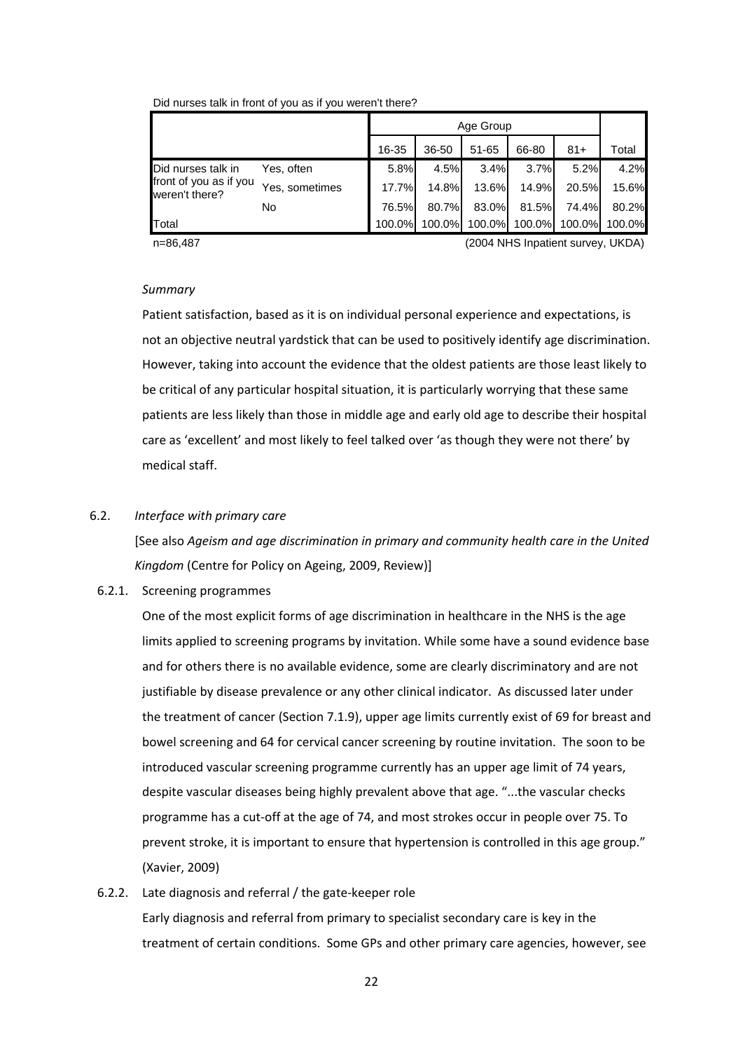Did nurses talk in front of you as if you weren't there?

| | | Age Group | | | | | Total |
|---|---|---|---|---|---|---|---|
| | | 16-35 | 36-50 | 51-65 | 66-80 | 81+ | |
| Did nurses talk in front of you as if you weren't there? | Yes, often | 5.8% | 4.5% | 3.4% | 3.7% | 5.2% | 4.2% |
| | Yes, sometimes | 17.7% | 14.8% | 13.6% | 14.9% | 20.5% | 15.6% |
| | No | 76.5% | 80.7% | 83.0% | 81.5% | 74.4% | 80.2% |
| Total | | 100.0% | 100.0% | 100.0% | 100.0% | 100.0% | 100.0% |

n=86,487 (2004 NHS Inpatient survey, UKDA)

*Summary*

Patient satisfaction, based as it is on individual personal experience and expectations, is not an objective neutral yardstick that can be used to positively identify age discrimination. However, taking into account the evidence that the oldest patients are those least likely to be critical of any particular hospital situation, it is particularly worrying that these same patients are less likely than those in middle age and early old age to describe their hospital care as 'excellent' and most likely to feel talked over 'as though they were not there' by medical staff.

## 6.2. *Interface with primary care*

[See also *Ageism and age discrimination in primary and community health care in the United Kingdom* (Centre for Policy on Ageing, 2009, Review)]

### 6.2.1. Screening programmes

One of the most explicit forms of age discrimination in healthcare in the NHS is the age limits applied to screening programs by invitation. While some have a sound evidence base and for others there is no available evidence, some are clearly discriminatory and are not justifiable by disease prevalence or any other clinical indicator. As discussed later under the treatment of cancer (Section 7.1.9), upper age limits currently exist of 69 for breast and bowel screening and 64 for cervical cancer screening by routine invitation. The soon to be introduced vascular screening programme currently has an upper age limit of 74 years, despite vascular diseases being highly prevalent above that age. "...the vascular checks programme has a cut-off at the age of 74, and most strokes occur in people over 75. To prevent stroke, it is important to ensure that hypertension is controlled in this age group." (Xavier, 2009)

### 6.2.2. Late diagnosis and referral / the gate-keeper role

Early diagnosis and referral from primary to specialist secondary care is key in the treatment of certain conditions. Some GPs and other primary care agencies, however, see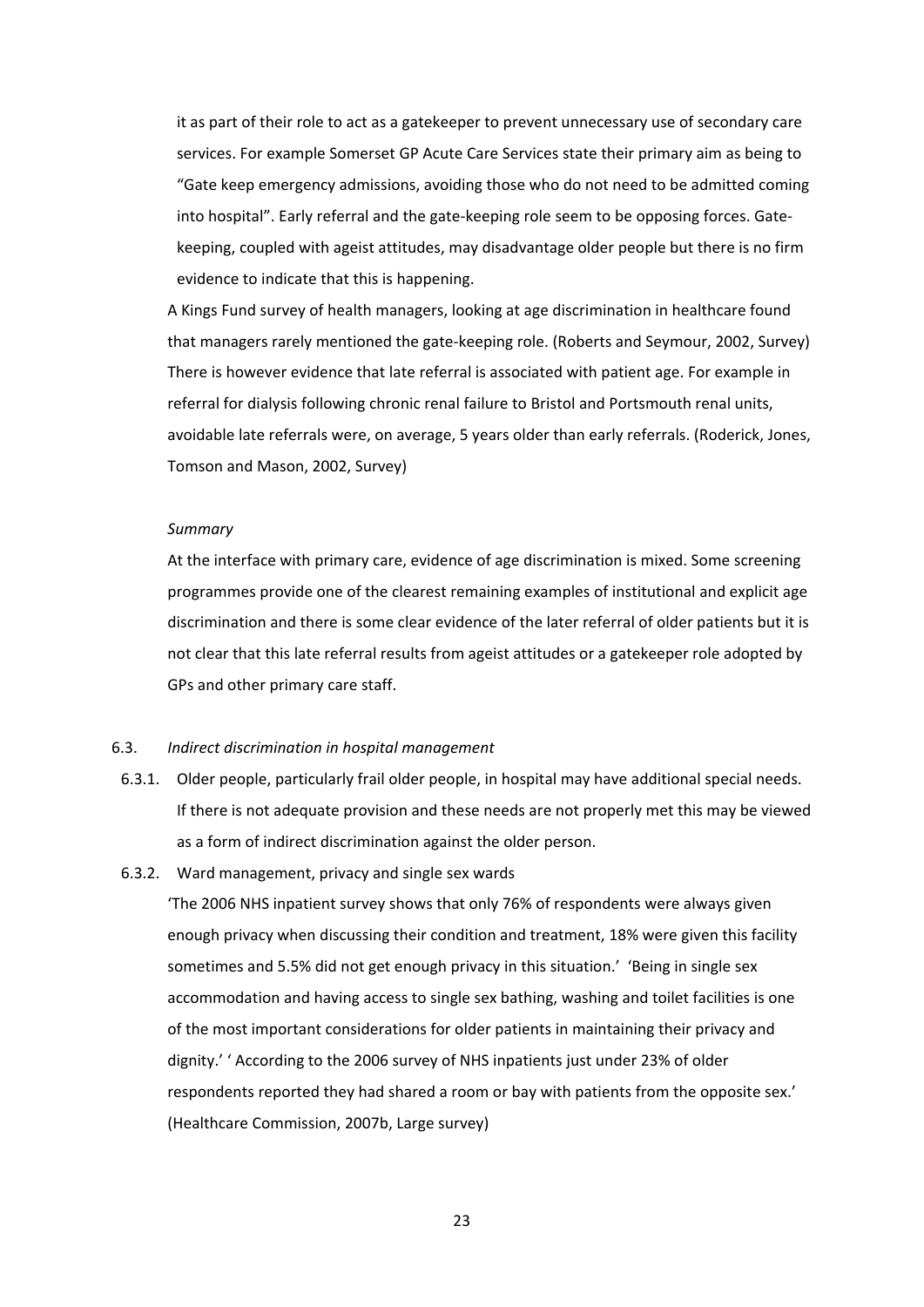it as part of their role to act as a gatekeeper to prevent unnecessary use of secondary care services. For example Somerset GP Acute Care Services state their primary aim as being to "Gate keep emergency admissions, avoiding those who do not need to be admitted coming into hospital". Early referral and the gate-keeping role seem to be opposing forces. Gate-keeping, coupled with ageist attitudes, may disadvantage older people but there is no firm evidence to indicate that this is happening.

A Kings Fund survey of health managers, looking at age discrimination in healthcare found that managers rarely mentioned the gate-keeping role. (Roberts and Seymour, 2002, Survey) There is however evidence that late referral is associated with patient age. For example in referral for dialysis following chronic renal failure to Bristol and Portsmouth renal units, avoidable late referrals were, on average, 5 years older than early referrals. (Roderick, Jones, Tomson and Mason, 2002, Survey)

*Summary*

At the interface with primary care, evidence of age discrimination is mixed. Some screening programmes provide one of the clearest remaining examples of institutional and explicit age discrimination and there is some clear evidence of the later referral of older patients but it is not clear that this late referral results from ageist attitudes or a gatekeeper role adopted by GPs and other primary care staff.

6.3. *Indirect discrimination in hospital management*

6.3.1. Older people, particularly frail older people, in hospital may have additional special needs. If there is not adequate provision and these needs are not properly met this may be viewed as a form of indirect discrimination against the older person.

6.3.2. Ward management, privacy and single sex wards

'The 2006 NHS inpatient survey shows that only 76% of respondents were always given enough privacy when discussing their condition and treatment, 18% were given this facility sometimes and 5.5% did not get enough privacy in this situation.' 'Being in single sex accommodation and having access to single sex bathing, washing and toilet facilities is one of the most important considerations for older patients in maintaining their privacy and dignity.' ' According to the 2006 survey of NHS inpatients just under 23% of older respondents reported they had shared a room or bay with patients from the opposite sex.' (Healthcare Commission, 2007b, Large survey)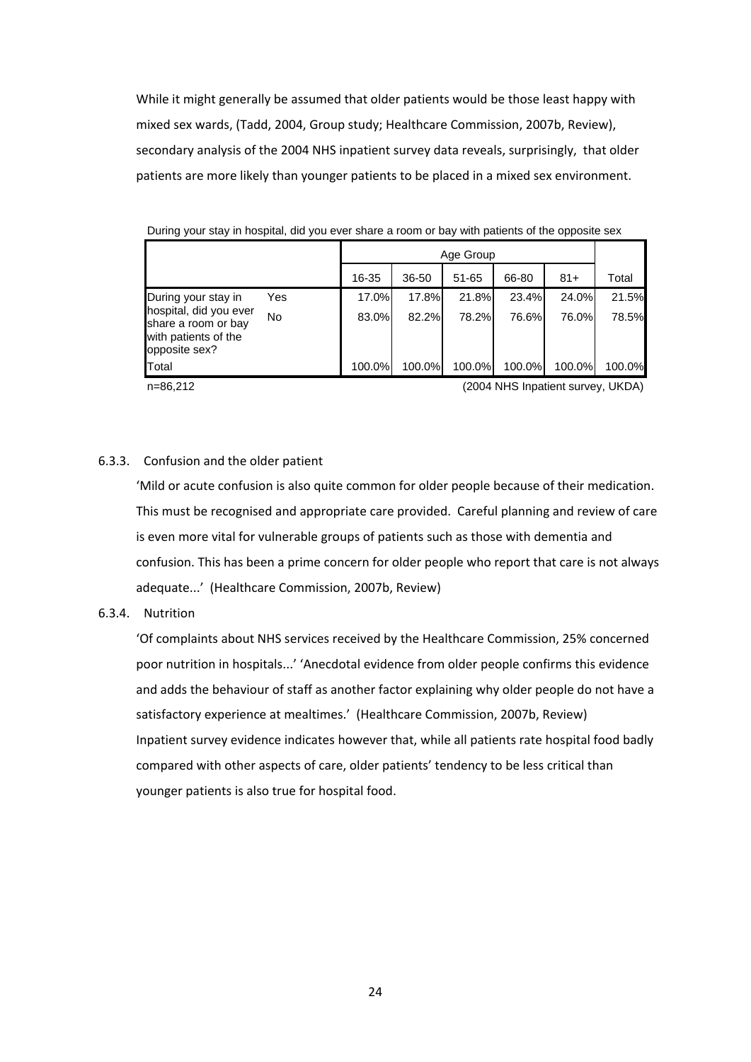While it might generally be assumed that older patients would be those least happy with mixed sex wards, (Tadd, 2004, Group study; Healthcare Commission, 2007b, Review), secondary analysis of the 2004 NHS inpatient survey data reveals, surprisingly, that older patients are more likely than younger patients to be placed in a mixed sex environment.

During your stay in hospital, did you ever share a room or bay with patients of the opposite sex

| | | Age Group | | | | | |
|---|---|---|---|---|---|---|---|
| | | 16-35 | 36-50 | 51-65 | 66-80 | 81+ | Total |
| During your stay in hospital, did you ever share a room or bay with patients of the opposite sex? | Yes | 17.0% | 17.8% | 21.8% | 23.4% | 24.0% | 21.5% |
| | No | 83.0% | 82.2% | 78.2% | 76.6% | 76.0% | 78.5% |
| Total | | 100.0% | 100.0% | 100.0% | 100.0% | 100.0% | 100.0% |

n=86,212 (2004 NHS Inpatient survey, UKDA)

### 6.3.3. Confusion and the older patient

'Mild or acute confusion is also quite common for older people because of their medication. This must be recognised and appropriate care provided. Careful planning and review of care is even more vital for vulnerable groups of patients such as those with dementia and confusion. This has been a prime concern for older people who report that care is not always adequate...' (Healthcare Commission, 2007b, Review)

### 6.3.4. Nutrition

'Of complaints about NHS services received by the Healthcare Commission, 25% concerned poor nutrition in hospitals...' 'Anecdotal evidence from older people confirms this evidence and adds the behaviour of staff as another factor explaining why older people do not have a satisfactory experience at mealtimes.' (Healthcare Commission, 2007b, Review) Inpatient survey evidence indicates however that, while all patients rate hospital food badly compared with other aspects of care, older patients' tendency to be less critical than younger patients is also true for hospital food.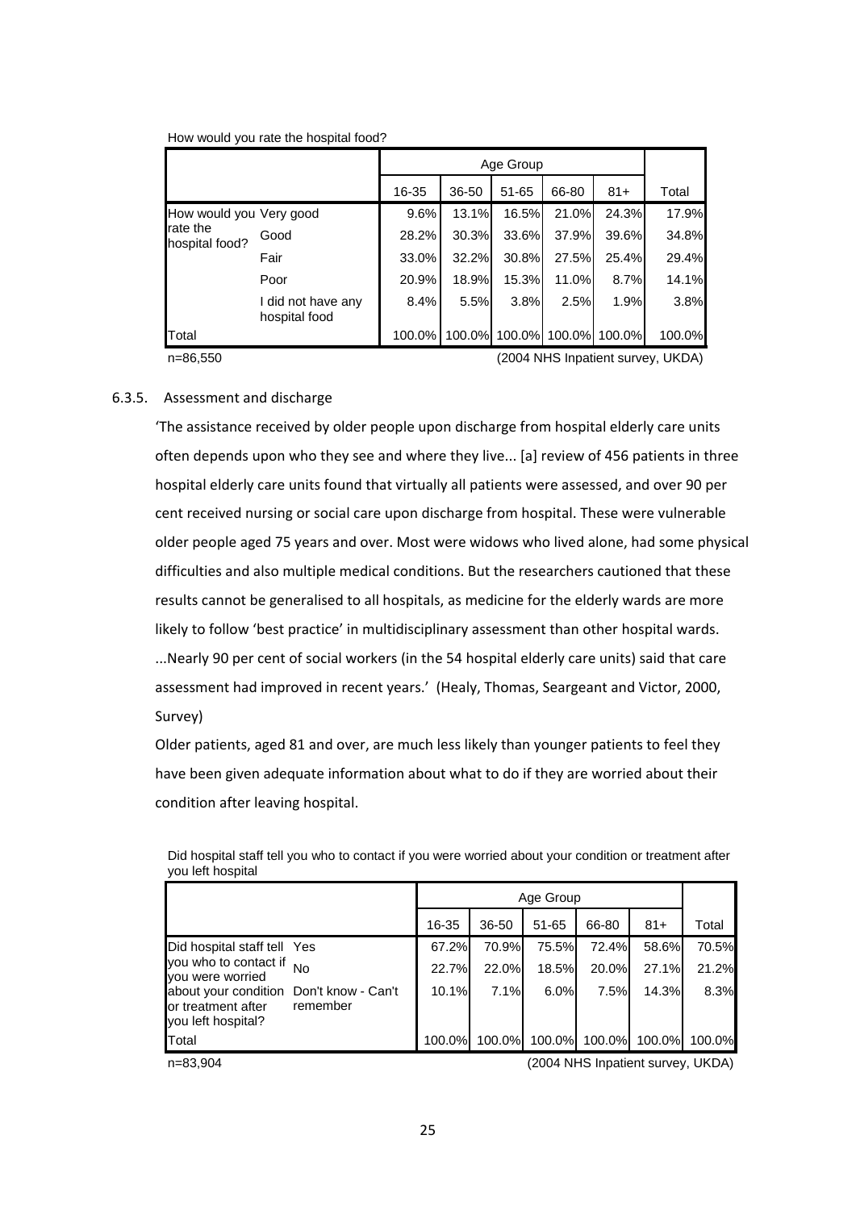How would you rate the hospital food?

| | | Age Group | | | | | |
|---|---|---|---|---|---|---|---|
| | | 16-35 | 36-50 | 51-65 | 66-80 | 81+ | Total |
| How would you rate the hospital food? | Very good | 9.6% | 13.1% | 16.5% | 21.0% | 24.3% | 17.9% |
| | Good | 28.2% | 30.3% | 33.6% | 37.9% | 39.6% | 34.8% |
| | Fair | 33.0% | 32.2% | 30.8% | 27.5% | 25.4% | 29.4% |
| | Poor | 20.9% | 18.9% | 15.3% | 11.0% | 8.7% | 14.1% |
| | I did not have any hospital food | 8.4% | 5.5% | 3.8% | 2.5% | 1.9% | 3.8% |
| Total | | 100.0% | 100.0% | 100.0% | 100.0% | 100.0% | 100.0% |

n=86,550 (2004 NHS Inpatient survey, UKDA)

### 6.3.5. Assessment and discharge

'The assistance received by older people upon discharge from hospital elderly care units often depends upon who they see and where they live... [a] review of 456 patients in three hospital elderly care units found that virtually all patients were assessed, and over 90 per cent received nursing or social care upon discharge from hospital. These were vulnerable older people aged 75 years and over. Most were widows who lived alone, had some physical difficulties and also multiple medical conditions. But the researchers cautioned that these results cannot be generalised to all hospitals, as medicine for the elderly wards are more likely to follow 'best practice' in multidisciplinary assessment than other hospital wards. ...Nearly 90 per cent of social workers (in the 54 hospital elderly care units) said that care assessment had improved in recent years.' (Healy, Thomas, Seargeant and Victor, 2000, Survey)

Older patients, aged 81 and over, are much less likely than younger patients to feel they have been given adequate information about what to do if they are worried about their condition after leaving hospital.

Did hospital staff tell you who to contact if you were worried about your condition or treatment after you left hospital

| | | Age Group | | | | | |
|---|---|---|---|---|---|---|---|
| | | 16-35 | 36-50 | 51-65 | 66-80 | 81+ | Total |
| Did hospital staff tell you who to contact if you were worried about your condition or treatment after you left hospital? | Yes | 67.2% | 70.9% | 75.5% | 72.4% | 58.6% | 70.5% |
| | No | 22.7% | 22.0% | 18.5% | 20.0% | 27.1% | 21.2% |
| | Don't know - Can't remember | 10.1% | 7.1% | 6.0% | 7.5% | 14.3% | 8.3% |
| Total | | 100.0% | 100.0% | 100.0% | 100.0% | 100.0% | 100.0% |

n=83,904 (2004 NHS Inpatient survey, UKDA)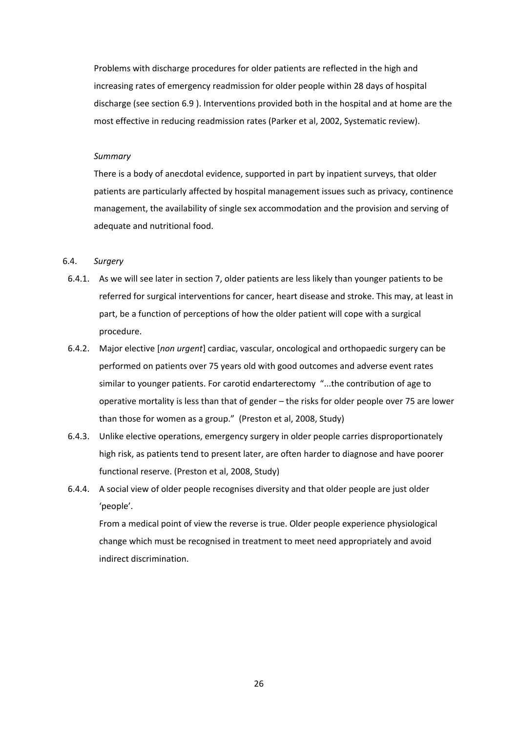Problems with discharge procedures for older patients are reflected in the high and increasing rates of emergency readmission for older people within 28 days of hospital discharge (see section 6.9 ). Interventions provided both in the hospital and at home are the most effective in reducing readmission rates (Parker et al, 2002, Systematic review).

*Summary*

There is a body of anecdotal evidence, supported in part by inpatient surveys, that older patients are particularly affected by hospital management issues such as privacy, continence management, the availability of single sex accommodation and the provision and serving of adequate and nutritional food.

6.4. *Surgery*

6.4.1. As we will see later in section 7, older patients are less likely than younger patients to be referred for surgical interventions for cancer, heart disease and stroke. This may, at least in part, be a function of perceptions of how the older patient will cope with a surgical procedure.

6.4.2. Major elective [*non urgent*] cardiac, vascular, oncological and orthopaedic surgery can be performed on patients over 75 years old with good outcomes and adverse event rates similar to younger patients. For carotid endarterectomy "...the contribution of age to operative mortality is less than that of gender – the risks for older people over 75 are lower than those for women as a group." (Preston et al, 2008, Study)

6.4.3. Unlike elective operations, emergency surgery in older people carries disproportionately high risk, as patients tend to present later, are often harder to diagnose and have poorer functional reserve. (Preston et al, 2008, Study)

6.4.4. A social view of older people recognises diversity and that older people are just older 'people'.

From a medical point of view the reverse is true. Older people experience physiological change which must be recognised in treatment to meet need appropriately and avoid indirect discrimination.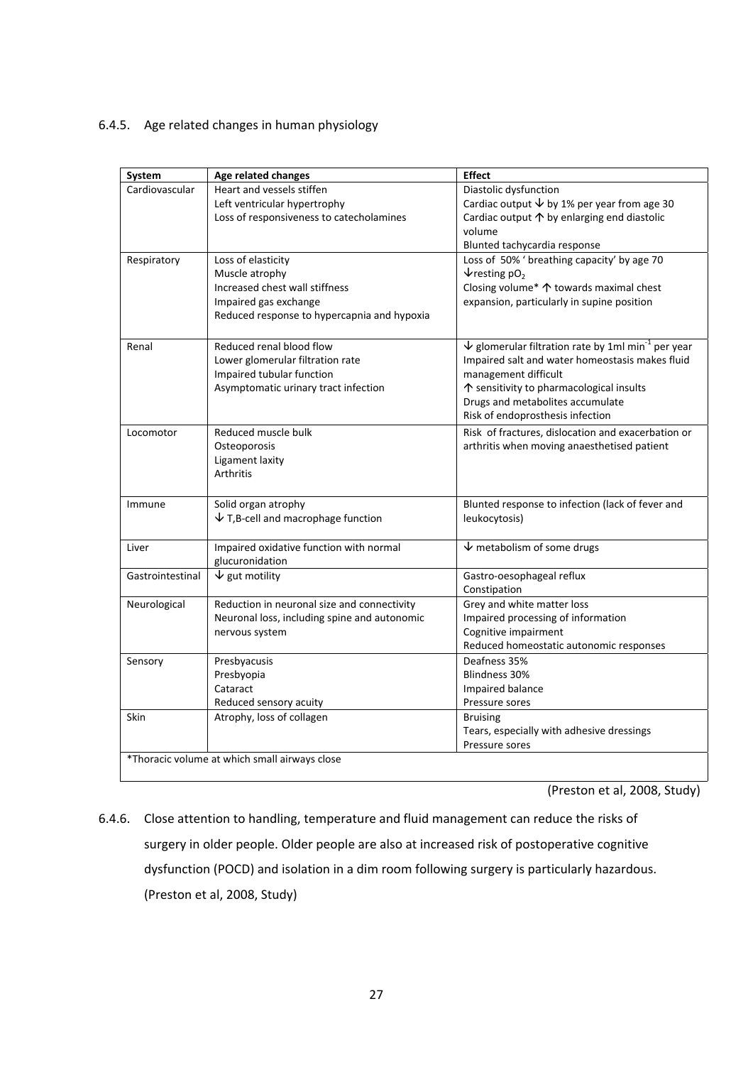6.4.5. Age related changes in human physiology

| System | Age related changes | Effect |
|---|---|---|
| Cardiovascular | Heart and vessels stiffen<br>Left ventricular hypertrophy<br>Loss of responsiveness to catecholamines | Diastolic dysfunction<br>Cardiac output ↓ by 1% per year from age 30<br>Cardiac output ↑ by enlarging end diastolic volume<br>Blunted tachycardia response |
| Respiratory | Loss of elasticity<br>Muscle atrophy<br>Increased chest wall stiffness<br>Impaired gas exchange<br>Reduced response to hypercapnia and hypoxia | Loss of 50% ' breathing capacity' by age 70<br>↓resting $pO_2$<br>Closing volume* ↑ towards maximal chest expansion, particularly in supine position |
| Renal | Reduced renal blood flow<br>Lower glomerular filtration rate<br>Impaired tubular function<br>Asymptomatic urinary tract infection | ↓ glomerular filtration rate by 1ml $min^{-1}$ per year<br>Impaired salt and water homeostasis makes fluid management difficult<br>↑ sensitivity to pharmacological insults<br>Drugs and metabolites accumulate<br>Risk of endoprosthesis infection |
| Locomotor | Reduced muscle bulk<br>Osteoporosis<br>Ligament laxity<br>Arthritis | Risk of fractures, dislocation and exacerbation or arthritis when moving anaesthetised patient |
| Immune | Solid organ atrophy<br>↓ T,B-cell and macrophage function | Blunted response to infection (lack of fever and leukocytosis) |
| Liver | Impaired oxidative function with normal glucuronidation | ↓ metabolism of some drugs |
| Gastrointestinal | ↓ gut motility | Gastro-oesophageal reflux<br>Constipation |
| Neurological | Reduction in neuronal size and connectivity<br>Neuronal loss, including spine and autonomic nervous system | Grey and white matter loss<br>Impaired processing of information<br>Cognitive impairment<br>Reduced homeostatic autonomic responses |
| Sensory | Presbyacusis<br>Presbyopia<br>Cataract<br>Reduced sensory acuity | Deafness 35%<br>Blindness 30%<br>Impaired balance<br>Pressure sores |
| Skin | Atrophy, loss of collagen | Bruising<br>Tears, especially with adhesive dressings<br>Pressure sores |
| *Thoracic volume at which small airways close | | |

(Preston et al, 2008, Study)

6.4.6. Close attention to handling, temperature and fluid management can reduce the risks of surgery in older people. Older people are also at increased risk of postoperative cognitive dysfunction (POCD) and isolation in a dim room following surgery is particularly hazardous. (Preston et al, 2008, Study)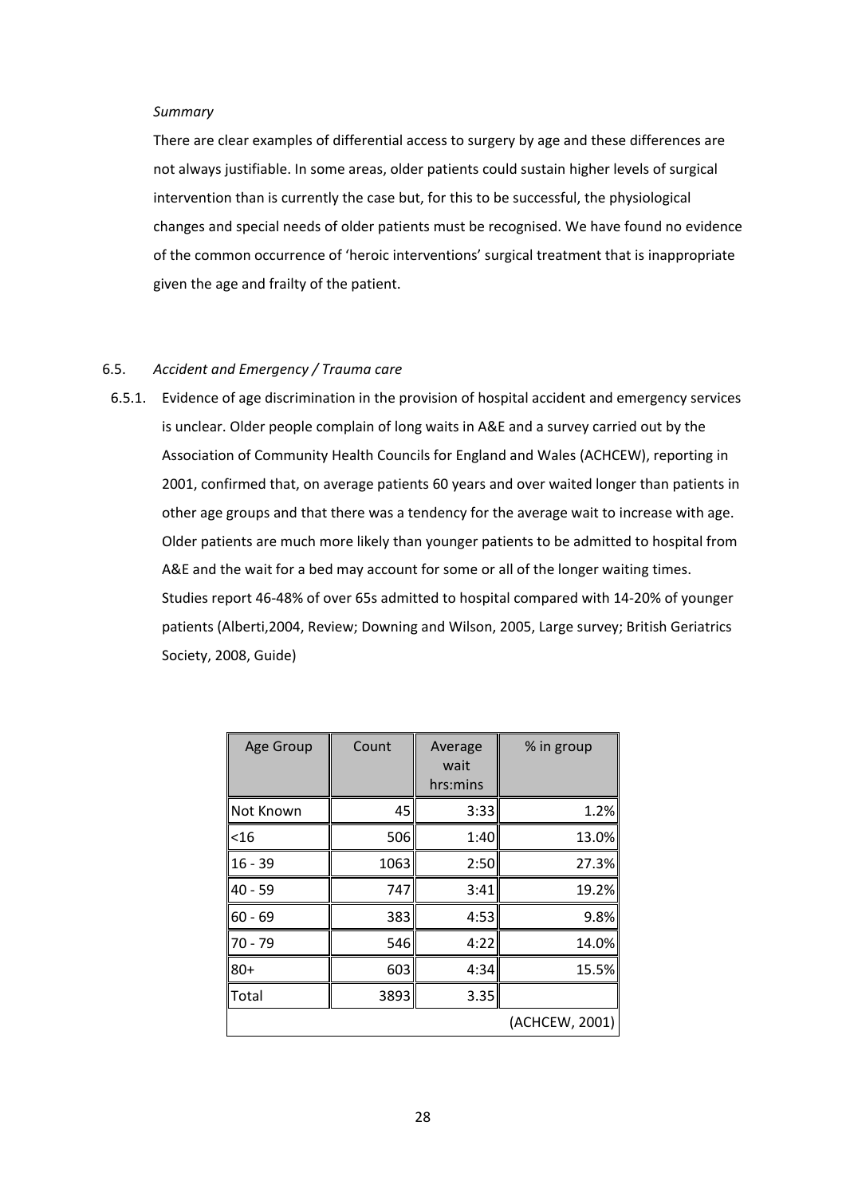*Summary*

There are clear examples of differential access to surgery by age and these differences are not always justifiable. In some areas, older patients could sustain higher levels of surgical intervention than is currently the case but, for this to be successful, the physiological changes and special needs of older patients must be recognised. We have found no evidence of the common occurrence of 'heroic interventions' surgical treatment that is inappropriate given the age and frailty of the patient.

### 6.5. *Accident and Emergency / Trauma care*

6.5.1. Evidence of age discrimination in the provision of hospital accident and emergency services is unclear. Older people complain of long waits in A&E and a survey carried out by the Association of Community Health Councils for England and Wales (ACHCEW), reporting in 2001, confirmed that, on average patients 60 years and over waited longer than patients in other age groups and that there was a tendency for the average wait to increase with age. Older patients are much more likely than younger patients to be admitted to hospital from A&E and the wait for a bed may account for some or all of the longer waiting times. Studies report 46-48% of over 65s admitted to hospital compared with 14-20% of younger patients (Alberti,2004, Review; Downing and Wilson, 2005, Large survey; British Geriatrics Society, 2008, Guide)

| Age Group | Count | Average wait hrs:mins | % in group |
|---|---|---|---|
| Not Known | 45 | 3:33 | 1.2% |
| <16 | 506 | 1:40 | 13.0% |
| 16 - 39 | 1063 | 2:50 | 27.3% |
| 40 - 59 | 747 | 3:41 | 19.2% |
| 60 - 69 | 383 | 4:53 | 9.8% |
| 70 - 79 | 546 | 4:22 | 14.0% |
| 80+ | 603 | 4:34 | 15.5% |
| Total | 3893 | 3.35 | |

(ACHCEW, 2001)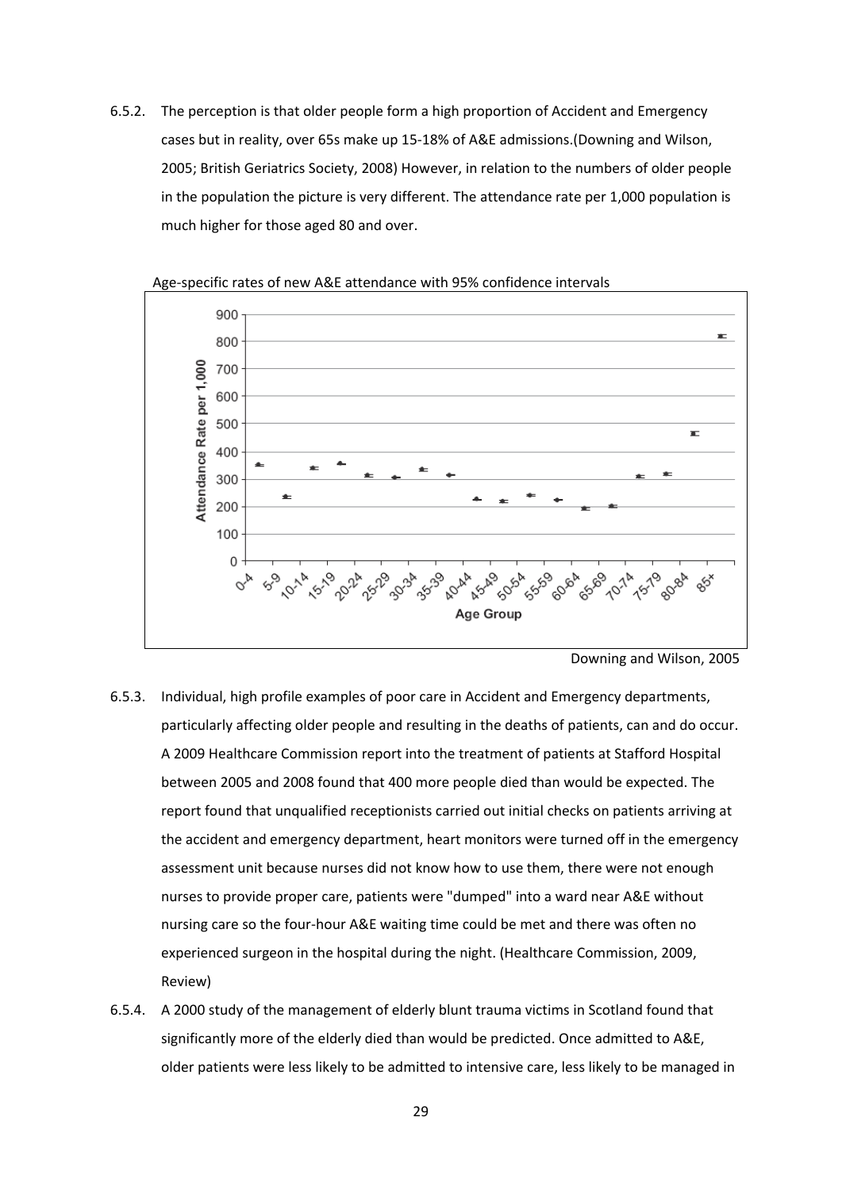6.5.2. The perception is that older people form a high proportion of Accident and Emergency cases but in reality, over 65s make up 15-18% of A&E admissions.(Downing and Wilson, 2005; British Geriatrics Society, 2008) However, in relation to the numbers of older people in the population the picture is very different. The attendance rate per 1,000 population is much higher for those aged 80 and over.

Age-specific rates of new A&E attendance with 95% confidence intervals

Downing and Wilson, 2005

6.5.3. Individual, high profile examples of poor care in Accident and Emergency departments, particularly affecting older people and resulting in the deaths of patients, can and do occur. A 2009 Healthcare Commission report into the treatment of patients at Stafford Hospital between 2005 and 2008 found that 400 more people died than would be expected. The report found that unqualified receptionists carried out initial checks on patients arriving at the accident and emergency department, heart monitors were turned off in the emergency assessment unit because nurses did not know how to use them, there were not enough nurses to provide proper care, patients were "dumped" into a ward near A&E without nursing care so the four-hour A&E waiting time could be met and there was often no experienced surgeon in the hospital during the night. (Healthcare Commission, 2009, Review)

6.5.4. A 2000 study of the management of elderly blunt trauma victims in Scotland found that significantly more of the elderly died than would be predicted. Once admitted to A&E, older patients were less likely to be admitted to intensive care, less likely to be managed in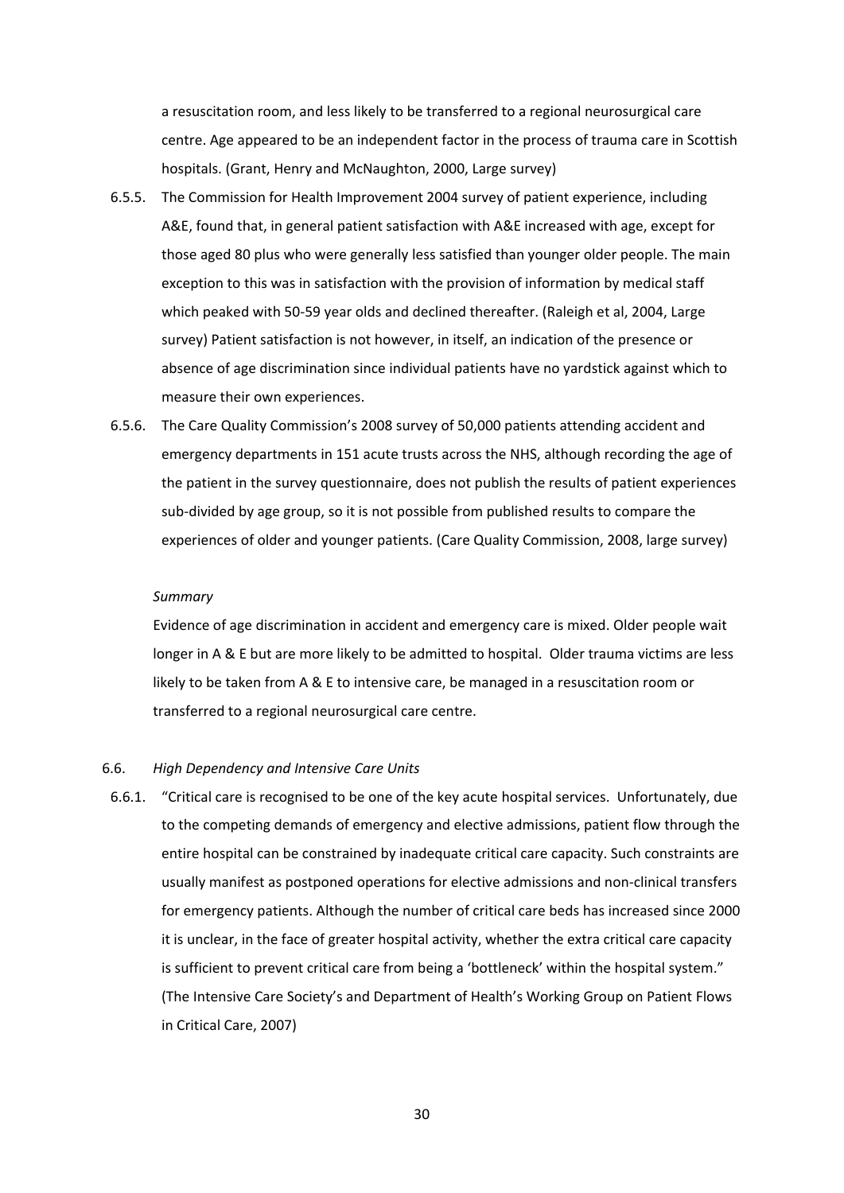a resuscitation room, and less likely to be transferred to a regional neurosurgical care centre. Age appeared to be an independent factor in the process of trauma care in Scottish hospitals. (Grant, Henry and McNaughton, 2000, Large survey)

6.5.5. The Commission for Health Improvement 2004 survey of patient experience, including A&E, found that, in general patient satisfaction with A&E increased with age, except for those aged 80 plus who were generally less satisfied than younger older people. The main exception to this was in satisfaction with the provision of information by medical staff which peaked with 50-59 year olds and declined thereafter. (Raleigh et al, 2004, Large survey) Patient satisfaction is not however, in itself, an indication of the presence or absence of age discrimination since individual patients have no yardstick against which to measure their own experiences.

6.5.6. The Care Quality Commission's 2008 survey of 50,000 patients attending accident and emergency departments in 151 acute trusts across the NHS, although recording the age of the patient in the survey questionnaire, does not publish the results of patient experiences sub-divided by age group, so it is not possible from published results to compare the experiences of older and younger patients. (Care Quality Commission, 2008, large survey)

*Summary*

Evidence of age discrimination in accident and emergency care is mixed. Older people wait longer in A & E but are more likely to be admitted to hospital. Older trauma victims are less likely to be taken from A & E to intensive care, be managed in a resuscitation room or transferred to a regional neurosurgical care centre.

### 6.6. *High Dependency and Intensive Care Units*

6.6.1. "Critical care is recognised to be one of the key acute hospital services. Unfortunately, due to the competing demands of emergency and elective admissions, patient flow through the entire hospital can be constrained by inadequate critical care capacity. Such constraints are usually manifest as postponed operations for elective admissions and non-clinical transfers for emergency patients. Although the number of critical care beds has increased since 2000 it is unclear, in the face of greater hospital activity, whether the extra critical care capacity is sufficient to prevent critical care from being a 'bottleneck' within the hospital system." (The Intensive Care Society's and Department of Health's Working Group on Patient Flows in Critical Care, 2007)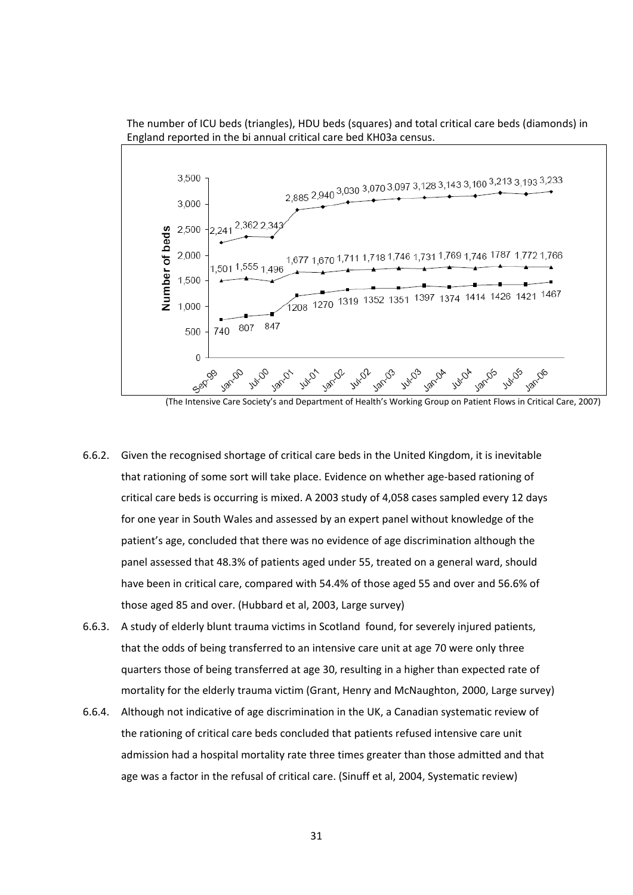The number of ICU beds (triangles), HDU beds (squares) and total critical care beds (diamonds) in England reported in the bi annual critical care bed KH03a census.

| | Sep-99 | Jan-00 | Jul-00 | Jan-01 | Jul-01 | Jan-02 | Jul-02 | Jan-03 | Jul-03 | Jan-04 | Jul-04 | Jan-05 | Jul-05 | Jan-06 |
|---|---|---|---|---|---|---|---|---|---|---|---|---|---|---|
| Total critical care beds (diamonds) | 2,241 | 2,362 | 2,343 | 2,885 | 2,940 | 3,030 | 3,070 | 3,097 | 3,128 | 3,143 | 3,160 | 3,213 | 3,193 | 3,233 |
| ICU beds (triangles) | 1,501 | 1,555 | 1,496 | 1,677 | 1,670 | 1,711 | 1,718 | 1,746 | 1,731 | 1,769 | 1,746 | 1787 | 1,772 | 1,766 |
| HDU beds (squares) | 740 | 807 | 847 | 1208 | 1270 | 1319 | 1352 | 1351 | 1397 | 1374 | 1414 | 1426 | 1421 | 1467 |

(The Intensive Care Society's and Department of Health's Working Group on Patient Flows in Critical Care, 2007)

6.6.2. Given the recognised shortage of critical care beds in the United Kingdom, it is inevitable that rationing of some sort will take place. Evidence on whether age-based rationing of critical care beds is occurring is mixed. A 2003 study of 4,058 cases sampled every 12 days for one year in South Wales and assessed by an expert panel without knowledge of the patient's age, concluded that there was no evidence of age discrimination although the panel assessed that 48.3% of patients aged under 55, treated on a general ward, should have been in critical care, compared with 54.4% of those aged 55 and over and 56.6% of those aged 85 and over. (Hubbard et al, 2003, Large survey)

6.6.3. A study of elderly blunt trauma victims in Scotland found, for severely injured patients, that the odds of being transferred to an intensive care unit at age 70 were only three quarters those of being transferred at age 30, resulting in a higher than expected rate of mortality for the elderly trauma victim (Grant, Henry and McNaughton, 2000, Large survey)

6.6.4. Although not indicative of age discrimination in the UK, a Canadian systematic review of the rationing of critical care beds concluded that patients refused intensive care unit admission had a hospital mortality rate three times greater than those admitted and that age was a factor in the refusal of critical care. (Sinuff et al, 2004, Systematic review)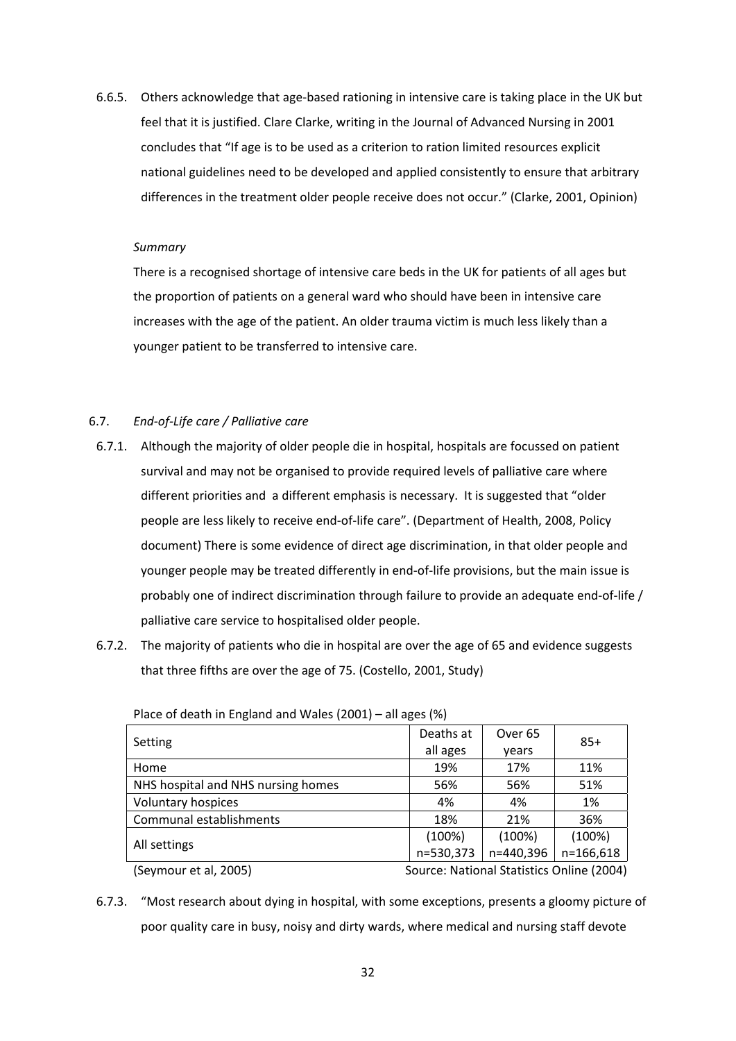6.6.5. Others acknowledge that age-based rationing in intensive care is taking place in the UK but feel that it is justified. Clare Clarke, writing in the Journal of Advanced Nursing in 2001 concludes that "If age is to be used as a criterion to ration limited resources explicit national guidelines need to be developed and applied consistently to ensure that arbitrary differences in the treatment older people receive does not occur." (Clarke, 2001, Opinion)

*Summary*

There is a recognised shortage of intensive care beds in the UK for patients of all ages but the proportion of patients on a general ward who should have been in intensive care increases with the age of the patient. An older trauma victim is much less likely than a younger patient to be transferred to intensive care.

6.7. *End-of-Life care / Palliative care*

6.7.1. Although the majority of older people die in hospital, hospitals are focussed on patient survival and may not be organised to provide required levels of palliative care where different priorities and a different emphasis is necessary. It is suggested that "older people are less likely to receive end-of-life care". (Department of Health, 2008, Policy document) There is some evidence of direct age discrimination, in that older people and younger people may be treated differently in end-of-life provisions, but the main issue is probably one of indirect discrimination through failure to provide an adequate end-of-life / palliative care service to hospitalised older people.

6.7.2. The majority of patients who die in hospital are over the age of 65 and evidence suggests that three fifths are over the age of 75. (Costello, 2001, Study)

Place of death in England and Wales (2001) – all ages (%)

| Setting | Deaths at all ages | Over 65 years | 85+ |
|---|---|---|---|
| Home | 19% | 17% | 11% |
| NHS hospital and NHS nursing homes | 56% | 56% | 51% |
| Voluntary hospices | 4% | 4% | 1% |
| Communal establishments | 18% | 21% | 36% |
| All settings | (100%) n=530,373 | (100%) n=440,396 | (100%) n=166,618 |

(Seymour et al, 2005) Source: National Statistics Online (2004)

6.7.3. "Most research about dying in hospital, with some exceptions, presents a gloomy picture of poor quality care in busy, noisy and dirty wards, where medical and nursing staff devote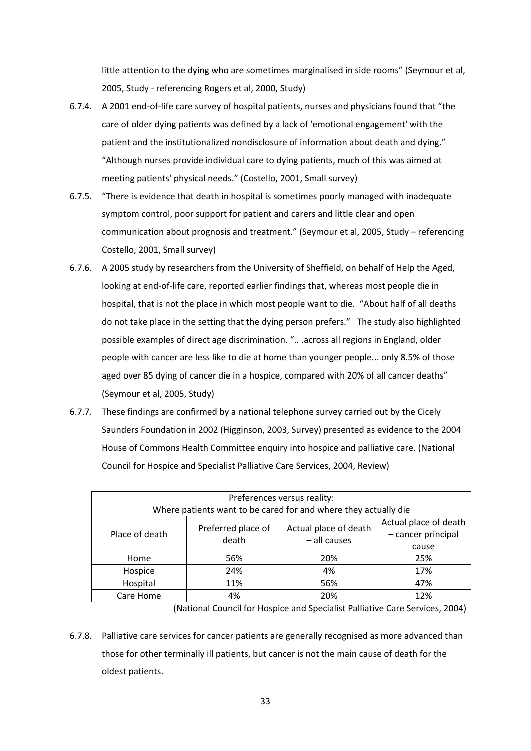little attention to the dying who are sometimes marginalised in side rooms" (Seymour et al, 2005, Study - referencing Rogers et al, 2000, Study)

6.7.4. A 2001 end-of-life care survey of hospital patients, nurses and physicians found that "the care of older dying patients was defined by a lack of 'emotional engagement' with the patient and the institutionalized nondisclosure of information about death and dying." "Although nurses provide individual care to dying patients, much of this was aimed at meeting patients' physical needs." (Costello, 2001, Small survey)

6.7.5. "There is evidence that death in hospital is sometimes poorly managed with inadequate symptom control, poor support for patient and carers and little clear and open communication about prognosis and treatment." (Seymour et al, 2005, Study – referencing Costello, 2001, Small survey)

6.7.6. A 2005 study by researchers from the University of Sheffield, on behalf of Help the Aged, looking at end-of-life care, reported earlier findings that, whereas most people die in hospital, that is not the place in which most people want to die. "About half of all deaths do not take place in the setting that the dying person prefers." The study also highlighted possible examples of direct age discrimination. ".. .across all regions in England, older people with cancer are less like to die at home than younger people... only 8.5% of those aged over 85 dying of cancer die in a hospice, compared with 20% of all cancer deaths" (Seymour et al, 2005, Study)

6.7.7. These findings are confirmed by a national telephone survey carried out by the Cicely Saunders Foundation in 2002 (Higginson, 2003, Survey) presented as evidence to the 2004 House of Commons Health Committee enquiry into hospice and palliative care. (National Council for Hospice and Specialist Palliative Care Services, 2004, Review)

| Preferences versus reality: Where patients want to be cared for and where they actually die | | | |
|---|---|---|---|
| Place of death | Preferred place of death | Actual place of death – all causes | Actual place of death – cancer principal cause |
| Home | 56% | 20% | 25% |
| Hospice | 24% | 4% | 17% |
| Hospital | 11% | 56% | 47% |
| Care Home | 4% | 20% | 12% |

(National Council for Hospice and Specialist Palliative Care Services, 2004)

6.7.8. Palliative care services for cancer patients are generally recognised as more advanced than those for other terminally ill patients, but cancer is not the main cause of death for the oldest patients.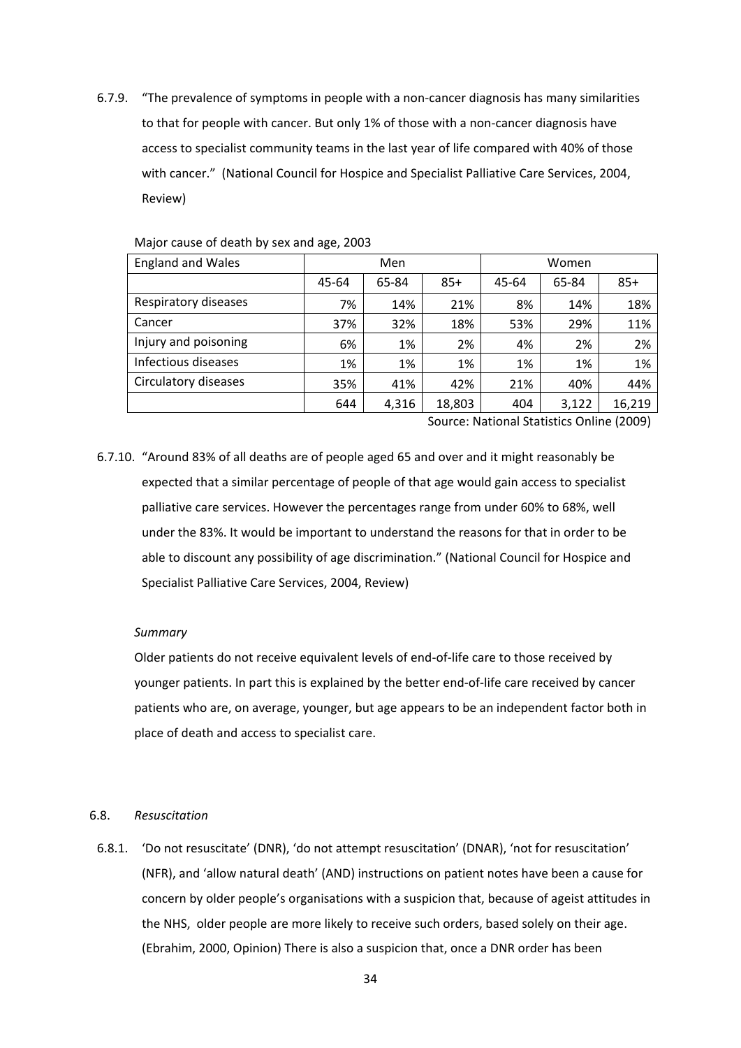6.7.9. "The prevalence of symptoms in people with a non-cancer diagnosis has many similarities to that for people with cancer. But only 1% of those with a non-cancer diagnosis have access to specialist community teams in the last year of life compared with 40% of those with cancer." (National Council for Hospice and Specialist Palliative Care Services, 2004, Review)

Major cause of death by sex and age, 2003

| England and Wales | Men | | | Women | | |
|---|---|---|---|---|---|---|
| | 45-64 | 65-84 | 85+ | 45-64 | 65-84 | 85+ |
| Respiratory diseases | 7% | 14% | 21% | 8% | 14% | 18% |
| Cancer | 37% | 32% | 18% | 53% | 29% | 11% |
| Injury and poisoning | 6% | 1% | 2% | 4% | 2% | 2% |
| Infectious diseases | 1% | 1% | 1% | 1% | 1% | 1% |
| Circulatory diseases | 35% | 41% | 42% | 21% | 40% | 44% |
| | 644 | 4,316 | 18,803 | 404 | 3,122 | 16,219 |

Source: National Statistics Online (2009)

6.7.10. "Around 83% of all deaths are of people aged 65 and over and it might reasonably be expected that a similar percentage of people of that age would gain access to specialist palliative care services. However the percentages range from under 60% to 68%, well under the 83%. It would be important to understand the reasons for that in order to be able to discount any possibility of age discrimination." (National Council for Hospice and Specialist Palliative Care Services, 2004, Review)

*Summary*

Older patients do not receive equivalent levels of end-of-life care to those received by younger patients. In part this is explained by the better end-of-life care received by cancer patients who are, on average, younger, but age appears to be an independent factor both in place of death and access to specialist care.

### 6.8. *Resuscitation*

6.8.1. 'Do not resuscitate' (DNR), 'do not attempt resuscitation' (DNAR), 'not for resuscitation' (NFR), and 'allow natural death' (AND) instructions on patient notes have been a cause for concern by older people's organisations with a suspicion that, because of ageist attitudes in the NHS, older people are more likely to receive such orders, based solely on their age. (Ebrahim, 2000, Opinion) There is also a suspicion that, once a DNR order has been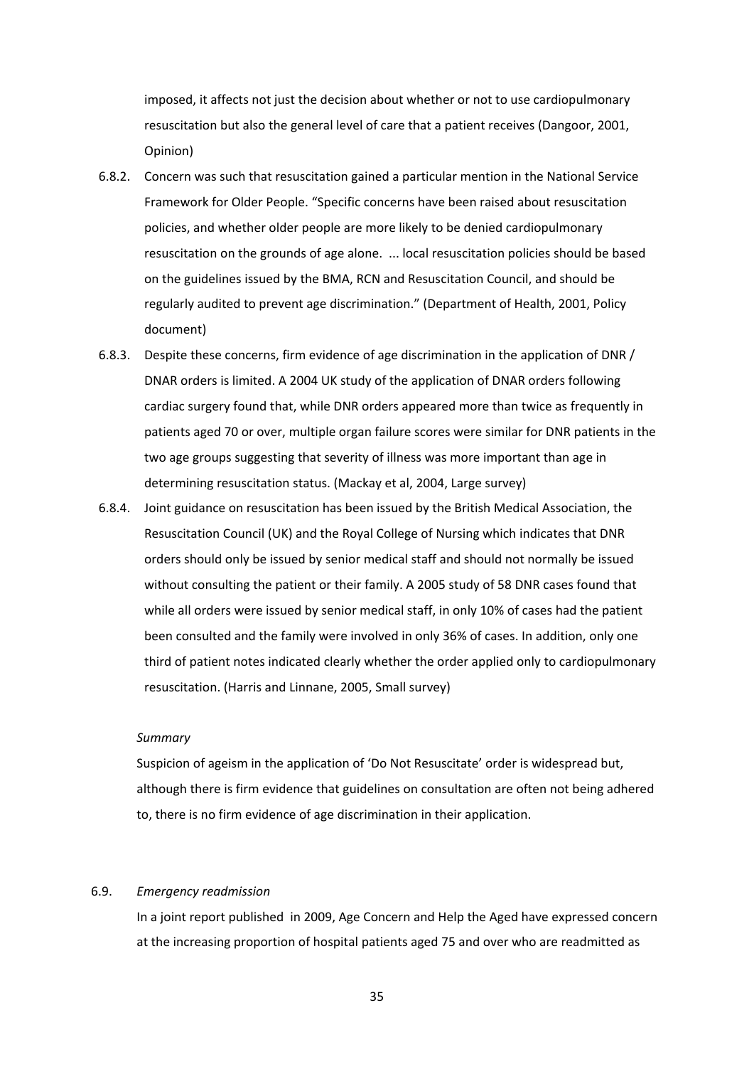imposed, it affects not just the decision about whether or not to use cardiopulmonary resuscitation but also the general level of care that a patient receives (Dangoor, 2001, Opinion)

6.8.2. Concern was such that resuscitation gained a particular mention in the National Service Framework for Older People. "Specific concerns have been raised about resuscitation policies, and whether older people are more likely to be denied cardiopulmonary resuscitation on the grounds of age alone. ... local resuscitation policies should be based on the guidelines issued by the BMA, RCN and Resuscitation Council, and should be regularly audited to prevent age discrimination." (Department of Health, 2001, Policy document)

6.8.3. Despite these concerns, firm evidence of age discrimination in the application of DNR / DNAR orders is limited. A 2004 UK study of the application of DNAR orders following cardiac surgery found that, while DNR orders appeared more than twice as frequently in patients aged 70 or over, multiple organ failure scores were similar for DNR patients in the two age groups suggesting that severity of illness was more important than age in determining resuscitation status. (Mackay et al, 2004, Large survey)

6.8.4. Joint guidance on resuscitation has been issued by the British Medical Association, the Resuscitation Council (UK) and the Royal College of Nursing which indicates that DNR orders should only be issued by senior medical staff and should not normally be issued without consulting the patient or their family. A 2005 study of 58 DNR cases found that while all orders were issued by senior medical staff, in only 10% of cases had the patient been consulted and the family were involved in only 36% of cases. In addition, only one third of patient notes indicated clearly whether the order applied only to cardiopulmonary resuscitation. (Harris and Linnane, 2005, Small survey)

*Summary*

Suspicion of ageism in the application of 'Do Not Resuscitate' order is widespread but, although there is firm evidence that guidelines on consultation are often not being adhered to, there is no firm evidence of age discrimination in their application.

### 6.9. *Emergency readmission*

In a joint report published in 2009, Age Concern and Help the Aged have expressed concern at the increasing proportion of hospital patients aged 75 and over who are readmitted as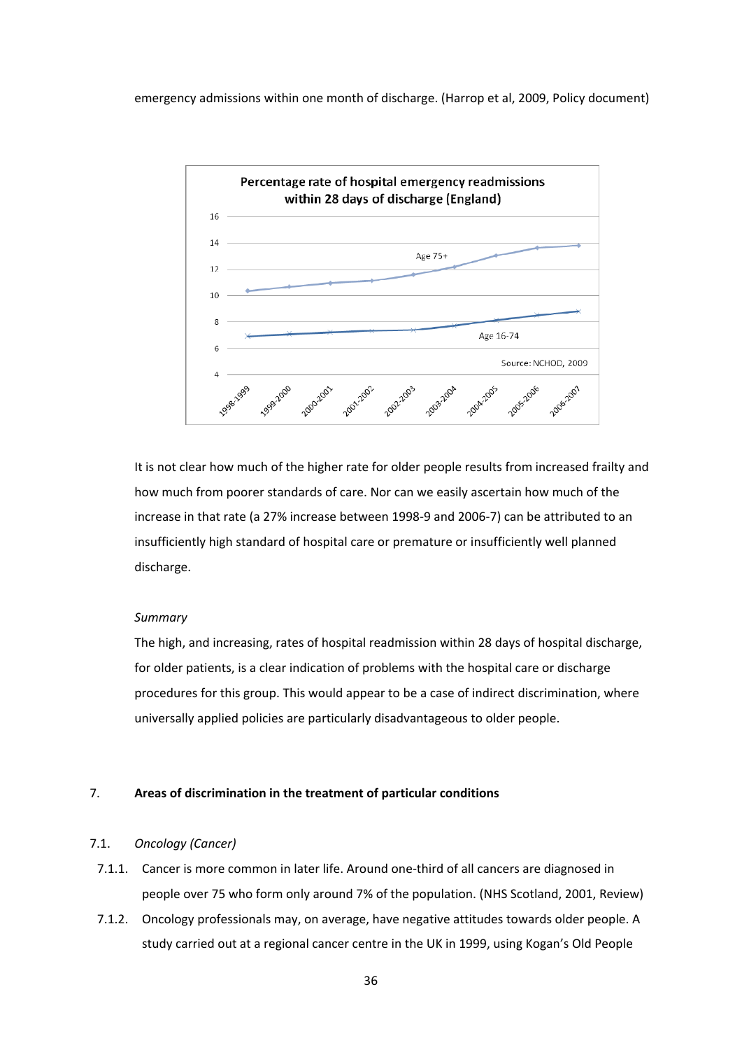emergency admissions within one month of discharge. (Harrop et al, 2009, Policy document)

**Percentage rate of hospital emergency readmissions within 28 days of discharge (England)**

Age 75+

Age 16-74

Source: NCHOD, 2009

It is not clear how much of the higher rate for older people results from increased frailty and how much from poorer standards of care. Nor can we easily ascertain how much of the increase in that rate (a 27% increase between 1998-9 and 2006-7) can be attributed to an insufficiently high standard of hospital care or premature or insufficiently well planned discharge.

*Summary*

The high, and increasing, rates of hospital readmission within 28 days of hospital discharge, for older patients, is a clear indication of problems with the hospital care or discharge procedures for this group. This would appear to be a case of indirect discrimination, where universally applied policies are particularly disadvantageous to older people.

## 7. Areas of discrimination in the treatment of particular conditions

### 7.1. *Oncology (Cancer)*

7.1.1. Cancer is more common in later life. Around one-third of all cancers are diagnosed in people over 75 who form only around 7% of the population. (NHS Scotland, 2001, Review)

7.1.2. Oncology professionals may, on average, have negative attitudes towards older people. A study carried out at a regional cancer centre in the UK in 1999, using Kogan's Old People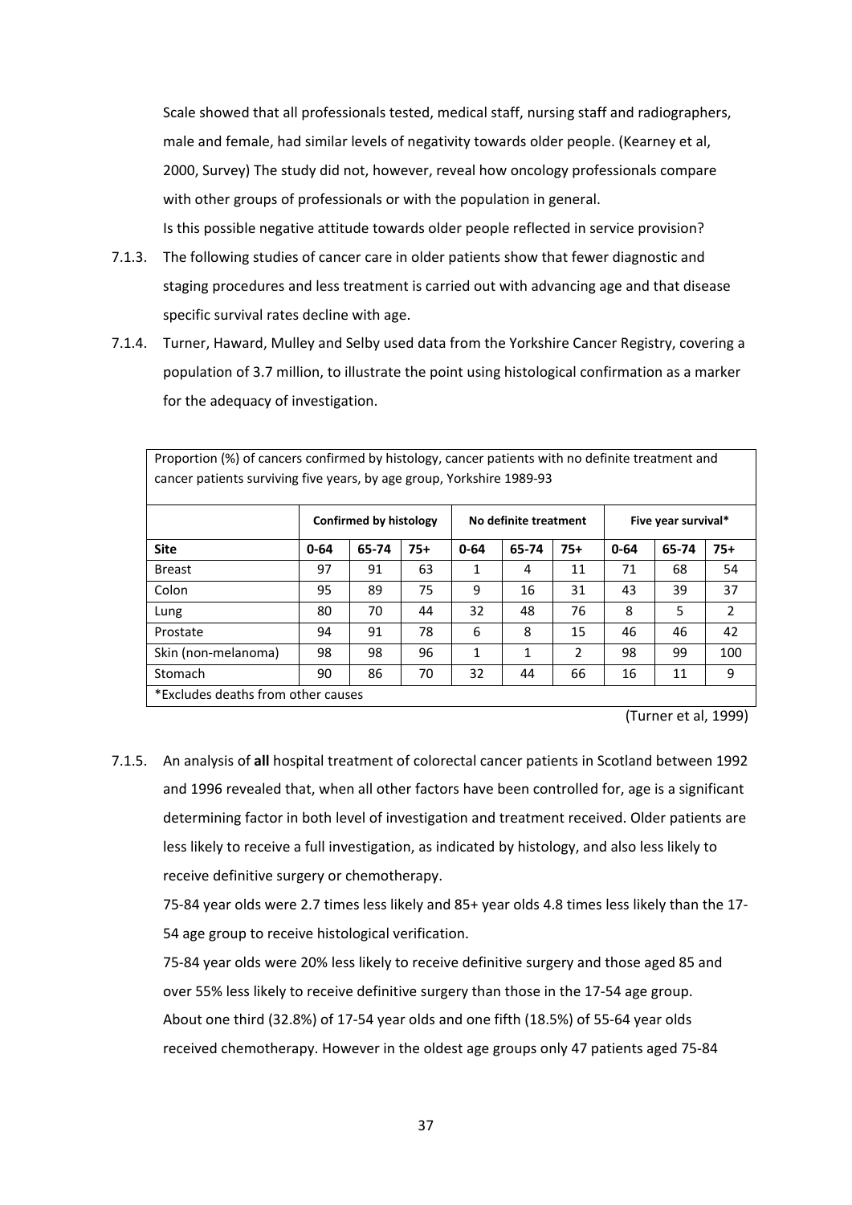Scale showed that all professionals tested, medical staff, nursing staff and radiographers, male and female, had similar levels of negativity towards older people. (Kearney et al, 2000, Survey) The study did not, however, reveal how oncology professionals compare with other groups of professionals or with the population in general.

Is this possible negative attitude towards older people reflected in service provision?

7.1.3. The following studies of cancer care in older patients show that fewer diagnostic and staging procedures and less treatment is carried out with advancing age and that disease specific survival rates decline with age.

7.1.4. Turner, Haward, Mulley and Selby used data from the Yorkshire Cancer Registry, covering a population of 3.7 million, to illustrate the point using histological confirmation as a marker for the adequacy of investigation.

Proportion (%) of cancers confirmed by histology, cancer patients with no definite treatment and cancer patients surviving five years, by age group, Yorkshire 1989-93

| | **Confirmed by histology** | | | **No definite treatment** | | | **Five year survival*** | | |
|---|---|---|---|---|---|---|---|---|---|
| **Site** | **0-64** | **65-74** | **75+** | **0-64** | **65-74** | **75+** | **0-64** | **65-74** | **75+** |
| Breast | 97 | 91 | 63 | 1 | 4 | 11 | 71 | 68 | 54 |
| Colon | 95 | 89 | 75 | 9 | 16 | 31 | 43 | 39 | 37 |
| Lung | 80 | 70 | 44 | 32 | 48 | 76 | 8 | 5 | 2 |
| Prostate | 94 | 91 | 78 | 6 | 8 | 15 | 46 | 46 | 42 |
| Skin (non-melanoma) | 98 | 98 | 96 | 1 | 1 | 2 | 98 | 99 | 100 |
| Stomach | 90 | 86 | 70 | 32 | 44 | 66 | 16 | 11 | 9 |

*Excludes deaths from other causes

(Turner et al, 1999)

7.1.5. An analysis of **all** hospital treatment of colorectal cancer patients in Scotland between 1992 and 1996 revealed that, when all other factors have been controlled for, age is a significant determining factor in both level of investigation and treatment received. Older patients are less likely to receive a full investigation, as indicated by histology, and also less likely to receive definitive surgery or chemotherapy.

75-84 year olds were 2.7 times less likely and 85+ year olds 4.8 times less likely than the 17-54 age group to receive histological verification.

75-84 year olds were 20% less likely to receive definitive surgery and those aged 85 and over 55% less likely to receive definitive surgery than those in the 17-54 age group.

About one third (32.8%) of 17-54 year olds and one fifth (18.5%) of 55-64 year olds received chemotherapy. However in the oldest age groups only 47 patients aged 75-84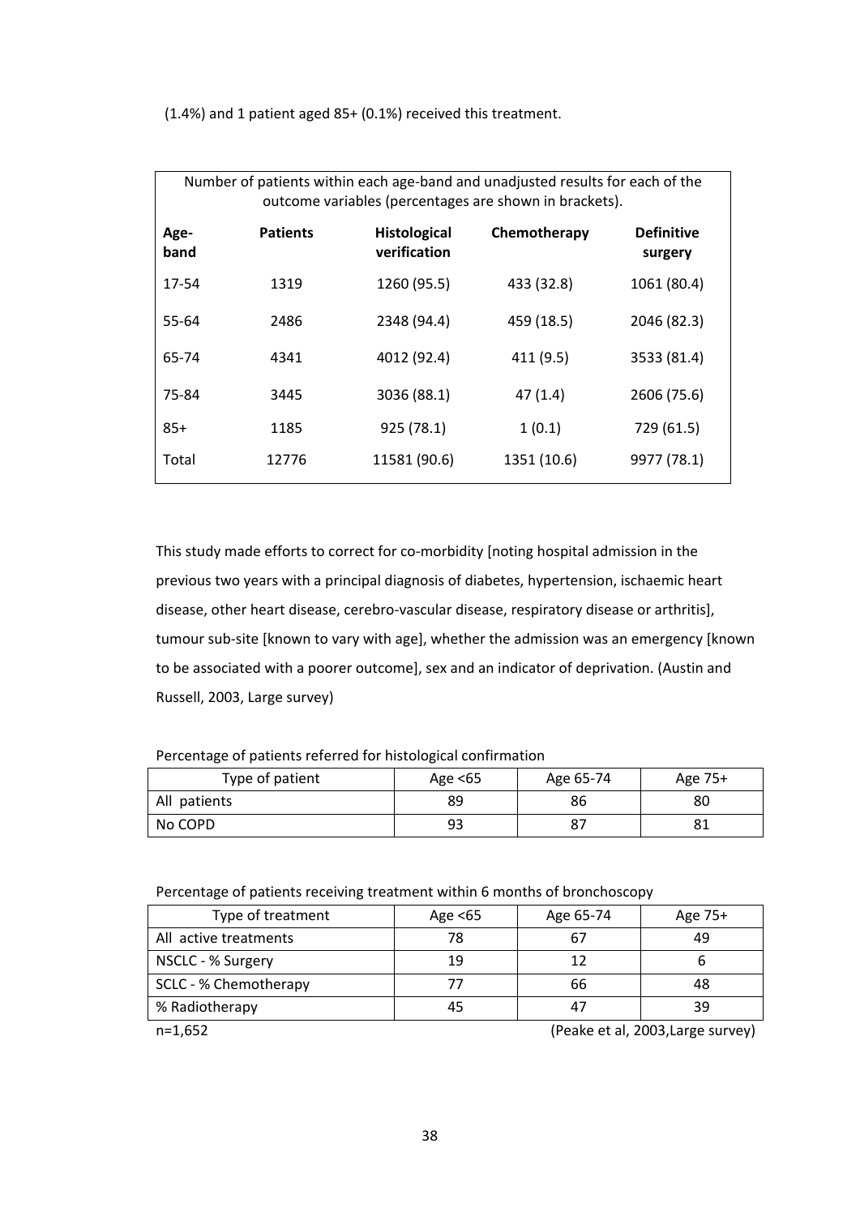(1.4%) and 1 patient aged 85+ (0.1%) received this treatment.

Number of patients within each age-band and unadjusted results for each of the outcome variables (percentages are shown in brackets).

| Age-band | Patients | Histological verification | Chemotherapy | Definitive surgery |
|---|---|---|---|---|
| 17-54 | 1319 | 1260 (95.5) | 433 (32.8) | 1061 (80.4) |
| 55-64 | 2486 | 2348 (94.4) | 459 (18.5) | 2046 (82.3) |
| 65-74 | 4341 | 4012 (92.4) | 411 (9.5) | 3533 (81.4) |
| 75-84 | 3445 | 3036 (88.1) | 47 (1.4) | 2606 (75.6) |
| 85+ | 1185 | 925 (78.1) | 1 (0.1) | 729 (61.5) |
| Total | 12776 | 11581 (90.6) | 1351 (10.6) | 9977 (78.1) |

This study made efforts to correct for co-morbidity [noting hospital admission in the previous two years with a principal diagnosis of diabetes, hypertension, ischaemic heart disease, other heart disease, cerebro-vascular disease, respiratory disease or arthritis], tumour sub-site [known to vary with age], whether the admission was an emergency [known to be associated with a poorer outcome], sex and an indicator of deprivation. (Austin and Russell, 2003, Large survey)

Percentage of patients referred for histological confirmation

| Type of patient | Age <65 | Age 65-74 | Age 75+ |
|---|---|---|---|
| All patients | 89 | 86 | 80 |
| No COPD | 93 | 87 | 81 |

Percentage of patients receiving treatment within 6 months of bronchoscopy

| Type of treatment | Age <65 | Age 65-74 | Age 75+ |
|---|---|---|---|
| All active treatments | 78 | 67 | 49 |
| NSCLC - % Surgery | 19 | 12 | 6 |
| SCLC - % Chemotherapy | 77 | 66 | 48 |
| % Radiotherapy | 45 | 47 | 39 |

n=1,652 (Peake et al, 2003,Large survey)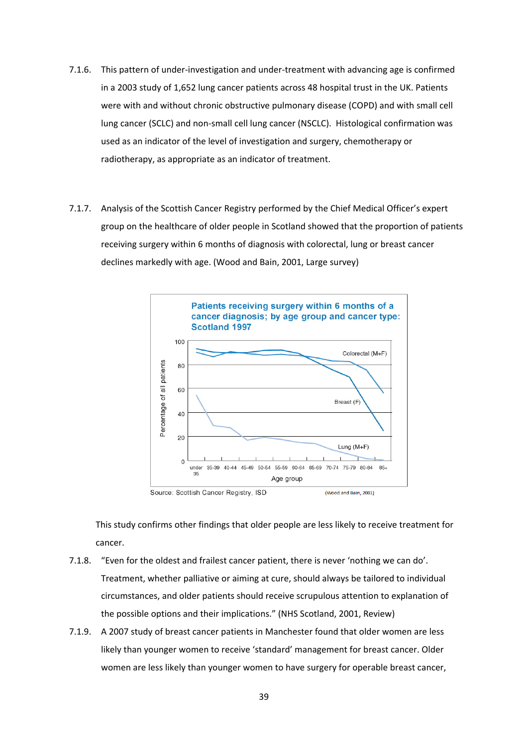7.1.6. This pattern of under-investigation and under-treatment with advancing age is confirmed in a 2003 study of 1,652 lung cancer patients across 48 hospital trust in the UK. Patients were with and without chronic obstructive pulmonary disease (COPD) and with small cell lung cancer (SCLC) and non-small cell lung cancer (NSCLC). Histological confirmation was used as an indicator of the level of investigation and surgery, chemotherapy or radiotherapy, as appropriate as an indicator of treatment.

7.1.7. Analysis of the Scottish Cancer Registry performed by the Chief Medical Officer's expert group on the healthcare of older people in Scotland showed that the proportion of patients receiving surgery within 6 months of diagnosis with colorectal, lung or breast cancer declines markedly with age. (Wood and Bain, 2001, Large survey)

**Patients receiving surgery within 6 months of a cancer diagnosis; by age group and cancer type: Scotland 1997**

Source: Scottish Cancer Registry, ISD (Wood and Bain, 2001)

This study confirms other findings that older people are less likely to receive treatment for cancer.

7.1.8. "Even for the oldest and frailest cancer patient, there is never 'nothing we can do'. Treatment, whether palliative or aiming at cure, should always be tailored to individual circumstances, and older patients should receive scrupulous attention to explanation of the possible options and their implications." (NHS Scotland, 2001, Review)

7.1.9. A 2007 study of breast cancer patients in Manchester found that older women are less likely than younger women to receive 'standard' management for breast cancer. Older women are less likely than younger women to have surgery for operable breast cancer,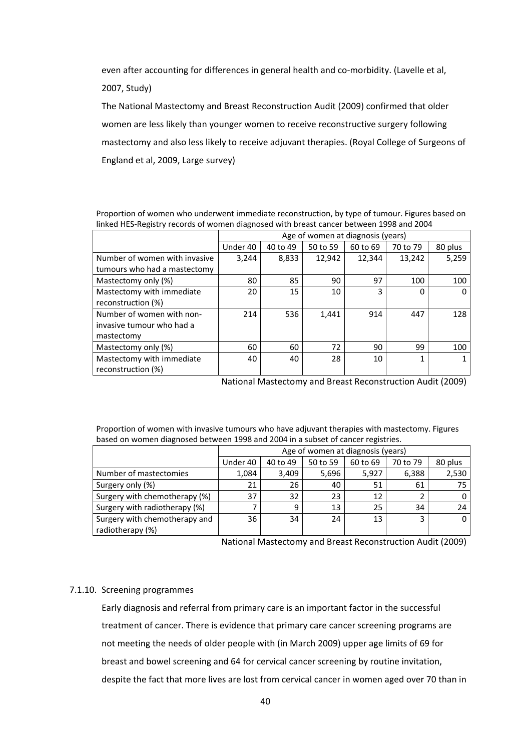even after accounting for differences in general health and co-morbidity. (Lavelle et al, 2007, Study)

The National Mastectomy and Breast Reconstruction Audit (2009) confirmed that older women are less likely than younger women to receive reconstructive surgery following mastectomy and also less likely to receive adjuvant therapies. (Royal College of Surgeons of England et al, 2009, Large survey)

Proportion of women who underwent immediate reconstruction, by type of tumour. Figures based on linked HES-Registry records of women diagnosed with breast cancer between 1998 and 2004

| | Age of women at diagnosis (years) | | | | | |
|---|---|---|---|---|---|---|
| | Under 40 | 40 to 49 | 50 to 59 | 60 to 69 | 70 to 79 | 80 plus |
| Number of women with invasive tumours who had a mastectomy | 3,244 | 8,833 | 12,942 | 12,344 | 13,242 | 5,259 |
| Mastectomy only (%) | 80 | 85 | 90 | 97 | 100 | 100 |
| Mastectomy with immediate reconstruction (%) | 20 | 15 | 10 | 3 | 0 | 0 |
| Number of women with non-invasive tumour who had a mastectomy | 214 | 536 | 1,441 | 914 | 447 | 128 |
| Mastectomy only (%) | 60 | 60 | 72 | 90 | 99 | 100 |
| Mastectomy with immediate reconstruction (%) | 40 | 40 | 28 | 10 | 1 | 1 |

National Mastectomy and Breast Reconstruction Audit (2009)

Proportion of women with invasive tumours who have adjuvant therapies with mastectomy. Figures based on women diagnosed between 1998 and 2004 in a subset of cancer registries.

| | Age of women at diagnosis (years) | | | | | |
|---|---|---|---|---|---|---|
| | Under 40 | 40 to 49 | 50 to 59 | 60 to 69 | 70 to 79 | 80 plus |
| Number of mastectomies | 1,084 | 3,409 | 5,696 | 5,927 | 6,388 | 2,530 |
| Surgery only (%) | 21 | 26 | 40 | 51 | 61 | 75 |
| Surgery with chemotherapy (%) | 37 | 32 | 23 | 12 | 2 | 0 |
| Surgery with radiotherapy (%) | 7 | 9 | 13 | 25 | 34 | 24 |
| Surgery with chemotherapy and radiotherapy (%) | 36 | 34 | 24 | 13 | 3 | 0 |

National Mastectomy and Breast Reconstruction Audit (2009)

7.1.10. Screening programmes

Early diagnosis and referral from primary care is an important factor in the successful treatment of cancer. There is evidence that primary care cancer screening programs are not meeting the needs of older people with (in March 2009) upper age limits of 69 for breast and bowel screening and 64 for cervical cancer screening by routine invitation, despite the fact that more lives are lost from cervical cancer in women aged over 70 than in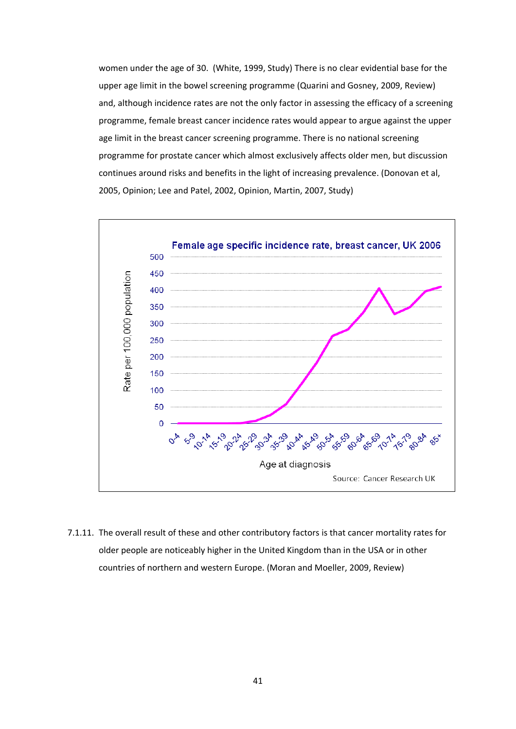women under the age of 30. (White, 1999, Study) There is no clear evidential base for the upper age limit in the bowel screening programme (Quarini and Gosney, 2009, Review) and, although incidence rates are not the only factor in assessing the efficacy of a screening programme, female breast cancer incidence rates would appear to argue against the upper age limit in the breast cancer screening programme. There is no national screening programme for prostate cancer which almost exclusively affects older men, but discussion continues around risks and benefits in the light of increasing prevalence. (Donovan et al, 2005, Opinion; Lee and Patel, 2002, Opinion, Martin, 2007, Study)

Female age specific incidence rate, breast cancer, UK 2006

Source: Cancer Research UK

7.1.11. The overall result of these and other contributory factors is that cancer mortality rates for older people are noticeably higher in the United Kingdom than in the USA or in other countries of northern and western Europe. (Moran and Moeller, 2009, Review)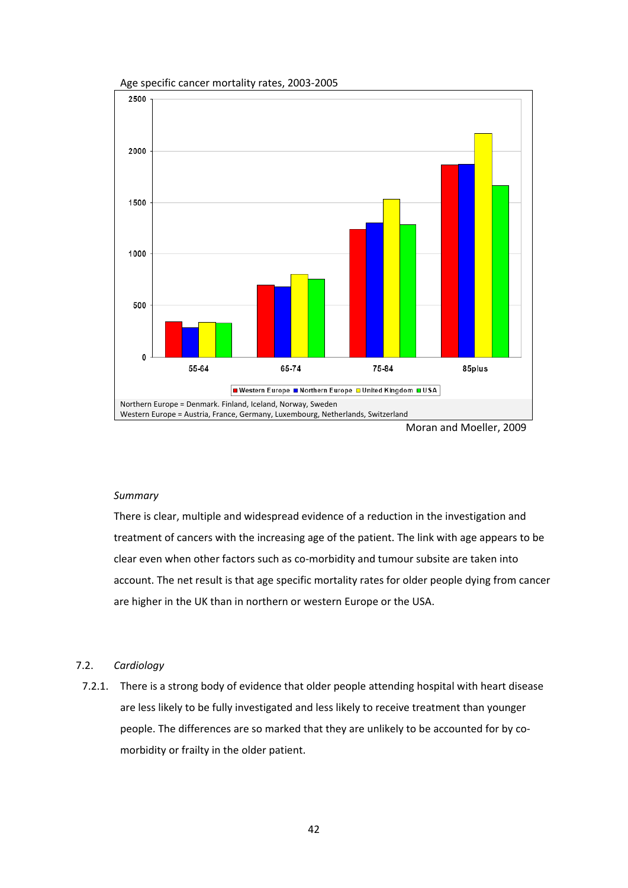Age specific cancer mortality rates, 2003-2005

Northern Europe = Denmark. Finland, Iceland, Norway, Sweden
Western Europe = Austria, France, Germany, Luxembourg, Netherlands, Switzerland

Moran and Moeller, 2009

*Summary*

There is clear, multiple and widespread evidence of a reduction in the investigation and treatment of cancers with the increasing age of the patient. The link with age appears to be clear even when other factors such as co-morbidity and tumour subsite are taken into account. The net result is that age specific mortality rates for older people dying from cancer are higher in the UK than in northern or western Europe or the USA.

7.2. *Cardiology*

7.2.1. There is a strong body of evidence that older people attending hospital with heart disease are less likely to be fully investigated and less likely to receive treatment than younger people. The differences are so marked that they are unlikely to be accounted for by co-morbidity or frailty in the older patient.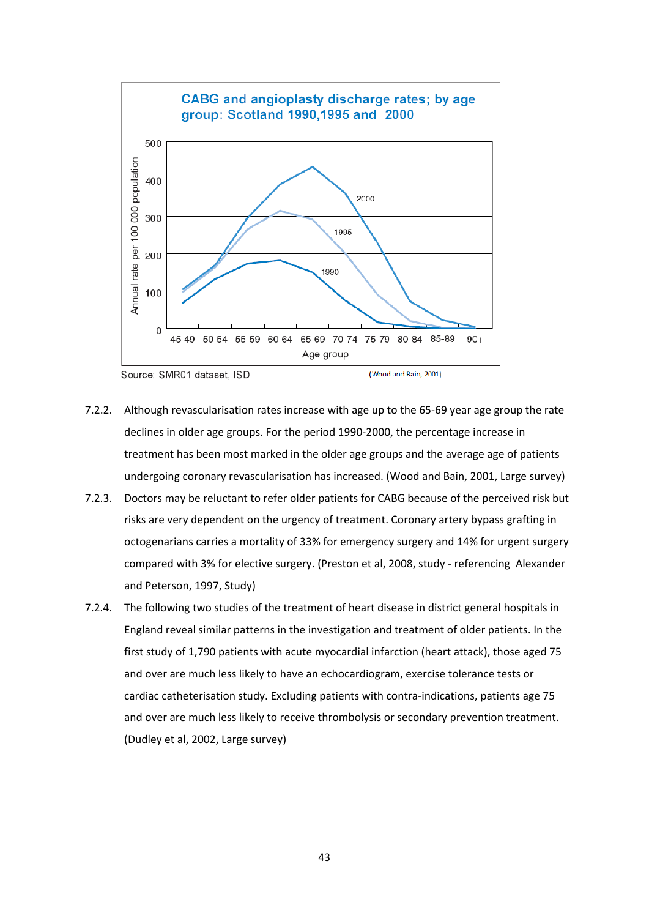**CABG and angioplasty discharge rates; by age group: Scotland 1990,1995 and 2000**

Source: SMR01 dataset, ISD (Wood and Bain, 2001)

7.2.2. Although revascularisation rates increase with age up to the 65-69 year age group the rate declines in older age groups. For the period 1990-2000, the percentage increase in treatment has been most marked in the older age groups and the average age of patients undergoing coronary revascularisation has increased. (Wood and Bain, 2001, Large survey)

7.2.3. Doctors may be reluctant to refer older patients for CABG because of the perceived risk but risks are very dependent on the urgency of treatment. Coronary artery bypass grafting in octogenarians carries a mortality of 33% for emergency surgery and 14% for urgent surgery compared with 3% for elective surgery. (Preston et al, 2008, study - referencing Alexander and Peterson, 1997, Study)

7.2.4. The following two studies of the treatment of heart disease in district general hospitals in England reveal similar patterns in the investigation and treatment of older patients. In the first study of 1,790 patients with acute myocardial infarction (heart attack), those aged 75 and over are much less likely to have an echocardiogram, exercise tolerance tests or cardiac catheterisation study. Excluding patients with contra-indications, patients age 75 and over are much less likely to receive thrombolysis or secondary prevention treatment. (Dudley et al, 2002, Large survey)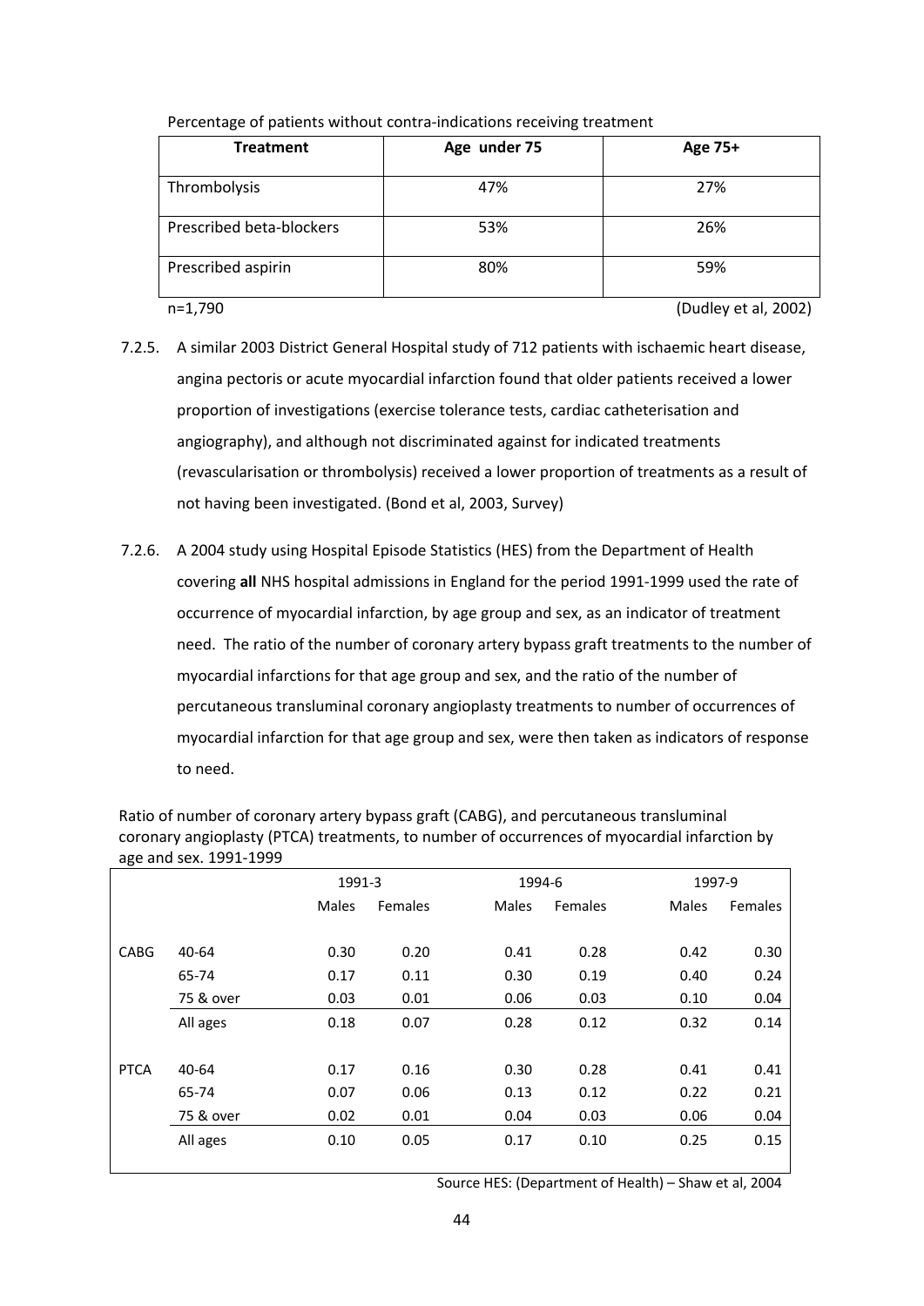Percentage of patients without contra-indications receiving treatment

| Treatment | Age under 75 | Age 75+ |
|---|---|---|
| Thrombolysis | 47% | 27% |
| Prescribed beta-blockers | 53% | 26% |
| Prescribed aspirin | 80% | 59% |

n=1,790 (Dudley et al, 2002)

7.2.5. A similar 2003 District General Hospital study of 712 patients with ischaemic heart disease, angina pectoris or acute myocardial infarction found that older patients received a lower proportion of investigations (exercise tolerance tests, cardiac catheterisation and angiography), and although not discriminated against for indicated treatments (revascularisation or thrombolysis) received a lower proportion of treatments as a result of not having been investigated. (Bond et al, 2003, Survey)

7.2.6. A 2004 study using Hospital Episode Statistics (HES) from the Department of Health covering **all** NHS hospital admissions in England for the period 1991-1999 used the rate of occurrence of myocardial infarction, by age group and sex, as an indicator of treatment need. The ratio of the number of coronary artery bypass graft treatments to the number of myocardial infarctions for that age group and sex, and the ratio of the number of percutaneous transluminal coronary angioplasty treatments to number of occurrences of myocardial infarction for that age group and sex, were then taken as indicators of response to need.

Ratio of number of coronary artery bypass graft (CABG), and percutaneous transluminal coronary angioplasty (PTCA) treatments, to number of occurrences of myocardial infarction by age and sex. 1991-1999

| | | 1991-3 | | 1994-6 | | 1997-9 | |
|---|---|---|---|---|---|---|---|
| | | Males | Females | Males | Females | Males | Females |
| CABG | 40-64 | 0.30 | 0.20 | 0.41 | 0.28 | 0.42 | 0.30 |
| | 65-74 | 0.17 | 0.11 | 0.30 | 0.19 | 0.40 | 0.24 |
| | 75 & over | 0.03 | 0.01 | 0.06 | 0.03 | 0.10 | 0.04 |
| | All ages | 0.18 | 0.07 | 0.28 | 0.12 | 0.32 | 0.14 |
| PTCA | 40-64 | 0.17 | 0.16 | 0.30 | 0.28 | 0.41 | 0.41 |
| | 65-74 | 0.07 | 0.06 | 0.13 | 0.12 | 0.22 | 0.21 |
| | 75 & over | 0.02 | 0.01 | 0.04 | 0.03 | 0.06 | 0.04 |
| | All ages | 0.10 | 0.05 | 0.17 | 0.10 | 0.25 | 0.15 |

Source HES: (Department of Health) – Shaw et al, 2004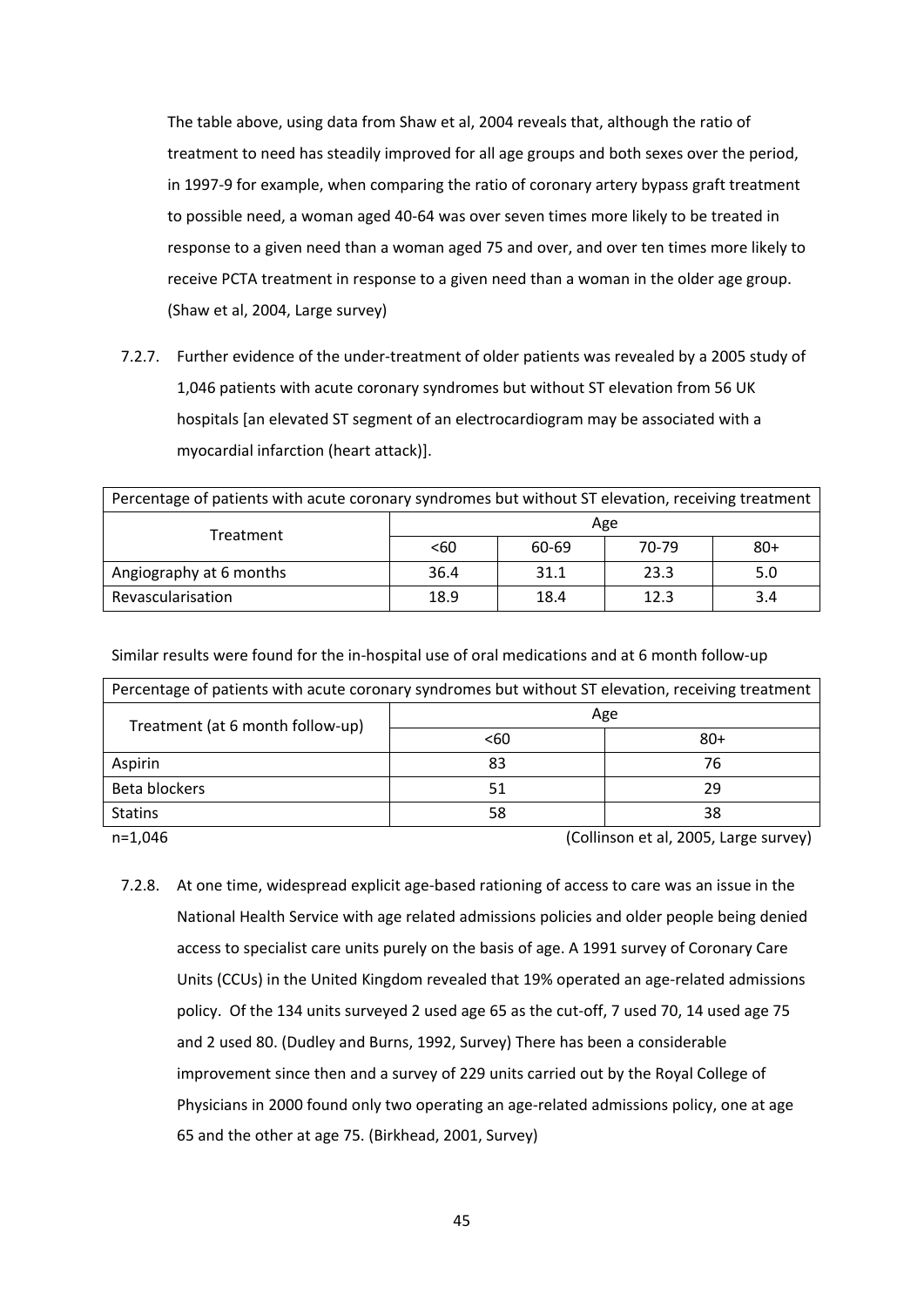The table above, using data from Shaw et al, 2004 reveals that, although the ratio of treatment to need has steadily improved for all age groups and both sexes over the period, in 1997-9 for example, when comparing the ratio of coronary artery bypass graft treatment to possible need, a woman aged 40-64 was over seven times more likely to be treated in response to a given need than a woman aged 75 and over, and over ten times more likely to receive PCTA treatment in response to a given need than a woman in the older age group. (Shaw et al, 2004, Large survey)

7.2.7. Further evidence of the under-treatment of older patients was revealed by a 2005 study of 1,046 patients with acute coronary syndromes but without ST elevation from 56 UK hospitals [an elevated ST segment of an electrocardiogram may be associated with a myocardial infarction (heart attack)].

| Percentage of patients with acute coronary syndromes but without ST elevation, receiving treatment | | | | |
|---|---|---|---|---|
| Treatment | Age | | | |
| | <60 | 60-69 | 70-79 | 80+ |
| Angiography at 6 months | 36.4 | 31.1 | 23.3 | 5.0 |
| Revascularisation | 18.9 | 18.4 | 12.3 | 3.4 |

Similar results were found for the in-hospital use of oral medications and at 6 month follow-up

| Percentage of patients with acute coronary syndromes but without ST elevation, receiving treatment | | |
|---|---|---|
| Treatment (at 6 month follow-up) | Age | |
| | <60 | 80+ |
| Aspirin | 83 | 76 |
| Beta blockers | 51 | 29 |
| Statins | 58 | 38 |

n=1,046 (Collinson et al, 2005, Large survey)

7.2.8. At one time, widespread explicit age-based rationing of access to care was an issue in the National Health Service with age related admissions policies and older people being denied access to specialist care units purely on the basis of age. A 1991 survey of Coronary Care Units (CCUs) in the United Kingdom revealed that 19% operated an age-related admissions policy. Of the 134 units surveyed 2 used age 65 as the cut-off, 7 used 70, 14 used age 75 and 2 used 80. (Dudley and Burns, 1992, Survey) There has been a considerable improvement since then and a survey of 229 units carried out by the Royal College of Physicians in 2000 found only two operating an age-related admissions policy, one at age 65 and the other at age 75. (Birkhead, 2001, Survey)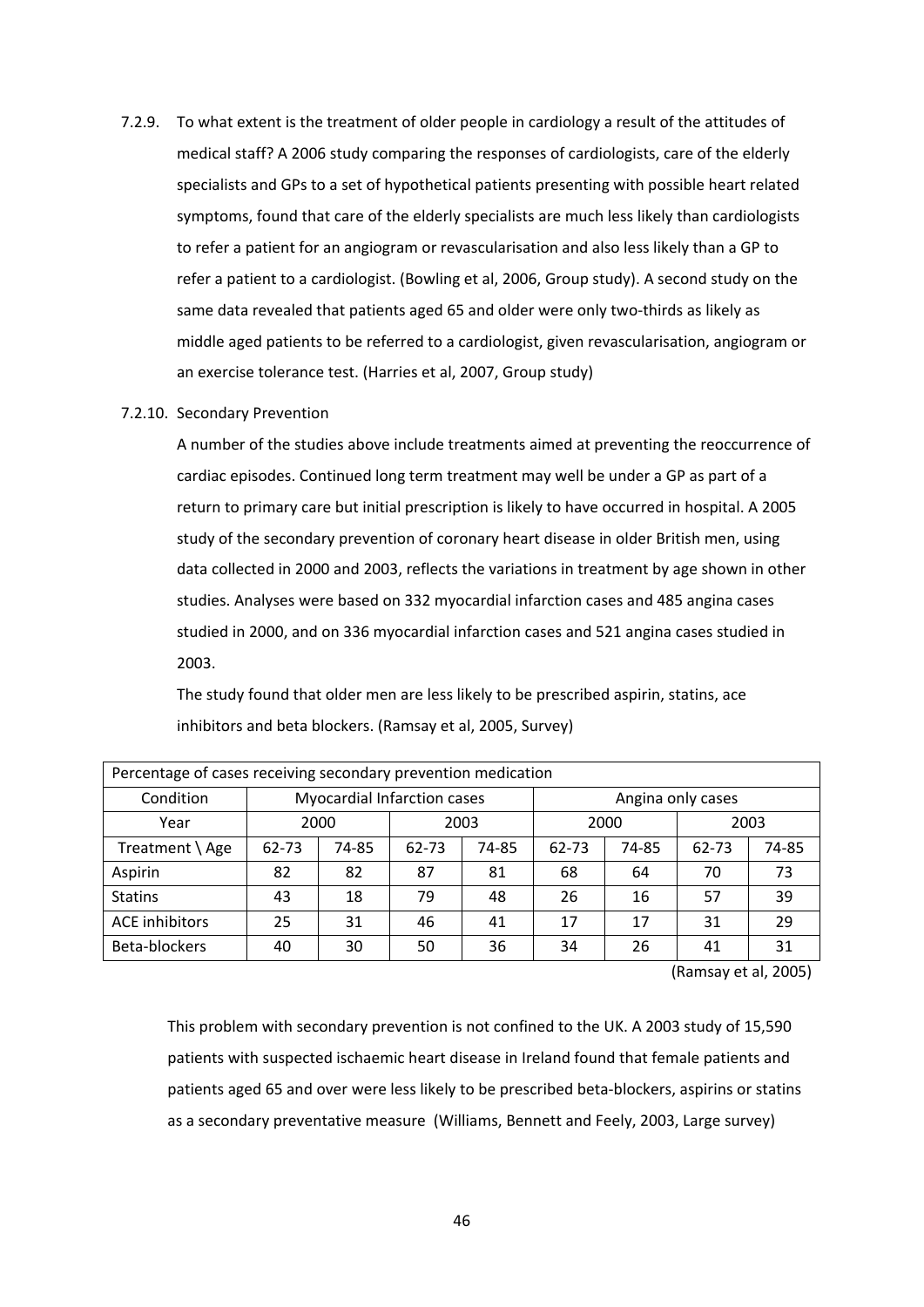7.2.9. To what extent is the treatment of older people in cardiology a result of the attitudes of medical staff? A 2006 study comparing the responses of cardiologists, care of the elderly specialists and GPs to a set of hypothetical patients presenting with possible heart related symptoms, found that care of the elderly specialists are much less likely than cardiologists to refer a patient for an angiogram or revascularisation and also less likely than a GP to refer a patient to a cardiologist. (Bowling et al, 2006, Group study). A second study on the same data revealed that patients aged 65 and older were only two-thirds as likely as middle aged patients to be referred to a cardiologist, given revascularisation, angiogram or an exercise tolerance test. (Harries et al, 2007, Group study)

7.2.10. Secondary Prevention

A number of the studies above include treatments aimed at preventing the reoccurrence of cardiac episodes. Continued long term treatment may well be under a GP as part of a return to primary care but initial prescription is likely to have occurred in hospital. A 2005 study of the secondary prevention of coronary heart disease in older British men, using data collected in 2000 and 2003, reflects the variations in treatment by age shown in other studies. Analyses were based on 332 myocardial infarction cases and 485 angina cases studied in 2000, and on 336 myocardial infarction cases and 521 angina cases studied in 2003.

The study found that older men are less likely to be prescribed aspirin, statins, ace inhibitors and beta blockers. (Ramsay et al, 2005, Survey)

| Percentage of cases receiving secondary prevention medication | | | | | | | | |
|---|---|---|---|---|---|---|---|---|
| Condition | Myocardial Infarction cases | | | | Angina only cases | | | |
| Year | 2000 | | 2003 | | 2000 | | 2003 | |
| Treatment \ Age | 62-73 | 74-85 | 62-73 | 74-85 | 62-73 | 74-85 | 62-73 | 74-85 |
| Aspirin | 82 | 82 | 87 | 81 | 68 | 64 | 70 | 73 |
| Statins | 43 | 18 | 79 | 48 | 26 | 16 | 57 | 39 |
| ACE inhibitors | 25 | 31 | 46 | 41 | 17 | 17 | 31 | 29 |
| Beta-blockers | 40 | 30 | 50 | 36 | 34 | 26 | 41 | 31 |

(Ramsay et al, 2005)

This problem with secondary prevention is not confined to the UK. A 2003 study of 15,590 patients with suspected ischaemic heart disease in Ireland found that female patients and patients aged 65 and over were less likely to be prescribed beta-blockers, aspirins or statins as a secondary preventative measure (Williams, Bennett and Feely, 2003, Large survey)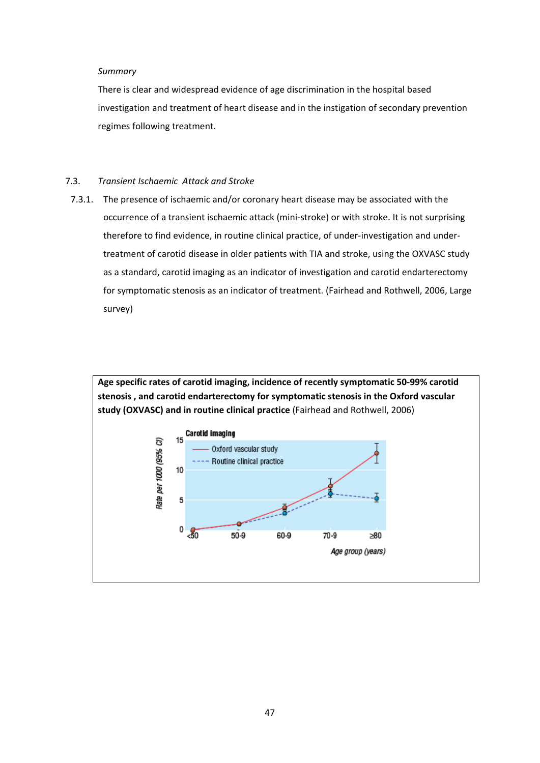*Summary*

There is clear and widespread evidence of age discrimination in the hospital based investigation and treatment of heart disease and in the instigation of secondary prevention regimes following treatment.

7.3. *Transient Ischaemic Attack and Stroke*

7.3.1. The presence of ischaemic and/or coronary heart disease may be associated with the occurrence of a transient ischaemic attack (mini-stroke) or with stroke. It is not surprising therefore to find evidence, in routine clinical practice, of under-investigation and under-treatment of carotid disease in older patients with TIA and stroke, using the OXVASC study as a standard, carotid imaging as an indicator of investigation and carotid endarterectomy for symptomatic stenosis as an indicator of treatment. (Fairhead and Rothwell, 2006, Large survey)

**Age specific rates of carotid imaging, incidence of recently symptomatic 50-99% carotid stenosis , and carotid endarterectomy for symptomatic stenosis in the Oxford vascular study (OXVASC) and in routine clinical practice** (Fairhead and Rothwell, 2006)

Carotid imaging

Rate per 1000 (95% CI)

Oxford vascular study

Routine clinical practice

Age group (years): <50, 50-9, 60-9, 70-9, ≥80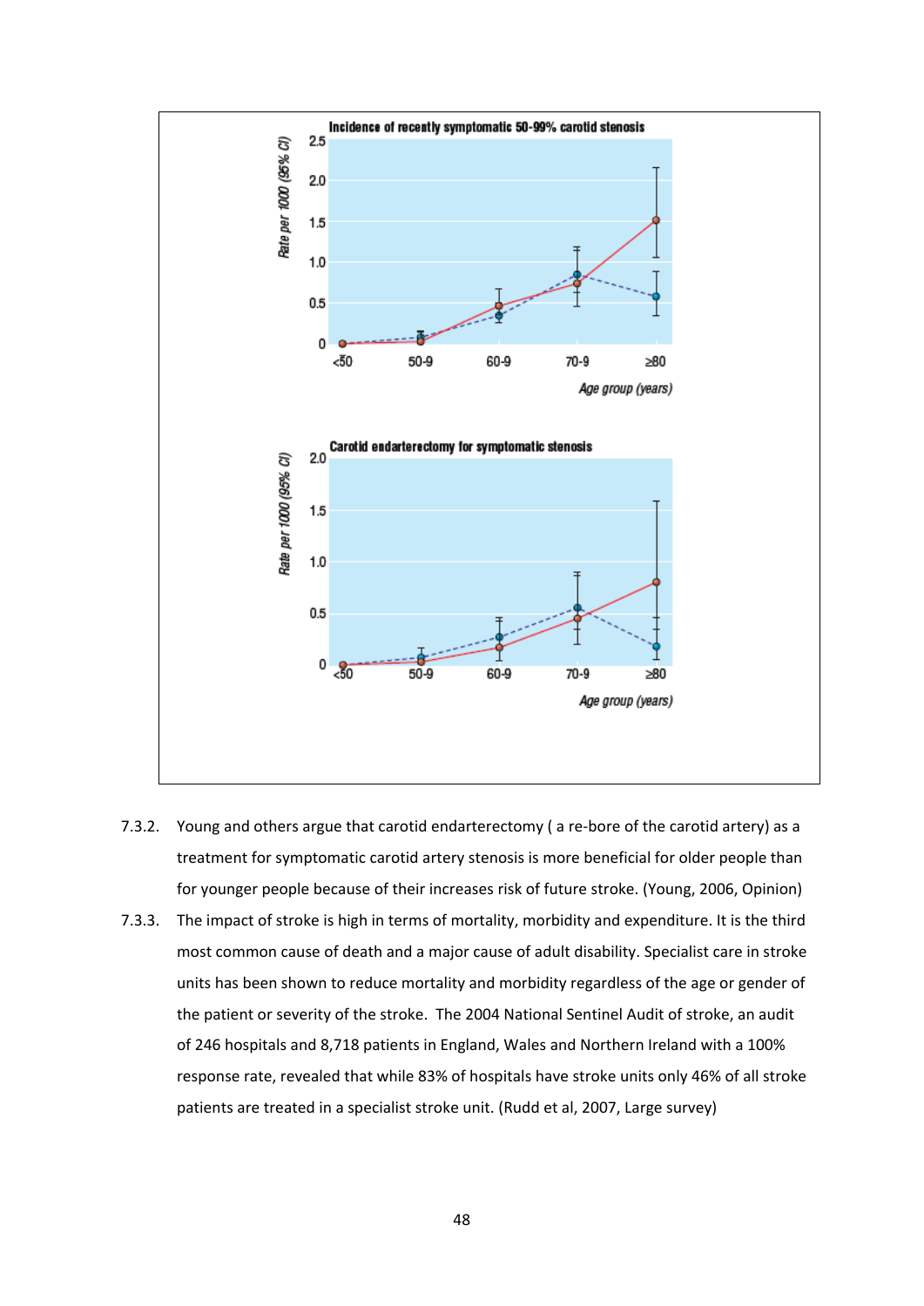7.3.2. Young and others argue that carotid endarterectomy ( a re-bore of the carotid artery) as a treatment for symptomatic carotid artery stenosis is more beneficial for older people than for younger people because of their increases risk of future stroke. (Young, 2006, Opinion)

7.3.3. The impact of stroke is high in terms of mortality, morbidity and expenditure. It is the third most common cause of death and a major cause of adult disability. Specialist care in stroke units has been shown to reduce mortality and morbidity regardless of the age or gender of the patient or severity of the stroke. The 2004 National Sentinel Audit of stroke, an audit of 246 hospitals and 8,718 patients in England, Wales and Northern Ireland with a 100% response rate, revealed that while 83% of hospitals have stroke units only 46% of all stroke patients are treated in a specialist stroke unit. (Rudd et al, 2007, Large survey)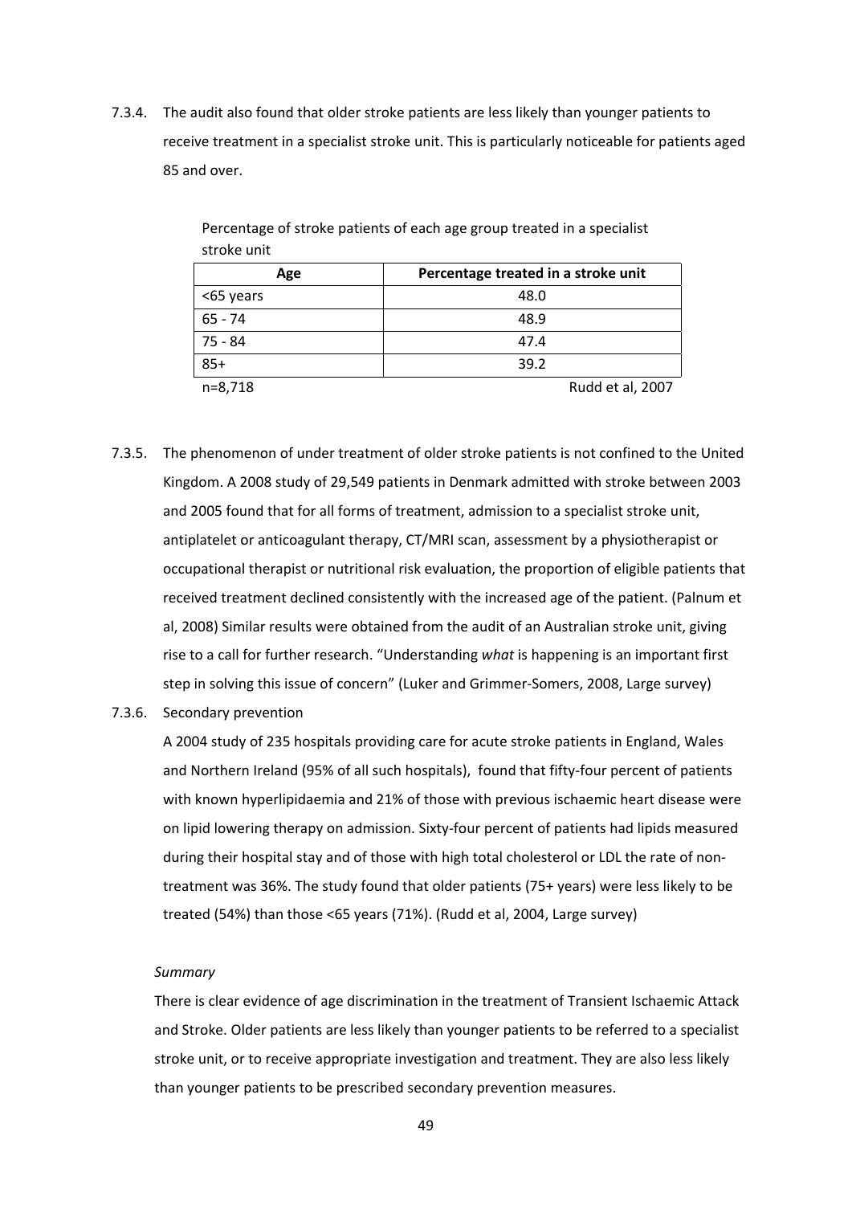7.3.4. The audit also found that older stroke patients are less likely than younger patients to receive treatment in a specialist stroke unit. This is particularly noticeable for patients aged 85 and over.

Percentage of stroke patients of each age group treated in a specialist stroke unit

| Age | Percentage treated in a stroke unit |
|---|---|
| <65 years | 48.0 |
| 65 - 74 | 48.9 |
| 75 - 84 | 47.4 |
| 85+ | 39.2 |

n=8,718 Rudd et al, 2007

7.3.5. The phenomenon of under treatment of older stroke patients is not confined to the United Kingdom. A 2008 study of 29,549 patients in Denmark admitted with stroke between 2003 and 2005 found that for all forms of treatment, admission to a specialist stroke unit, antiplatelet or anticoagulant therapy, CT/MRI scan, assessment by a physiotherapist or occupational therapist or nutritional risk evaluation, the proportion of eligible patients that received treatment declined consistently with the increased age of the patient. (Palnum et al, 2008) Similar results were obtained from the audit of an Australian stroke unit, giving rise to a call for further research. "Understanding *what* is happening is an important first step in solving this issue of concern" (Luker and Grimmer-Somers, 2008, Large survey)

7.3.6. Secondary prevention

A 2004 study of 235 hospitals providing care for acute stroke patients in England, Wales and Northern Ireland (95% of all such hospitals), found that fifty-four percent of patients with known hyperlipidaemia and 21% of those with previous ischaemic heart disease were on lipid lowering therapy on admission. Sixty-four percent of patients had lipids measured during their hospital stay and of those with high total cholesterol or LDL the rate of non-treatment was 36%. The study found that older patients (75+ years) were less likely to be treated (54%) than those <65 years (71%). (Rudd et al, 2004, Large survey)

*Summary*

There is clear evidence of age discrimination in the treatment of Transient Ischaemic Attack and Stroke. Older patients are less likely than younger patients to be referred to a specialist stroke unit, or to receive appropriate investigation and treatment. They are also less likely than younger patients to be prescribed secondary prevention measures.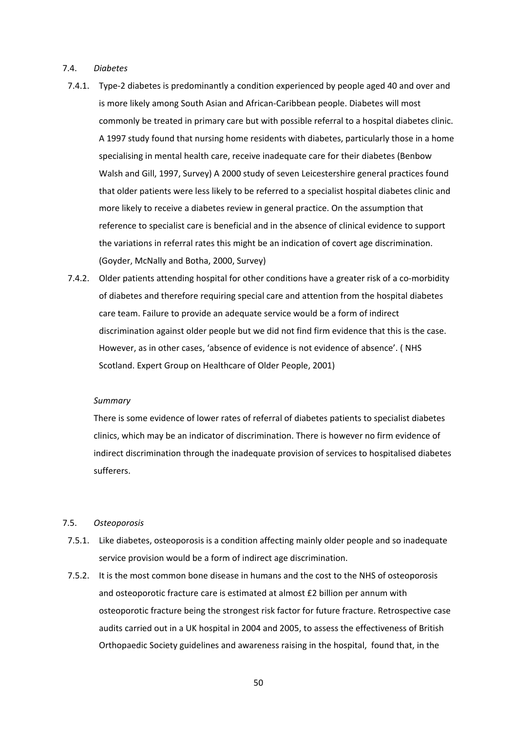### 7.4. *Diabetes*

7.4.1. Type-2 diabetes is predominantly a condition experienced by people aged 40 and over and is more likely among South Asian and African-Caribbean people. Diabetes will most commonly be treated in primary care but with possible referral to a hospital diabetes clinic. A 1997 study found that nursing home residents with diabetes, particularly those in a home specialising in mental health care, receive inadequate care for their diabetes (Benbow Walsh and Gill, 1997, Survey) A 2000 study of seven Leicestershire general practices found that older patients were less likely to be referred to a specialist hospital diabetes clinic and more likely to receive a diabetes review in general practice. On the assumption that reference to specialist care is beneficial and in the absence of clinical evidence to support the variations in referral rates this might be an indication of covert age discrimination. (Goyder, McNally and Botha, 2000, Survey)

7.4.2. Older patients attending hospital for other conditions have a greater risk of a co-morbidity of diabetes and therefore requiring special care and attention from the hospital diabetes care team. Failure to provide an adequate service would be a form of indirect discrimination against older people but we did not find firm evidence that this is the case. However, as in other cases, 'absence of evidence is not evidence of absence'. ( NHS Scotland. Expert Group on Healthcare of Older People, 2001)

*Summary*

There is some evidence of lower rates of referral of diabetes patients to specialist diabetes clinics, which may be an indicator of discrimination. There is however no firm evidence of indirect discrimination through the inadequate provision of services to hospitalised diabetes sufferers.

### 7.5. *Osteoporosis*

7.5.1. Like diabetes, osteoporosis is a condition affecting mainly older people and so inadequate service provision would be a form of indirect age discrimination.

7.5.2. It is the most common bone disease in humans and the cost to the NHS of osteoporosis and osteoporotic fracture care is estimated at almost £2 billion per annum with osteoporotic fracture being the strongest risk factor for future fracture. Retrospective case audits carried out in a UK hospital in 2004 and 2005, to assess the effectiveness of British Orthopaedic Society guidelines and awareness raising in the hospital, found that, in the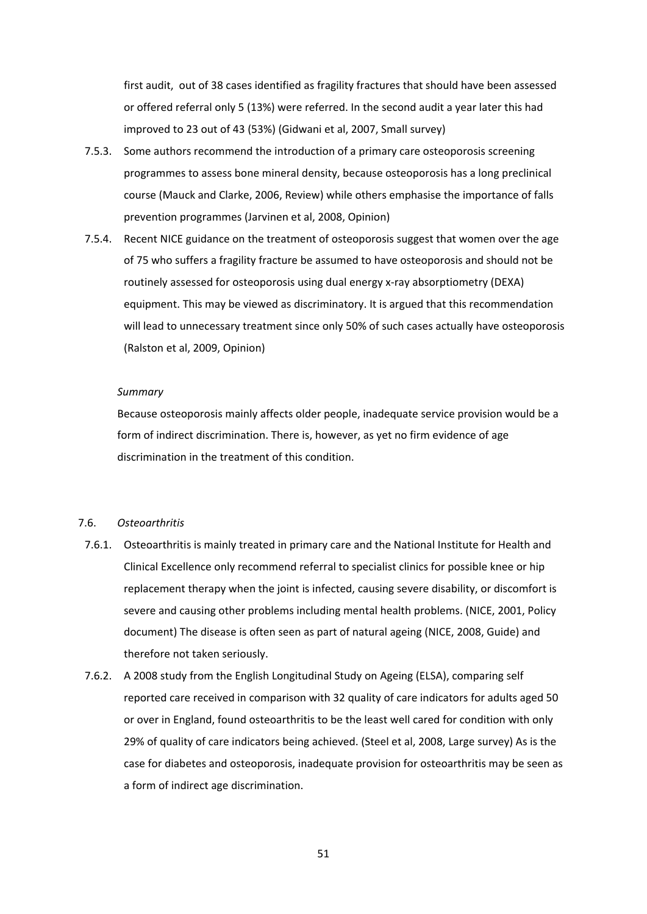first audit, out of 38 cases identified as fragility fractures that should have been assessed or offered referral only 5 (13%) were referred. In the second audit a year later this had improved to 23 out of 43 (53%) (Gidwani et al, 2007, Small survey)

7.5.3. Some authors recommend the introduction of a primary care osteoporosis screening programmes to assess bone mineral density, because osteoporosis has a long preclinical course (Mauck and Clarke, 2006, Review) while others emphasise the importance of falls prevention programmes (Jarvinen et al, 2008, Opinion)

7.5.4. Recent NICE guidance on the treatment of osteoporosis suggest that women over the age of 75 who suffers a fragility fracture be assumed to have osteoporosis and should not be routinely assessed for osteoporosis using dual energy x-ray absorptiometry (DEXA) equipment. This may be viewed as discriminatory. It is argued that this recommendation will lead to unnecessary treatment since only 50% of such cases actually have osteoporosis (Ralston et al, 2009, Opinion)

*Summary*

Because osteoporosis mainly affects older people, inadequate service provision would be a form of indirect discrimination. There is, however, as yet no firm evidence of age discrimination in the treatment of this condition.

### 7.6. *Osteoarthritis*

7.6.1. Osteoarthritis is mainly treated in primary care and the National Institute for Health and Clinical Excellence only recommend referral to specialist clinics for possible knee or hip replacement therapy when the joint is infected, causing severe disability, or discomfort is severe and causing other problems including mental health problems. (NICE, 2001, Policy document) The disease is often seen as part of natural ageing (NICE, 2008, Guide) and therefore not taken seriously.

7.6.2. A 2008 study from the English Longitudinal Study on Ageing (ELSA), comparing self reported care received in comparison with 32 quality of care indicators for adults aged 50 or over in England, found osteoarthritis to be the least well cared for condition with only 29% of quality of care indicators being achieved. (Steel et al, 2008, Large survey) As is the case for diabetes and osteoporosis, inadequate provision for osteoarthritis may be seen as a form of indirect age discrimination.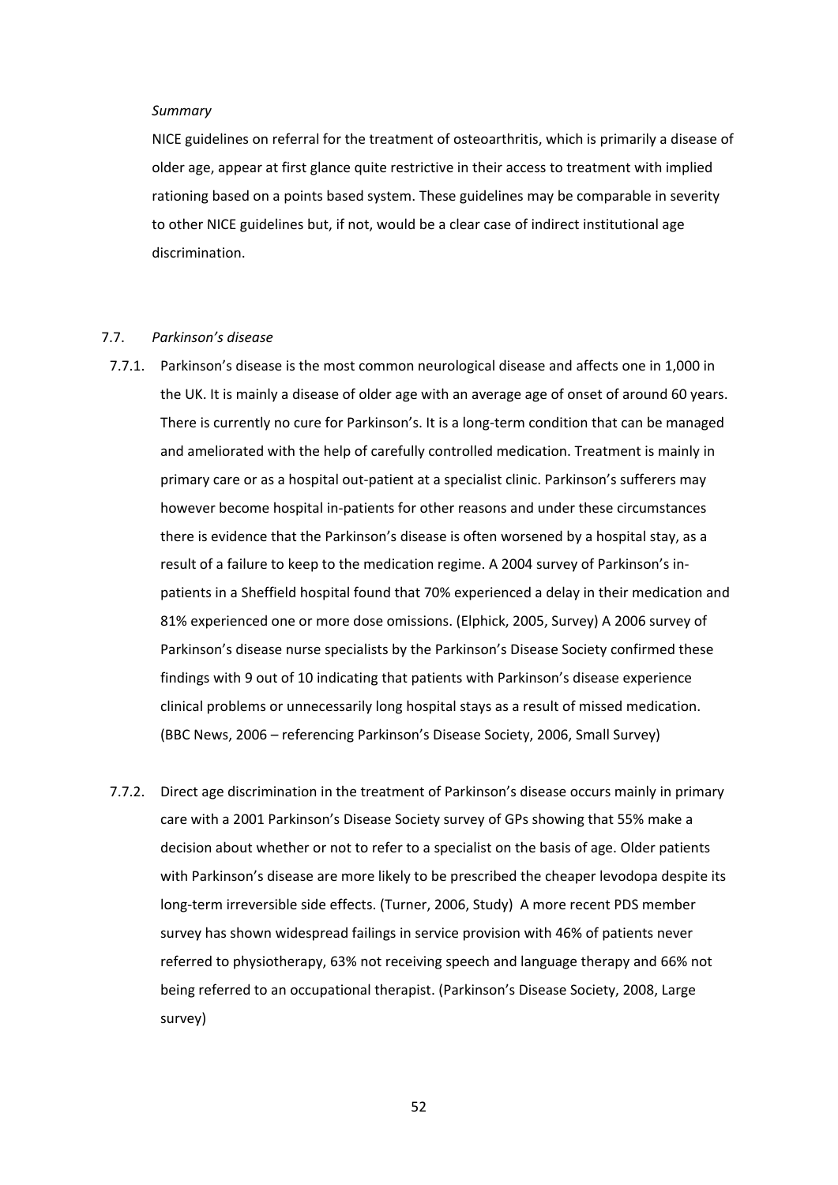*Summary*

NICE guidelines on referral for the treatment of osteoarthritis, which is primarily a disease of older age, appear at first glance quite restrictive in their access to treatment with implied rationing based on a points based system. These guidelines may be comparable in severity to other NICE guidelines but, if not, would be a clear case of indirect institutional age discrimination.

7.7. *Parkinson's disease*

7.7.1. Parkinson's disease is the most common neurological disease and affects one in 1,000 in the UK. It is mainly a disease of older age with an average age of onset of around 60 years. There is currently no cure for Parkinson's. It is a long-term condition that can be managed and ameliorated with the help of carefully controlled medication. Treatment is mainly in primary care or as a hospital out-patient at a specialist clinic. Parkinson's sufferers may however become hospital in-patients for other reasons and under these circumstances there is evidence that the Parkinson's disease is often worsened by a hospital stay, as a result of a failure to keep to the medication regime. A 2004 survey of Parkinson's in-patients in a Sheffield hospital found that 70% experienced a delay in their medication and 81% experienced one or more dose omissions. (Elphick, 2005, Survey) A 2006 survey of Parkinson's disease nurse specialists by the Parkinson's Disease Society confirmed these findings with 9 out of 10 indicating that patients with Parkinson's disease experience clinical problems or unnecessarily long hospital stays as a result of missed medication. (BBC News, 2006 – referencing Parkinson's Disease Society, 2006, Small Survey)

7.7.2. Direct age discrimination in the treatment of Parkinson's disease occurs mainly in primary care with a 2001 Parkinson's Disease Society survey of GPs showing that 55% make a decision about whether or not to refer to a specialist on the basis of age. Older patients with Parkinson's disease are more likely to be prescribed the cheaper levodopa despite its long-term irreversible side effects. (Turner, 2006, Study) A more recent PDS member survey has shown widespread failings in service provision with 46% of patients never referred to physiotherapy, 63% not receiving speech and language therapy and 66% not being referred to an occupational therapist. (Parkinson's Disease Society, 2008, Large survey)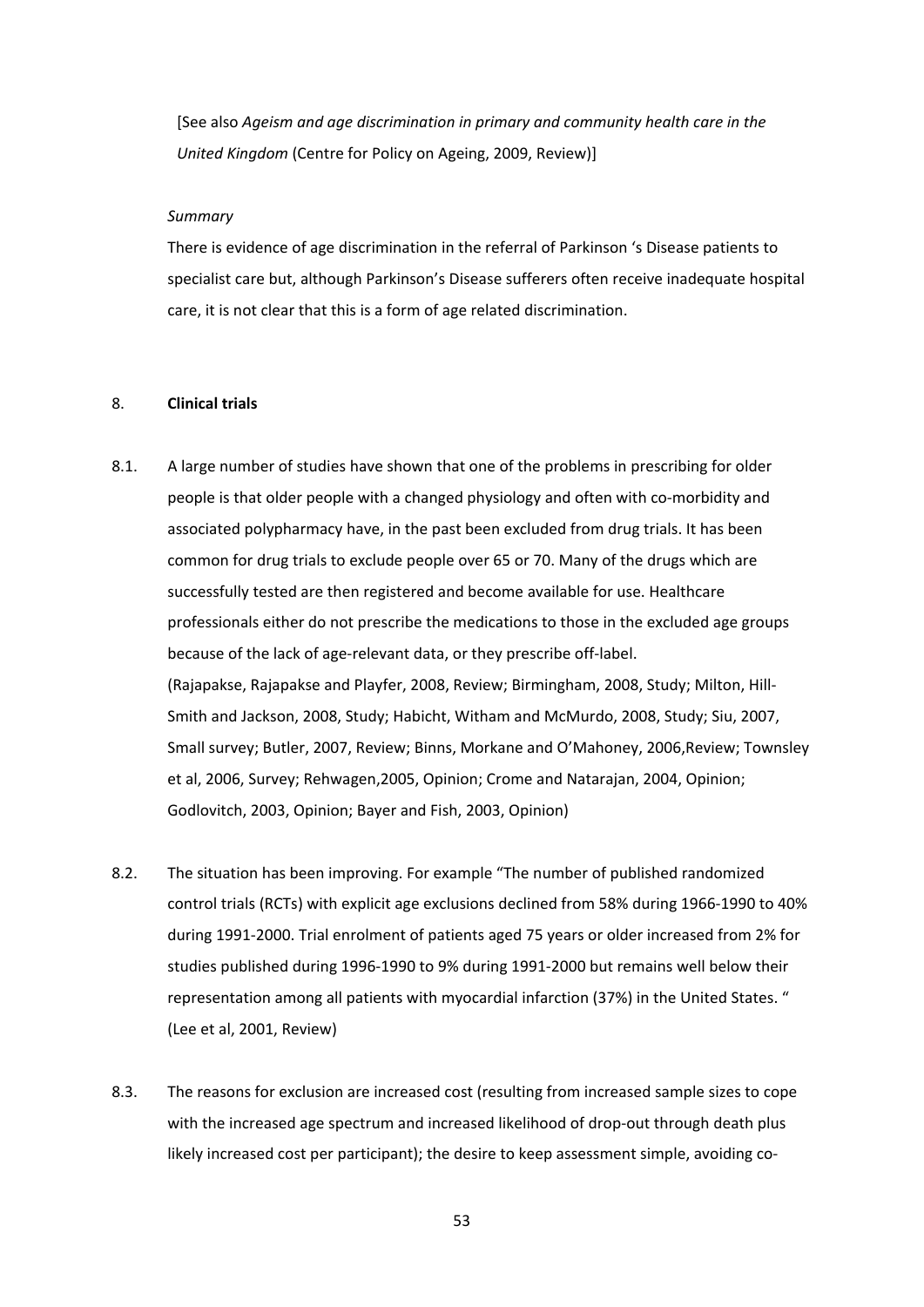[See also *Ageism and age discrimination in primary and community health care in the United Kingdom* (Centre for Policy on Ageing, 2009, Review)]

*Summary*

There is evidence of age discrimination in the referral of Parkinson 's Disease patients to specialist care but, although Parkinson's Disease sufferers often receive inadequate hospital care, it is not clear that this is a form of age related discrimination.

## 8. Clinical trials

8.1. A large number of studies have shown that one of the problems in prescribing for older people is that older people with a changed physiology and often with co-morbidity and associated polypharmacy have, in the past been excluded from drug trials. It has been common for drug trials to exclude people over 65 or 70. Many of the drugs which are successfully tested are then registered and become available for use. Healthcare professionals either do not prescribe the medications to those in the excluded age groups because of the lack of age-relevant data, or they prescribe off-label. (Rajapakse, Rajapakse and Playfer, 2008, Review; Birmingham, 2008, Study; Milton, Hill-Smith and Jackson, 2008, Study; Habicht, Witham and McMurdo, 2008, Study; Siu, 2007, Small survey; Butler, 2007, Review; Binns, Morkane and O'Mahoney, 2006,Review; Townsley et al, 2006, Survey; Rehwagen,2005, Opinion; Crome and Natarajan, 2004, Opinion; Godlovitch, 2003, Opinion; Bayer and Fish, 2003, Opinion)

8.2. The situation has been improving. For example "The number of published randomized control trials (RCTs) with explicit age exclusions declined from 58% during 1966-1990 to 40% during 1991-2000. Trial enrolment of patients aged 75 years or older increased from 2% for studies published during 1996-1990 to 9% during 1991-2000 but remains well below their representation among all patients with myocardial infarction (37%) in the United States. " (Lee et al, 2001, Review)

8.3. The reasons for exclusion are increased cost (resulting from increased sample sizes to cope with the increased age spectrum and increased likelihood of drop-out through death plus likely increased cost per participant); the desire to keep assessment simple, avoiding co-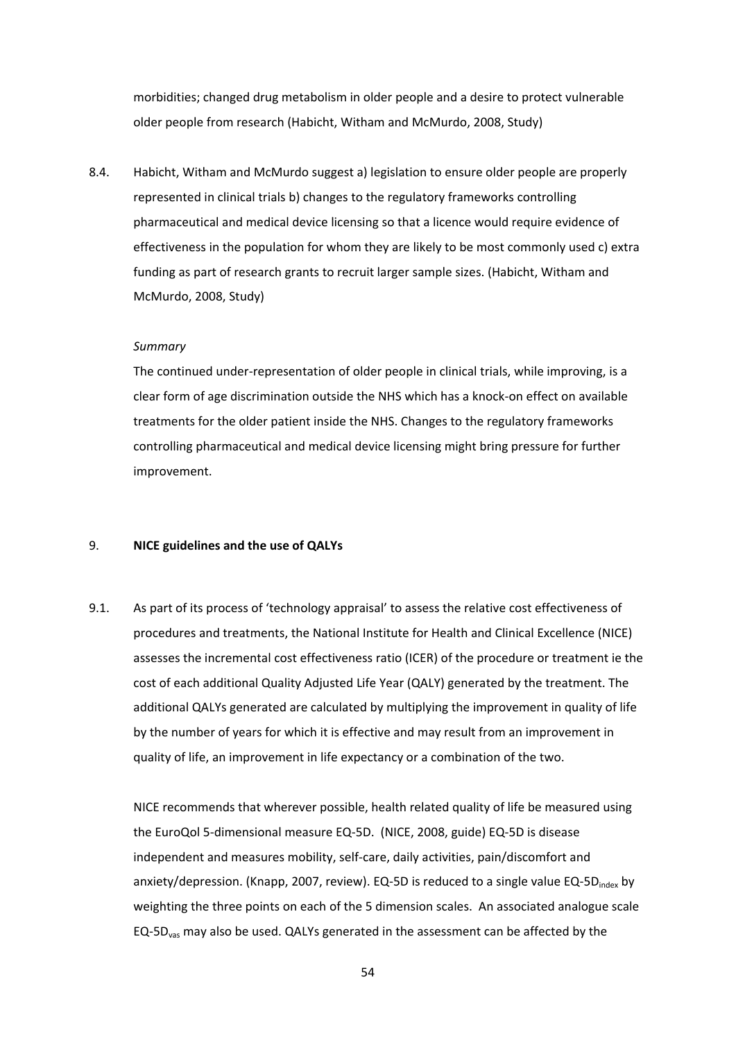morbidities; changed drug metabolism in older people and a desire to protect vulnerable older people from research (Habicht, Witham and McMurdo, 2008, Study)

8.4. Habicht, Witham and McMurdo suggest a) legislation to ensure older people are properly represented in clinical trials b) changes to the regulatory frameworks controlling pharmaceutical and medical device licensing so that a licence would require evidence of effectiveness in the population for whom they are likely to be most commonly used c) extra funding as part of research grants to recruit larger sample sizes. (Habicht, Witham and McMurdo, 2008, Study)

*Summary*

The continued under-representation of older people in clinical trials, while improving, is a clear form of age discrimination outside the NHS which has a knock-on effect on available treatments for the older patient inside the NHS. Changes to the regulatory frameworks controlling pharmaceutical and medical device licensing might bring pressure for further improvement.

## 9. NICE guidelines and the use of QALYs

9.1. As part of its process of 'technology appraisal' to assess the relative cost effectiveness of procedures and treatments, the National Institute for Health and Clinical Excellence (NICE) assesses the incremental cost effectiveness ratio (ICER) of the procedure or treatment ie the cost of each additional Quality Adjusted Life Year (QALY) generated by the treatment. The additional QALYs generated are calculated by multiplying the improvement in quality of life by the number of years for which it is effective and may result from an improvement in quality of life, an improvement in life expectancy or a combination of the two.

NICE recommends that wherever possible, health related quality of life be measured using the EuroQol 5-dimensional measure EQ-5D. (NICE, 2008, guide) EQ-5D is disease independent and measures mobility, self-care, daily activities, pain/discomfort and anxiety/depression. (Knapp, 2007, review). EQ-5D is reduced to a single value EQ-5D$_{index}$ by weighting the three points on each of the 5 dimension scales. An associated analogue scale EQ-5D$_{vas}$ may also be used. QALYs generated in the assessment can be affected by the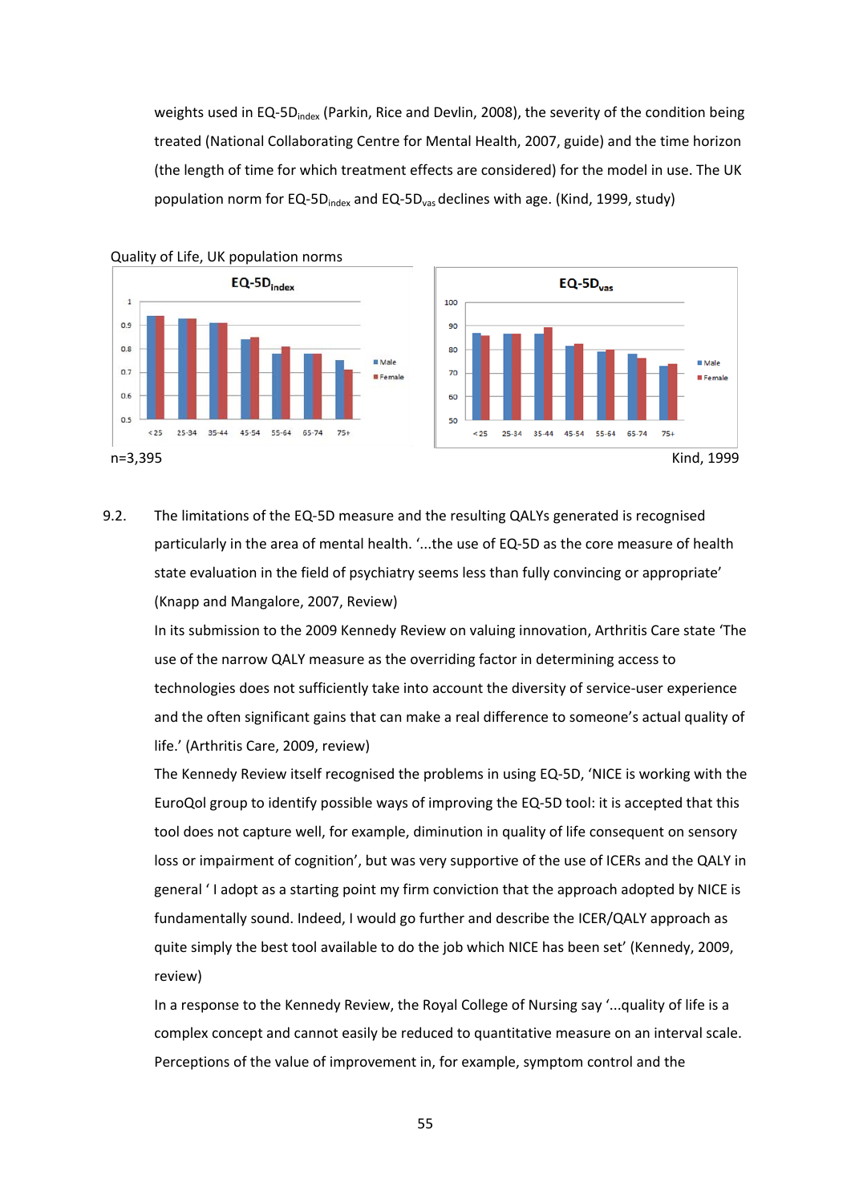weights used in EQ-5D$_{index}$ (Parkin, Rice and Devlin, 2008), the severity of the condition being treated (National Collaborating Centre for Mental Health, 2007, guide) and the time horizon (the length of time for which treatment effects are considered) for the model in use. The UK population norm for EQ-5D$_{index}$ and EQ-5D$_{vas}$ declines with age. (Kind, 1999, study)

Quality of Life, UK population norms

n=3,395

Kind, 1999

9.2. The limitations of the EQ-5D measure and the resulting QALYs generated is recognised particularly in the area of mental health. '...the use of EQ-5D as the core measure of health state evaluation in the field of psychiatry seems less than fully convincing or appropriate' (Knapp and Mangalore, 2007, Review)

In its submission to the 2009 Kennedy Review on valuing innovation, Arthritis Care state 'The use of the narrow QALY measure as the overriding factor in determining access to technologies does not sufficiently take into account the diversity of service-user experience and the often significant gains that can make a real difference to someone's actual quality of life.' (Arthritis Care, 2009, review)

The Kennedy Review itself recognised the problems in using EQ-5D, 'NICE is working with the EuroQol group to identify possible ways of improving the EQ-5D tool: it is accepted that this tool does not capture well, for example, diminution in quality of life consequent on sensory loss or impairment of cognition', but was very supportive of the use of ICERs and the QALY in general ' I adopt as a starting point my firm conviction that the approach adopted by NICE is fundamentally sound. Indeed, I would go further and describe the ICER/QALY approach as quite simply the best tool available to do the job which NICE has been set' (Kennedy, 2009, review)

In a response to the Kennedy Review, the Royal College of Nursing say '...quality of life is a complex concept and cannot easily be reduced to quantitative measure on an interval scale. Perceptions of the value of improvement in, for example, symptom control and the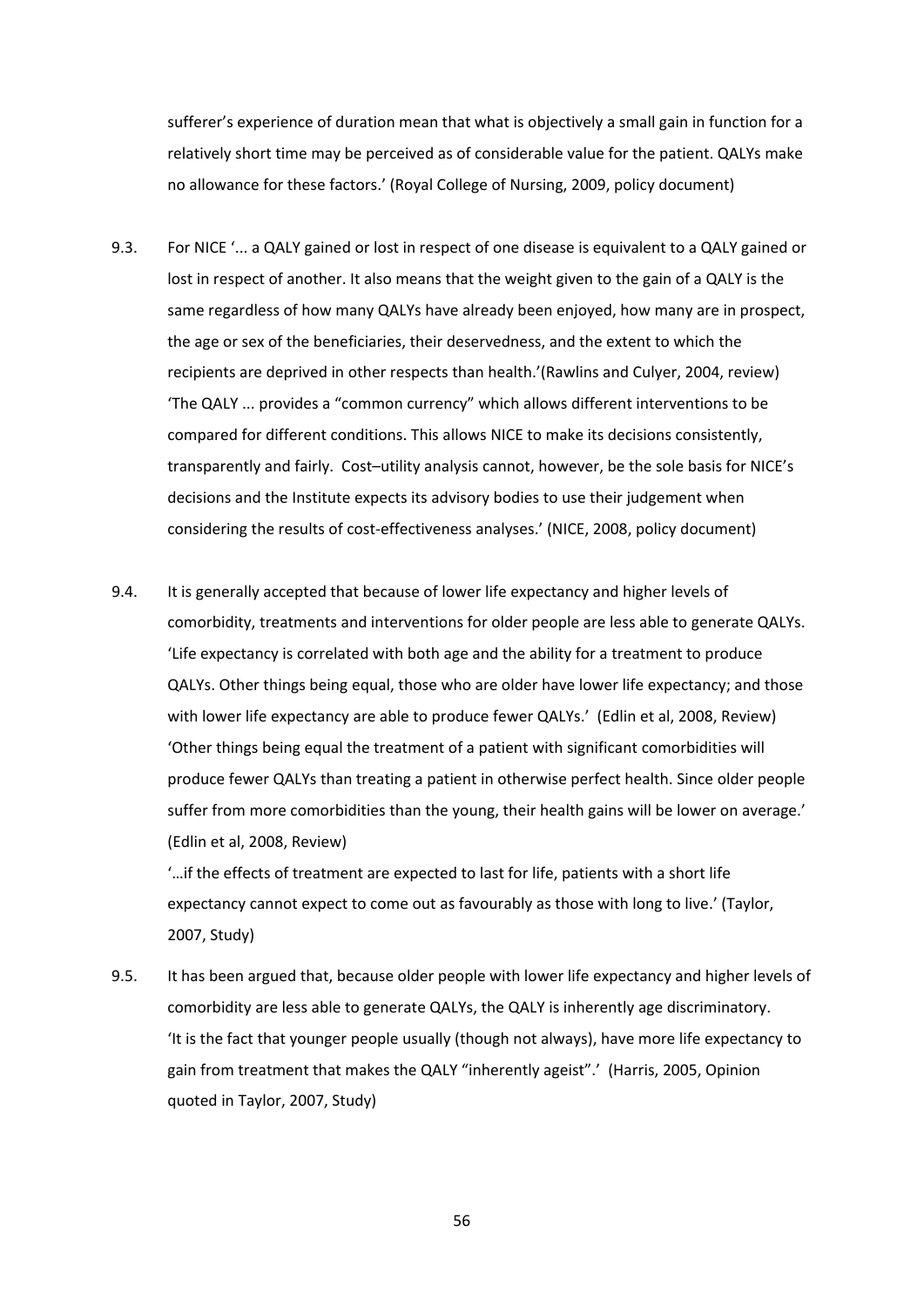sufferer's experience of duration mean that what is objectively a small gain in function for a relatively short time may be perceived as of considerable value for the patient. QALYs make no allowance for these factors.' (Royal College of Nursing, 2009, policy document)

9.3. For NICE '... a QALY gained or lost in respect of one disease is equivalent to a QALY gained or lost in respect of another. It also means that the weight given to the gain of a QALY is the same regardless of how many QALYs have already been enjoyed, how many are in prospect, the age or sex of the beneficiaries, their deservedness, and the extent to which the recipients are deprived in other respects than health.'(Rawlins and Culyer, 2004, review) 'The QALY ... provides a "common currency" which allows different interventions to be compared for different conditions. This allows NICE to make its decisions consistently, transparently and fairly. Cost–utility analysis cannot, however, be the sole basis for NICE's decisions and the Institute expects its advisory bodies to use their judgement when considering the results of cost-effectiveness analyses.' (NICE, 2008, policy document)

9.4. It is generally accepted that because of lower life expectancy and higher levels of comorbidity, treatments and interventions for older people are less able to generate QALYs. 'Life expectancy is correlated with both age and the ability for a treatment to produce QALYs. Other things being equal, those who are older have lower life expectancy; and those with lower life expectancy are able to produce fewer QALYs.' (Edlin et al, 2008, Review) 'Other things being equal the treatment of a patient with significant comorbidities will produce fewer QALYs than treating a patient in otherwise perfect health. Since older people suffer from more comorbidities than the young, their health gains will be lower on average.' (Edlin et al, 2008, Review)

'…if the effects of treatment are expected to last for life, patients with a short life expectancy cannot expect to come out as favourably as those with long to live.' (Taylor, 2007, Study)

9.5. It has been argued that, because older people with lower life expectancy and higher levels of comorbidity are less able to generate QALYs, the QALY is inherently age discriminatory. 'It is the fact that younger people usually (though not always), have more life expectancy to gain from treatment that makes the QALY "inherently ageist".' (Harris, 2005, Opinion quoted in Taylor, 2007, Study)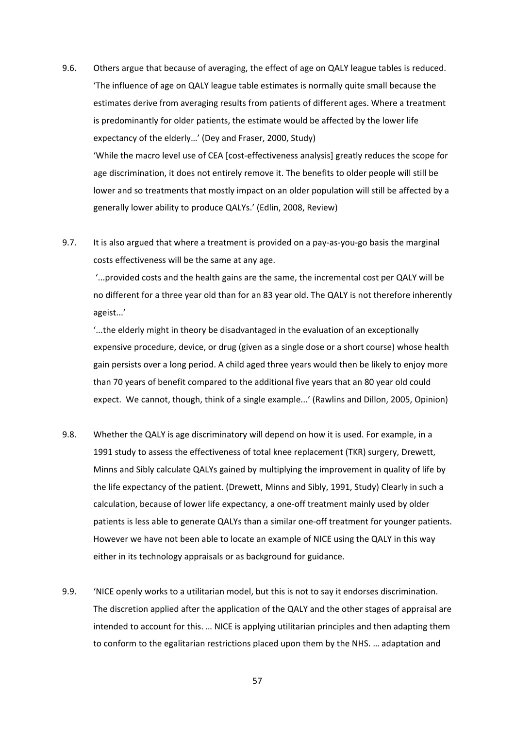9.6. Others argue that because of averaging, the effect of age on QALY league tables is reduced. 'The influence of age on QALY league table estimates is normally quite small because the estimates derive from averaging results from patients of different ages. Where a treatment is predominantly for older patients, the estimate would be affected by the lower life expectancy of the elderly…' (Dey and Fraser, 2000, Study)

'While the macro level use of CEA [cost-effectiveness analysis] greatly reduces the scope for age discrimination, it does not entirely remove it. The benefits to older people will still be lower and so treatments that mostly impact on an older population will still be affected by a generally lower ability to produce QALYs.' (Edlin, 2008, Review)

9.7. It is also argued that where a treatment is provided on a pay-as-you-go basis the marginal costs effectiveness will be the same at any age.

'...provided costs and the health gains are the same, the incremental cost per QALY will be no different for a three year old than for an 83 year old. The QALY is not therefore inherently ageist...'

'...the elderly might in theory be disadvantaged in the evaluation of an exceptionally expensive procedure, device, or drug (given as a single dose or a short course) whose health gain persists over a long period. A child aged three years would then be likely to enjoy more than 70 years of benefit compared to the additional five years that an 80 year old could expect. We cannot, though, think of a single example...' (Rawlins and Dillon, 2005, Opinion)

9.8. Whether the QALY is age discriminatory will depend on how it is used. For example, in a 1991 study to assess the effectiveness of total knee replacement (TKR) surgery, Drewett, Minns and Sibly calculate QALYs gained by multiplying the improvement in quality of life by the life expectancy of the patient. (Drewett, Minns and Sibly, 1991, Study) Clearly in such a calculation, because of lower life expectancy, a one-off treatment mainly used by older patients is less able to generate QALYs than a similar one-off treatment for younger patients. However we have not been able to locate an example of NICE using the QALY in this way either in its technology appraisals or as background for guidance.

9.9. 'NICE openly works to a utilitarian model, but this is not to say it endorses discrimination. The discretion applied after the application of the QALY and the other stages of appraisal are intended to account for this. … NICE is applying utilitarian principles and then adapting them to conform to the egalitarian restrictions placed upon them by the NHS. … adaptation and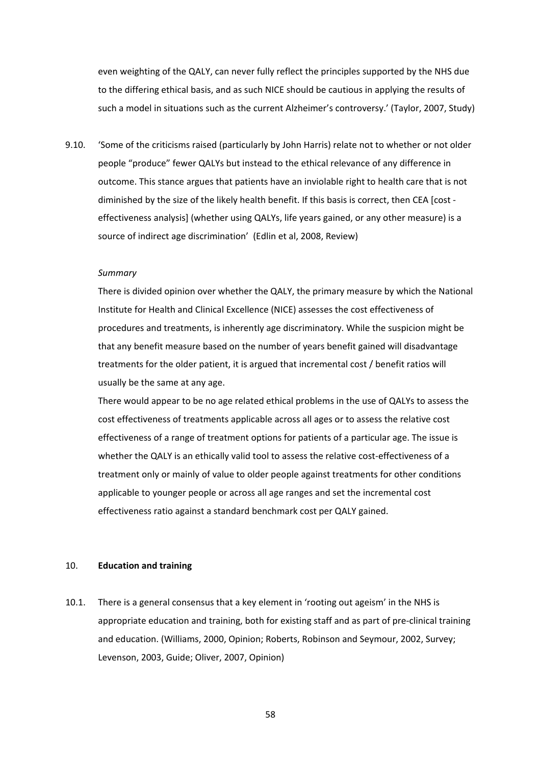even weighting of the QALY, can never fully reflect the principles supported by the NHS due to the differing ethical basis, and as such NICE should be cautious in applying the results of such a model in situations such as the current Alzheimer's controversy.' (Taylor, 2007, Study)

9.10. 'Some of the criticisms raised (particularly by John Harris) relate not to whether or not older people "produce" fewer QALYs but instead to the ethical relevance of any difference in outcome. This stance argues that patients have an inviolable right to health care that is not diminished by the size of the likely health benefit. If this basis is correct, then CEA [cost - effectiveness analysis] (whether using QALYs, life years gained, or any other measure) is a source of indirect age discrimination' (Edlin et al, 2008, Review)

*Summary*

There is divided opinion over whether the QALY, the primary measure by which the National Institute for Health and Clinical Excellence (NICE) assesses the cost effectiveness of procedures and treatments, is inherently age discriminatory. While the suspicion might be that any benefit measure based on the number of years benefit gained will disadvantage treatments for the older patient, it is argued that incremental cost / benefit ratios will usually be the same at any age.

There would appear to be no age related ethical problems in the use of QALYs to assess the cost effectiveness of treatments applicable across all ages or to assess the relative cost effectiveness of a range of treatment options for patients of a particular age. The issue is whether the QALY is an ethically valid tool to assess the relative cost-effectiveness of a treatment only or mainly of value to older people against treatments for other conditions applicable to younger people or across all age ranges and set the incremental cost effectiveness ratio against a standard benchmark cost per QALY gained.

## 10. Education and training

10.1. There is a general consensus that a key element in 'rooting out ageism' in the NHS is appropriate education and training, both for existing staff and as part of pre-clinical training and education. (Williams, 2000, Opinion; Roberts, Robinson and Seymour, 2002, Survey; Levenson, 2003, Guide; Oliver, 2007, Opinion)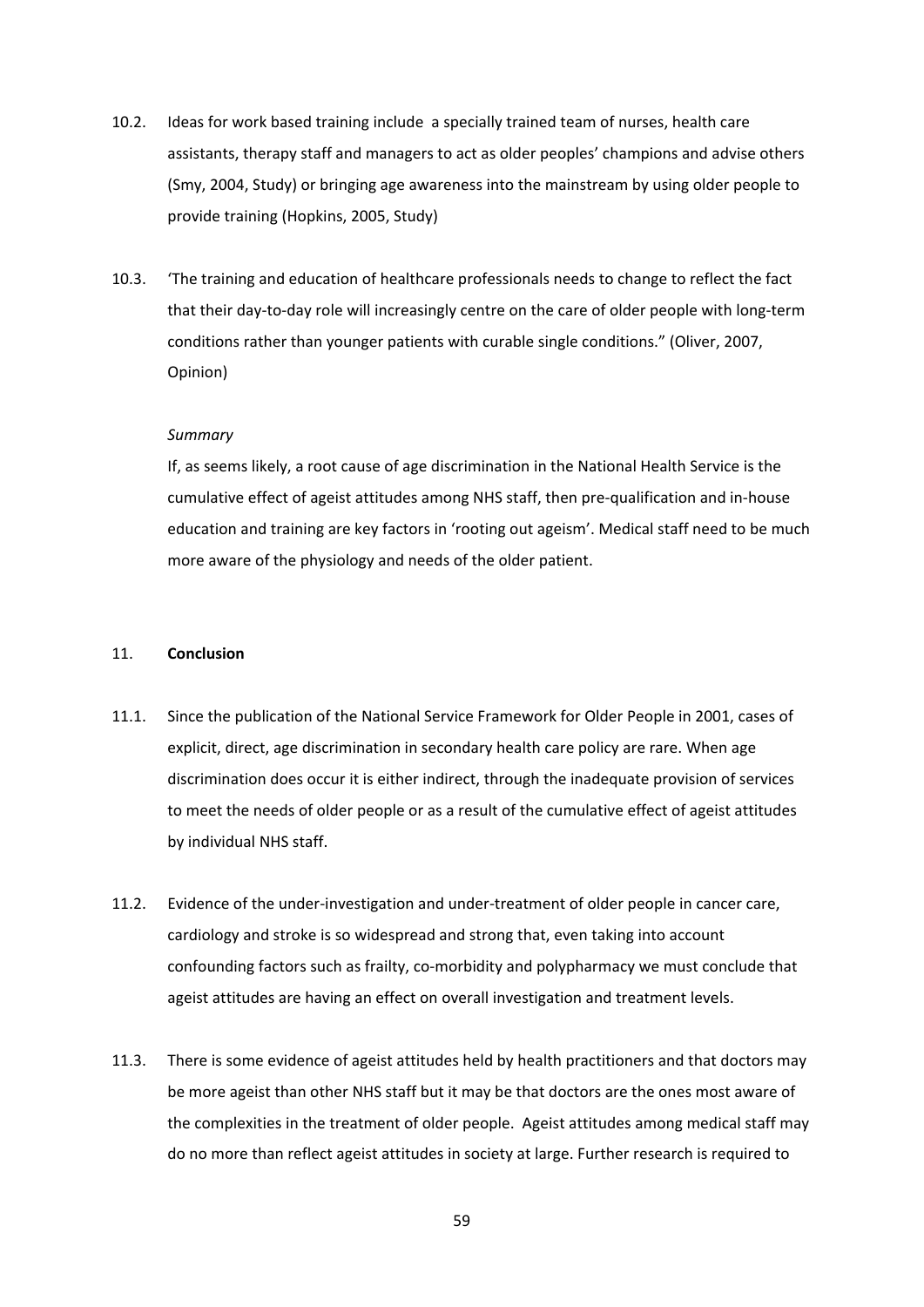10.2. Ideas for work based training include a specially trained team of nurses, health care assistants, therapy staff and managers to act as older peoples' champions and advise others (Smy, 2004, Study) or bringing age awareness into the mainstream by using older people to provide training (Hopkins, 2005, Study)

10.3. 'The training and education of healthcare professionals needs to change to reflect the fact that their day-to-day role will increasingly centre on the care of older people with long-term conditions rather than younger patients with curable single conditions." (Oliver, 2007, Opinion)

*Summary*

If, as seems likely, a root cause of age discrimination in the National Health Service is the cumulative effect of ageist attitudes among NHS staff, then pre-qualification and in-house education and training are key factors in 'rooting out ageism'. Medical staff need to be much more aware of the physiology and needs of the older patient.

## 11. **Conclusion**

11.1. Since the publication of the National Service Framework for Older People in 2001, cases of explicit, direct, age discrimination in secondary health care policy are rare. When age discrimination does occur it is either indirect, through the inadequate provision of services to meet the needs of older people or as a result of the cumulative effect of ageist attitudes by individual NHS staff.

11.2. Evidence of the under-investigation and under-treatment of older people in cancer care, cardiology and stroke is so widespread and strong that, even taking into account confounding factors such as frailty, co-morbidity and polypharmacy we must conclude that ageist attitudes are having an effect on overall investigation and treatment levels.

11.3. There is some evidence of ageist attitudes held by health practitioners and that doctors may be more ageist than other NHS staff but it may be that doctors are the ones most aware of the complexities in the treatment of older people. Ageist attitudes among medical staff may do no more than reflect ageist attitudes in society at large. Further research is required to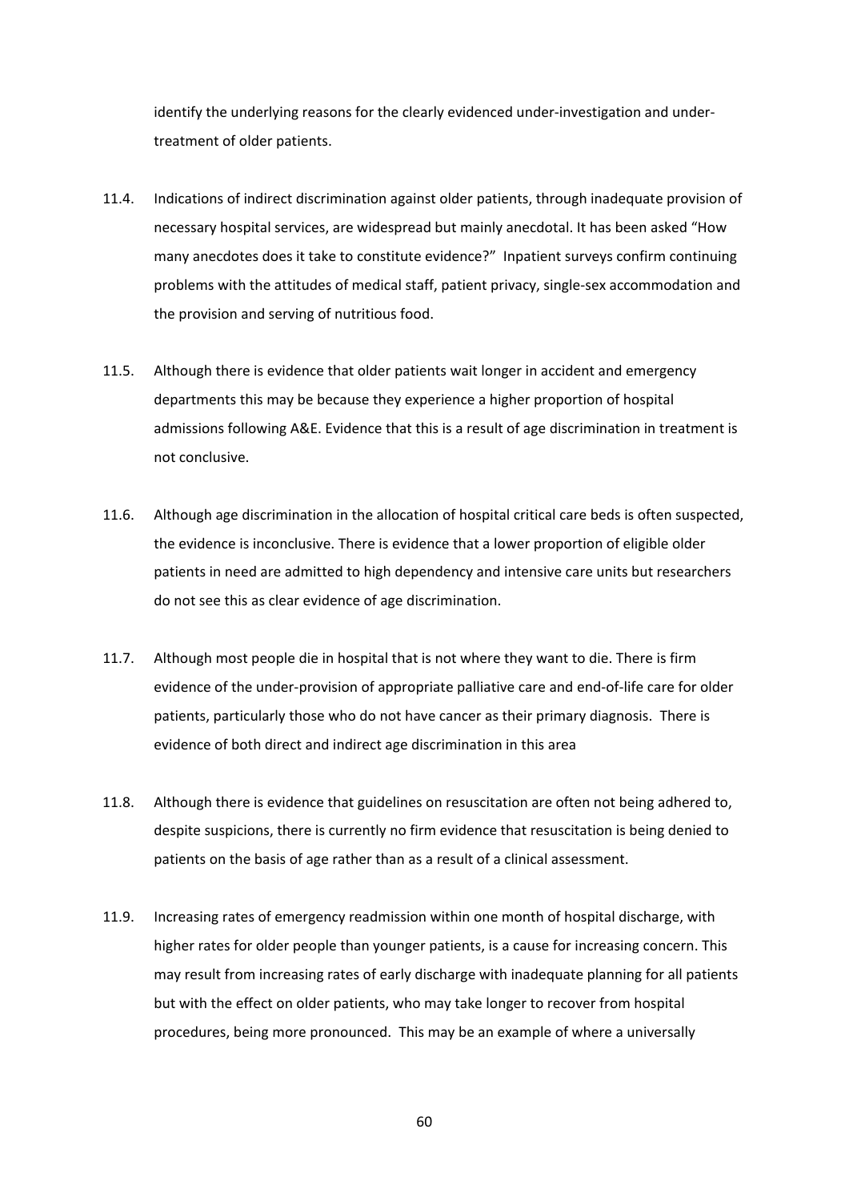identify the underlying reasons for the clearly evidenced under-investigation and under-treatment of older patients.

11.4. Indications of indirect discrimination against older patients, through inadequate provision of necessary hospital services, are widespread but mainly anecdotal. It has been asked "How many anecdotes does it take to constitute evidence?" Inpatient surveys confirm continuing problems with the attitudes of medical staff, patient privacy, single-sex accommodation and the provision and serving of nutritious food.

11.5. Although there is evidence that older patients wait longer in accident and emergency departments this may be because they experience a higher proportion of hospital admissions following A&E. Evidence that this is a result of age discrimination in treatment is not conclusive.

11.6. Although age discrimination in the allocation of hospital critical care beds is often suspected, the evidence is inconclusive. There is evidence that a lower proportion of eligible older patients in need are admitted to high dependency and intensive care units but researchers do not see this as clear evidence of age discrimination.

11.7. Although most people die in hospital that is not where they want to die. There is firm evidence of the under-provision of appropriate palliative care and end-of-life care for older patients, particularly those who do not have cancer as their primary diagnosis. There is evidence of both direct and indirect age discrimination in this area

11.8. Although there is evidence that guidelines on resuscitation are often not being adhered to, despite suspicions, there is currently no firm evidence that resuscitation is being denied to patients on the basis of age rather than as a result of a clinical assessment.

11.9. Increasing rates of emergency readmission within one month of hospital discharge, with higher rates for older people than younger patients, is a cause for increasing concern. This may result from increasing rates of early discharge with inadequate planning for all patients but with the effect on older patients, who may take longer to recover from hospital procedures, being more pronounced. This may be an example of where a universally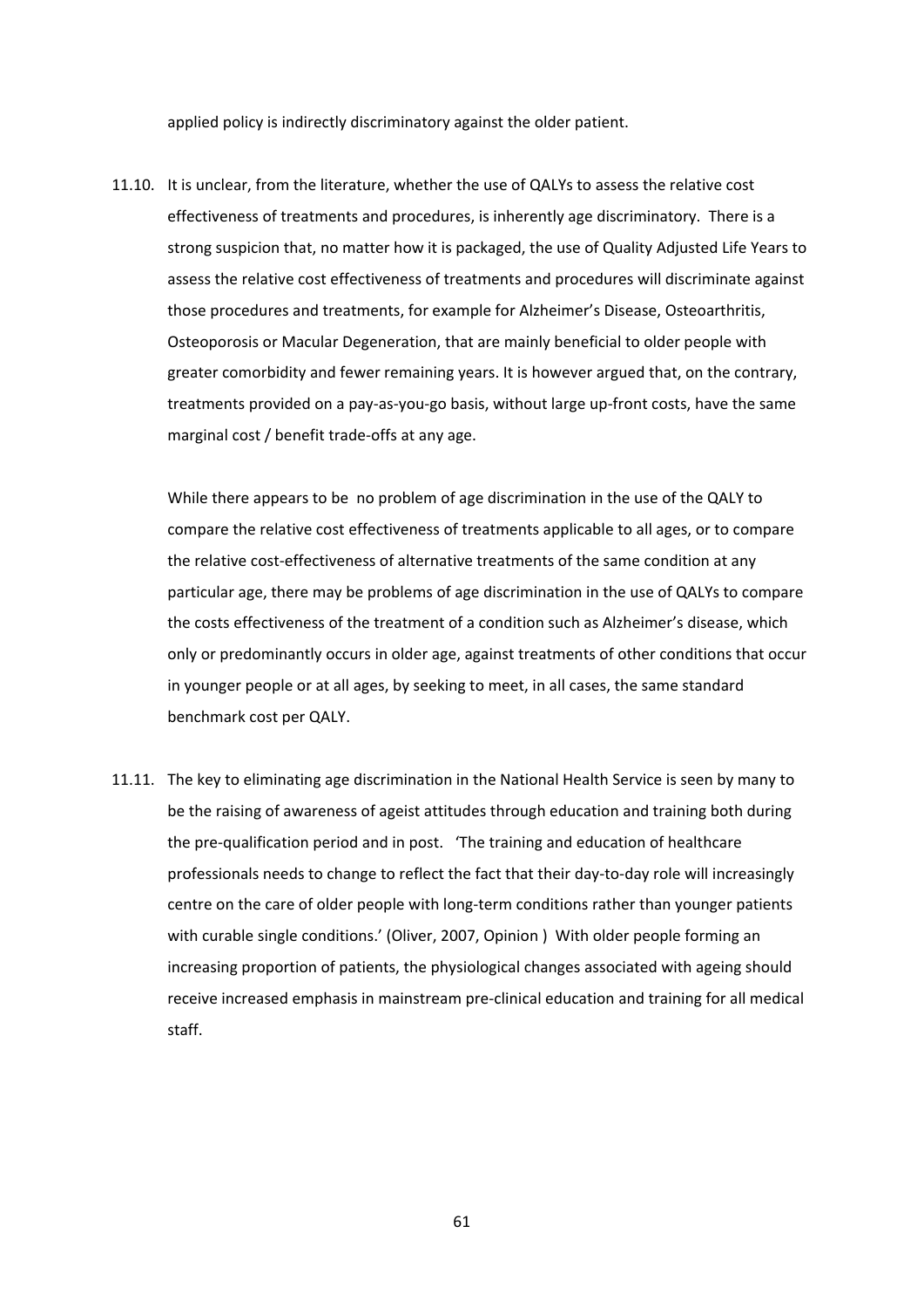applied policy is indirectly discriminatory against the older patient.

11.10. It is unclear, from the literature, whether the use of QALYs to assess the relative cost effectiveness of treatments and procedures, is inherently age discriminatory. There is a strong suspicion that, no matter how it is packaged, the use of Quality Adjusted Life Years to assess the relative cost effectiveness of treatments and procedures will discriminate against those procedures and treatments, for example for Alzheimer's Disease, Osteoarthritis, Osteoporosis or Macular Degeneration, that are mainly beneficial to older people with greater comorbidity and fewer remaining years. It is however argued that, on the contrary, treatments provided on a pay-as-you-go basis, without large up-front costs, have the same marginal cost / benefit trade-offs at any age.

While there appears to be no problem of age discrimination in the use of the QALY to compare the relative cost effectiveness of treatments applicable to all ages, or to compare the relative cost-effectiveness of alternative treatments of the same condition at any particular age, there may be problems of age discrimination in the use of QALYs to compare the costs effectiveness of the treatment of a condition such as Alzheimer's disease, which only or predominantly occurs in older age, against treatments of other conditions that occur in younger people or at all ages, by seeking to meet, in all cases, the same standard benchmark cost per QALY.

11.11. The key to eliminating age discrimination in the National Health Service is seen by many to be the raising of awareness of ageist attitudes through education and training both during the pre-qualification period and in post. 'The training and education of healthcare professionals needs to change to reflect the fact that their day-to-day role will increasingly centre on the care of older people with long-term conditions rather than younger patients with curable single conditions.' (Oliver, 2007, Opinion ) With older people forming an increasing proportion of patients, the physiological changes associated with ageing should receive increased emphasis in mainstream pre-clinical education and training for all medical staff.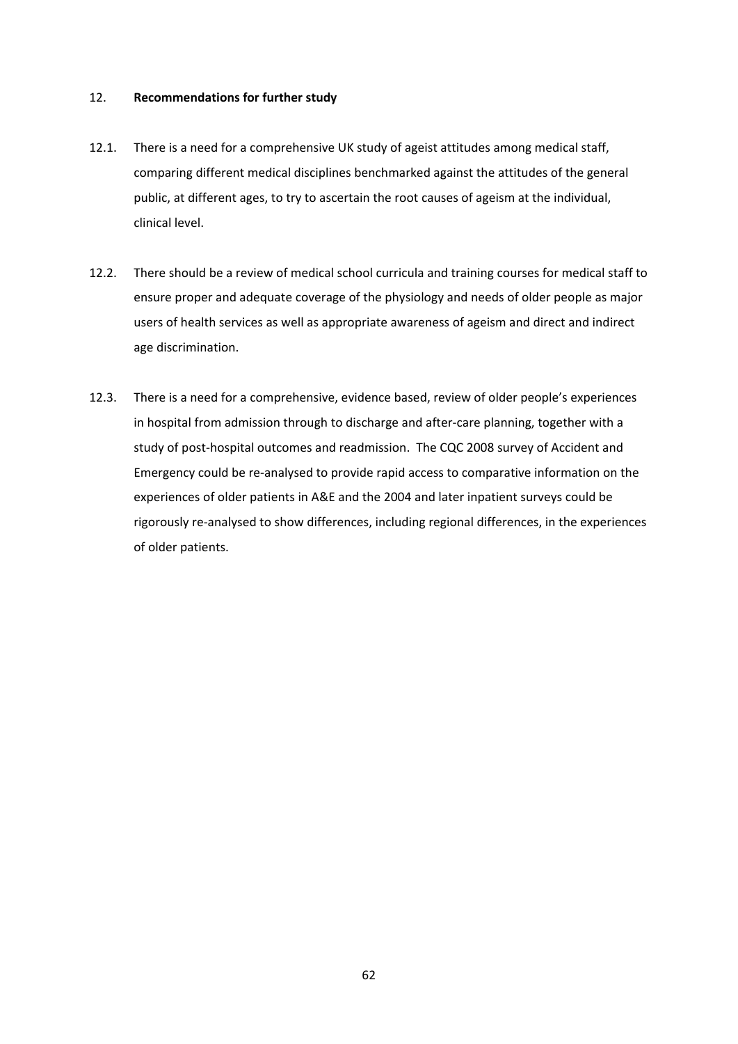## 12. Recommendations for further study

12.1. There is a need for a comprehensive UK study of ageist attitudes among medical staff, comparing different medical disciplines benchmarked against the attitudes of the general public, at different ages, to try to ascertain the root causes of ageism at the individual, clinical level.

12.2. There should be a review of medical school curricula and training courses for medical staff to ensure proper and adequate coverage of the physiology and needs of older people as major users of health services as well as appropriate awareness of ageism and direct and indirect age discrimination.

12.3. There is a need for a comprehensive, evidence based, review of older people's experiences in hospital from admission through to discharge and after-care planning, together with a study of post-hospital outcomes and readmission. The CQC 2008 survey of Accident and Emergency could be re-analysed to provide rapid access to comparative information on the experiences of older patients in A&E and the 2004 and later inpatient surveys could be rigorously re-analysed to show differences, including regional differences, in the experiences of older patients.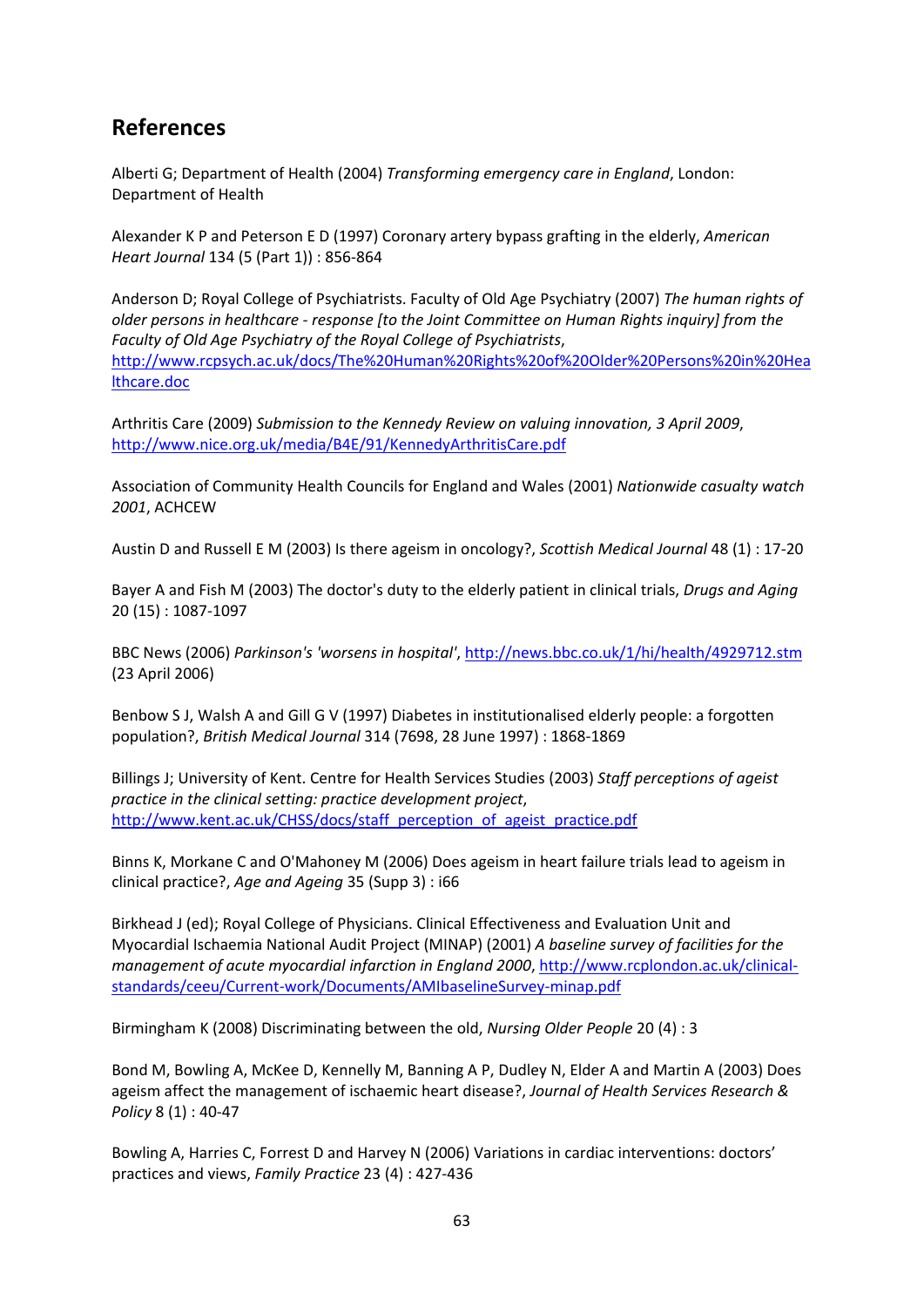## References

Alberti G; Department of Health (2004) *Transforming emergency care in England*, London: Department of Health

Alexander K P and Peterson E D (1997) Coronary artery bypass grafting in the elderly, *American Heart Journal* 134 (5 (Part 1)) : 856-864

Anderson D; Royal College of Psychiatrists. Faculty of Old Age Psychiatry (2007) *The human rights of older persons in healthcare - response [to the Joint Committee on Human Rights inquiry] from the Faculty of Old Age Psychiatry of the Royal College of Psychiatrists*, http://www.rcpsych.ac.uk/docs/The%20Human%20Rights%20of%20Older%20Persons%20in%20Healthcare.doc

Arthritis Care (2009) *Submission to the Kennedy Review on valuing innovation, 3 April 2009*, http://www.nice.org.uk/media/B4E/91/KennedyArthritisCare.pdf

Association of Community Health Councils for England and Wales (2001) *Nationwide casualty watch 2001*, ACHCEW

Austin D and Russell E M (2003) Is there ageism in oncology?, *Scottish Medical Journal* 48 (1) : 17-20

Bayer A and Fish M (2003) The doctor's duty to the elderly patient in clinical trials, *Drugs and Aging* 20 (15) : 1087-1097

BBC News (2006) *Parkinson's 'worsens in hospital'*, http://news.bbc.co.uk/1/hi/health/4929712.stm (23 April 2006)

Benbow S J, Walsh A and Gill G V (1997) Diabetes in institutionalised elderly people: a forgotten population?, *British Medical Journal* 314 (7698, 28 June 1997) : 1868-1869

Billings J; University of Kent. Centre for Health Services Studies (2003) *Staff perceptions of ageist practice in the clinical setting: practice development project*, http://www.kent.ac.uk/CHSS/docs/staff_perception_of_ageist_practice.pdf

Binns K, Morkane C and O'Mahoney M (2006) Does ageism in heart failure trials lead to ageism in clinical practice?, *Age and Ageing* 35 (Supp 3) : i66

Birkhead J (ed); Royal College of Physicians. Clinical Effectiveness and Evaluation Unit and Myocardial Ischaemia National Audit Project (MINAP) (2001) *A baseline survey of facilities for the management of acute myocardial infarction in England 2000*, http://www.rcplondon.ac.uk/clinical-standards/ceeu/Current-work/Documents/AMIbaselineSurvey-minap.pdf

Birmingham K (2008) Discriminating between the old, *Nursing Older People* 20 (4) : 3

Bond M, Bowling A, McKee D, Kennelly M, Banning A P, Dudley N, Elder A and Martin A (2003) Does ageism affect the management of ischaemic heart disease?, *Journal of Health Services Research & Policy* 8 (1) : 40-47

Bowling A, Harries C, Forrest D and Harvey N (2006) Variations in cardiac interventions: doctors' practices and views, *Family Practice* 23 (4) : 427-436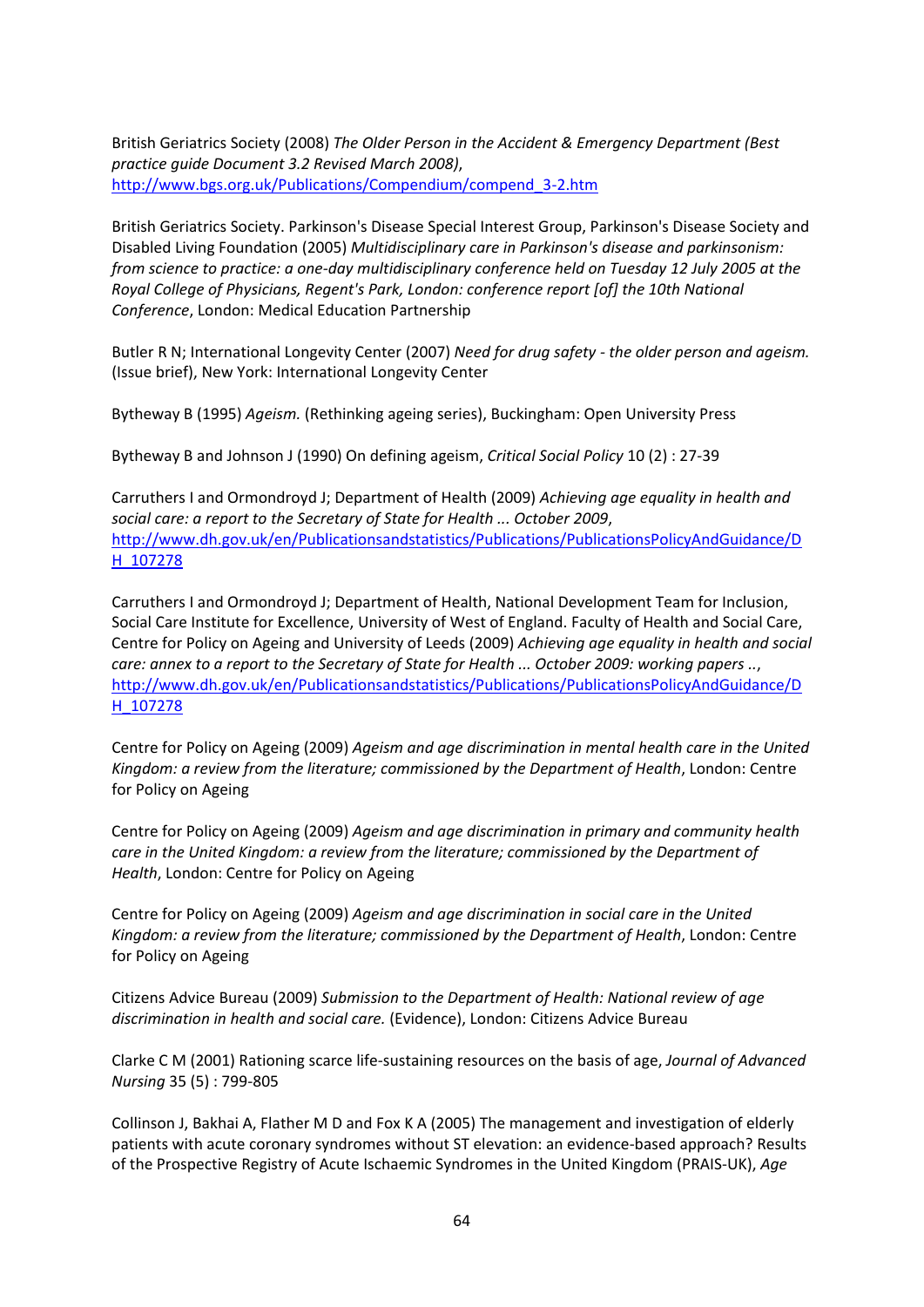British Geriatrics Society (2008) *The Older Person in the Accident & Emergency Department (Best practice guide Document 3.2 Revised March 2008)*, http://www.bgs.org.uk/Publications/Compendium/compend_3-2.htm

British Geriatrics Society. Parkinson's Disease Special Interest Group, Parkinson's Disease Society and Disabled Living Foundation (2005) *Multidisciplinary care in Parkinson's disease and parkinsonism: from science to practice: a one-day multidisciplinary conference held on Tuesday 12 July 2005 at the Royal College of Physicians, Regent's Park, London: conference report [of] the 10th National Conference*, London: Medical Education Partnership

Butler R N; International Longevity Center (2007) *Need for drug safety - the older person and ageism.* (Issue brief), New York: International Longevity Center

Bytheway B (1995) *Ageism.* (Rethinking ageing series), Buckingham: Open University Press

Bytheway B and Johnson J (1990) On defining ageism, *Critical Social Policy* 10 (2) : 27-39

Carruthers I and Ormondroyd J; Department of Health (2009) *Achieving age equality in health and social care: a report to the Secretary of State for Health ... October 2009*, http://www.dh.gov.uk/en/Publicationsandstatistics/Publications/PublicationsPolicyAndGuidance/DH_107278

Carruthers I and Ormondroyd J; Department of Health, National Development Team for Inclusion, Social Care Institute for Excellence, University of West of England. Faculty of Health and Social Care, Centre for Policy on Ageing and University of Leeds (2009) *Achieving age equality in health and social care: annex to a report to the Secretary of State for Health ... October 2009: working papers ..*, http://www.dh.gov.uk/en/Publicationsandstatistics/Publications/PublicationsPolicyAndGuidance/DH_107278

Centre for Policy on Ageing (2009) *Ageism and age discrimination in mental health care in the United Kingdom: a review from the literature; commissioned by the Department of Health*, London: Centre for Policy on Ageing

Centre for Policy on Ageing (2009) *Ageism and age discrimination in primary and community health care in the United Kingdom: a review from the literature; commissioned by the Department of Health*, London: Centre for Policy on Ageing

Centre for Policy on Ageing (2009) *Ageism and age discrimination in social care in the United Kingdom: a review from the literature; commissioned by the Department of Health*, London: Centre for Policy on Ageing

Citizens Advice Bureau (2009) *Submission to the Department of Health: National review of age discrimination in health and social care.* (Evidence), London: Citizens Advice Bureau

Clarke C M (2001) Rationing scarce life-sustaining resources on the basis of age, *Journal of Advanced Nursing* 35 (5) : 799-805

Collinson J, Bakhai A, Flather M D and Fox K A (2005) The management and investigation of elderly patients with acute coronary syndromes without ST elevation: an evidence-based approach? Results of the Prospective Registry of Acute Ischaemic Syndromes in the United Kingdom (PRAIS-UK), *Age*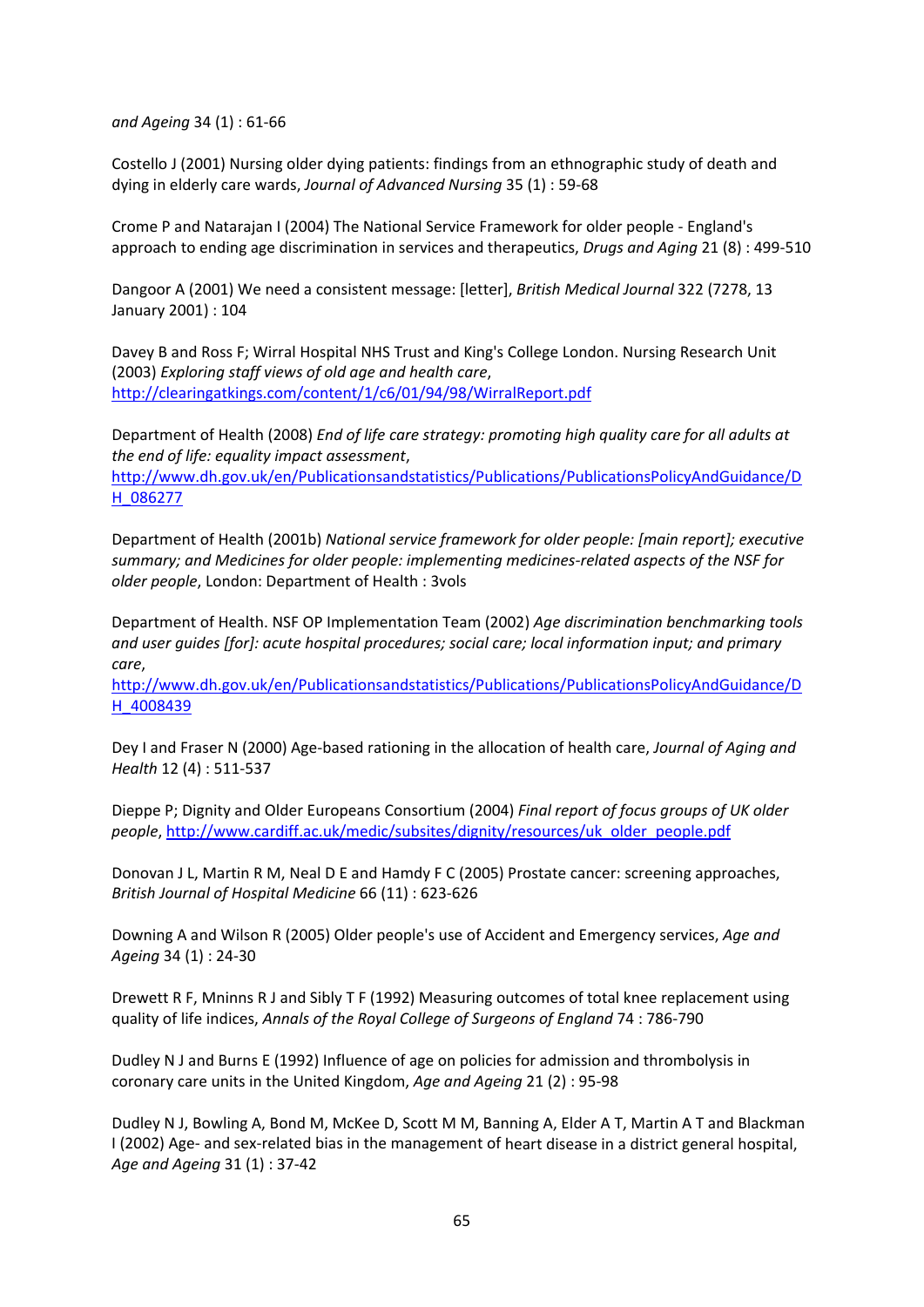*and Ageing* 34 (1) : 61-66

Costello J (2001) Nursing older dying patients: findings from an ethnographic study of death and dying in elderly care wards, *Journal of Advanced Nursing* 35 (1) : 59-68

Crome P and Natarajan I (2004) The National Service Framework for older people - England's approach to ending age discrimination in services and therapeutics, *Drugs and Aging* 21 (8) : 499-510

Dangoor A (2001) We need a consistent message: [letter], *British Medical Journal* 322 (7278, 13 January 2001) : 104

Davey B and Ross F; Wirral Hospital NHS Trust and King's College London. Nursing Research Unit (2003) *Exploring staff views of old age and health care*, http://clearingatkings.com/content/1/c6/01/94/98/WirralReport.pdf

Department of Health (2008) *End of life care strategy: promoting high quality care for all adults at the end of life: equality impact assessment*, http://www.dh.gov.uk/en/Publicationsandstatistics/Publications/PublicationsPolicyAndGuidance/DH_086277

Department of Health (2001b) *National service framework for older people: [main report]; executive summary; and Medicines for older people: implementing medicines-related aspects of the NSF for older people*, London: Department of Health : 3vols

Department of Health. NSF OP Implementation Team (2002) *Age discrimination benchmarking tools and user guides [for]: acute hospital procedures; social care; local information input; and primary care*, http://www.dh.gov.uk/en/Publicationsandstatistics/Publications/PublicationsPolicyAndGuidance/DH_4008439

Dey I and Fraser N (2000) Age-based rationing in the allocation of health care, *Journal of Aging and Health* 12 (4) : 511-537

Dieppe P; Dignity and Older Europeans Consortium (2004) *Final report of focus groups of UK older people*, http://www.cardiff.ac.uk/medic/subsites/dignity/resources/uk_older_people.pdf

Donovan J L, Martin R M, Neal D E and Hamdy F C (2005) Prostate cancer: screening approaches, *British Journal of Hospital Medicine* 66 (11) : 623-626

Downing A and Wilson R (2005) Older people's use of Accident and Emergency services, *Age and Ageing* 34 (1) : 24-30

Drewett R F, Mninns R J and Sibly T F (1992) Measuring outcomes of total knee replacement using quality of life indices, *Annals of the Royal College of Surgeons of England* 74 : 786-790

Dudley N J and Burns E (1992) Influence of age on policies for admission and thrombolysis in coronary care units in the United Kingdom, *Age and Ageing* 21 (2) : 95-98

Dudley N J, Bowling A, Bond M, McKee D, Scott M M, Banning A, Elder A T, Martin A T and Blackman I (2002) Age- and sex-related bias in the management of heart disease in a district general hospital, *Age and Ageing* 31 (1) : 37-42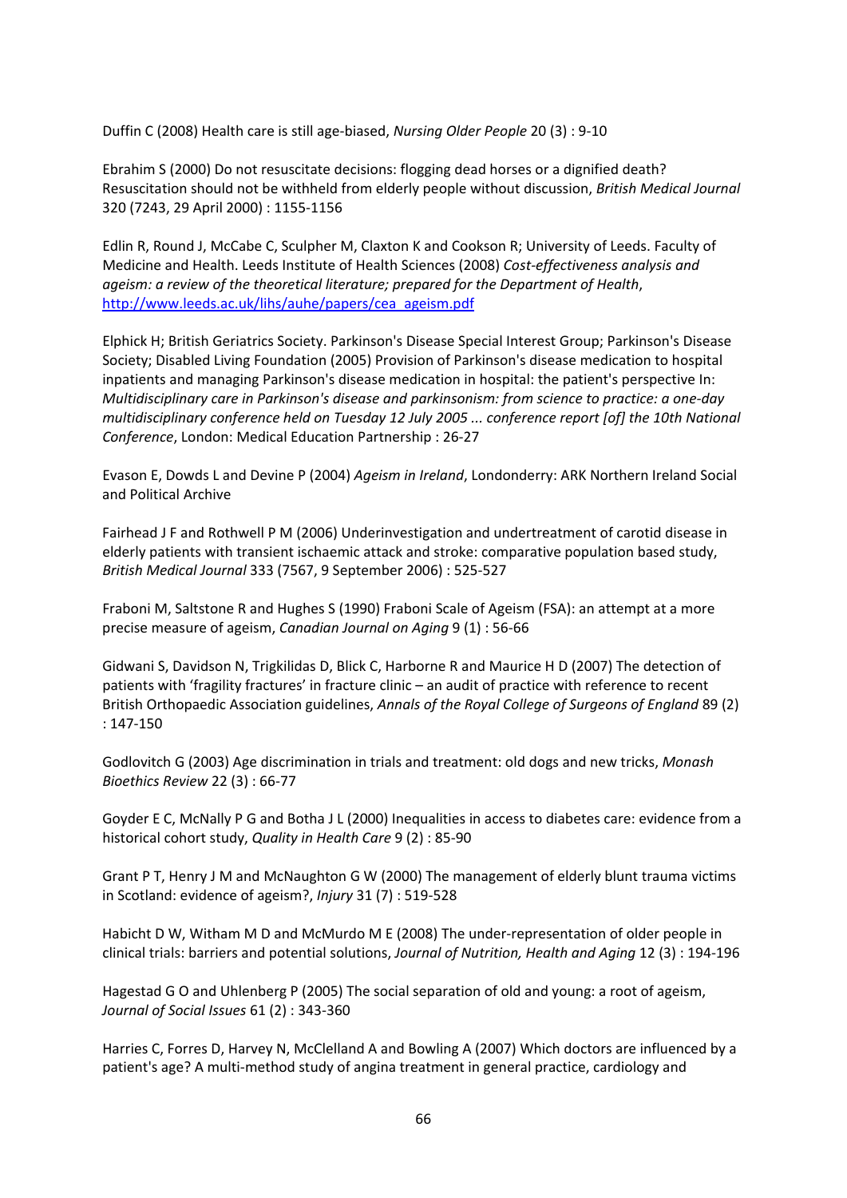Duffin C (2008) Health care is still age-biased, *Nursing Older People* 20 (3) : 9-10

Ebrahim S (2000) Do not resuscitate decisions: flogging dead horses or a dignified death? Resuscitation should not be withheld from elderly people without discussion, *British Medical Journal* 320 (7243, 29 April 2000) : 1155-1156

Edlin R, Round J, McCabe C, Sculpher M, Claxton K and Cookson R; University of Leeds. Faculty of Medicine and Health. Leeds Institute of Health Sciences (2008) *Cost-effectiveness analysis and ageism: a review of the theoretical literature; prepared for the Department of Health*, http://www.leeds.ac.uk/lihs/auhe/papers/cea_ageism.pdf

Elphick H; British Geriatrics Society. Parkinson's Disease Special Interest Group; Parkinson's Disease Society; Disabled Living Foundation (2005) Provision of Parkinson's disease medication to hospital inpatients and managing Parkinson's disease medication in hospital: the patient's perspective In: *Multidisciplinary care in Parkinson's disease and parkinsonism: from science to practice: a one-day multidisciplinary conference held on Tuesday 12 July 2005 ... conference report [of] the 10th National Conference*, London: Medical Education Partnership : 26-27

Evason E, Dowds L and Devine P (2004) *Ageism in Ireland*, Londonderry: ARK Northern Ireland Social and Political Archive

Fairhead J F and Rothwell P M (2006) Underinvestigation and undertreatment of carotid disease in elderly patients with transient ischaemic attack and stroke: comparative population based study, *British Medical Journal* 333 (7567, 9 September 2006) : 525-527

Fraboni M, Saltstone R and Hughes S (1990) Fraboni Scale of Ageism (FSA): an attempt at a more precise measure of ageism, *Canadian Journal on Aging* 9 (1) : 56-66

Gidwani S, Davidson N, Trigkilidas D, Blick C, Harborne R and Maurice H D (2007) The detection of patients with 'fragility fractures' in fracture clinic – an audit of practice with reference to recent British Orthopaedic Association guidelines, *Annals of the Royal College of Surgeons of England* 89 (2) : 147-150

Godlovitch G (2003) Age discrimination in trials and treatment: old dogs and new tricks, *Monash Bioethics Review* 22 (3) : 66-77

Goyder E C, McNally P G and Botha J L (2000) Inequalities in access to diabetes care: evidence from a historical cohort study, *Quality in Health Care* 9 (2) : 85-90

Grant P T, Henry J M and McNaughton G W (2000) The management of elderly blunt trauma victims in Scotland: evidence of ageism?, *Injury* 31 (7) : 519-528

Habicht D W, Witham M D and McMurdo M E (2008) The under-representation of older people in clinical trials: barriers and potential solutions, *Journal of Nutrition, Health and Aging* 12 (3) : 194-196

Hagestad G O and Uhlenberg P (2005) The social separation of old and young: a root of ageism, *Journal of Social Issues* 61 (2) : 343-360

Harries C, Forres D, Harvey N, McClelland A and Bowling A (2007) Which doctors are influenced by a patient's age? A multi-method study of angina treatment in general practice, cardiology and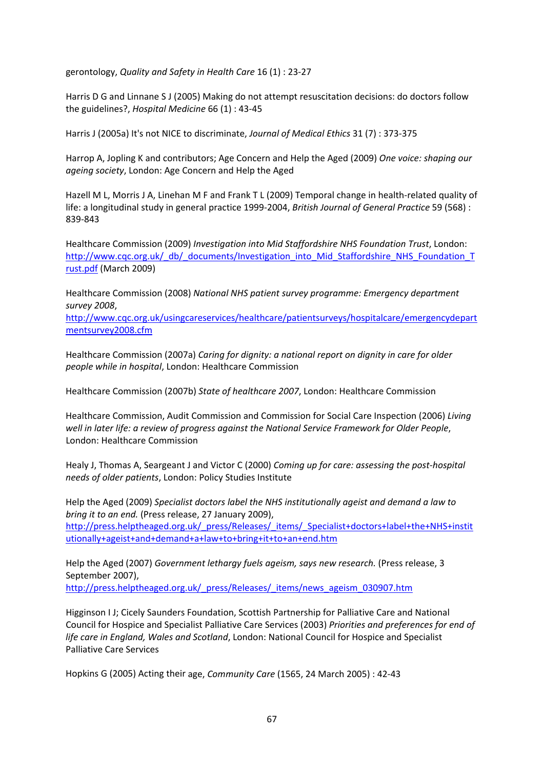gerontology, *Quality and Safety in Health Care* 16 (1) : 23-27

Harris D G and Linnane S J (2005) Making do not attempt resuscitation decisions: do doctors follow the guidelines?, *Hospital Medicine* 66 (1) : 43-45

Harris J (2005a) It's not NICE to discriminate, *Journal of Medical Ethics* 31 (7) : 373-375

Harrop A, Jopling K and contributors; Age Concern and Help the Aged (2009) *One voice: shaping our ageing society*, London: Age Concern and Help the Aged

Hazell M L, Morris J A, Linehan M F and Frank T L (2009) Temporal change in health-related quality of life: a longitudinal study in general practice 1999-2004, *British Journal of General Practice* 59 (568) : 839-843

Healthcare Commission (2009) *Investigation into Mid Staffordshire NHS Foundation Trust*, London: [http://www.cqc.org.uk/_db/_documents/Investigation_into_Mid_Staffordshire_NHS_Foundation_Trust.pdf](http://www.cqc.org.uk/_db/_documents/Investigation_into_Mid_Staffordshire_NHS_Foundation_Trust.pdf) (March 2009)

Healthcare Commission (2008) *National NHS patient survey programme: Emergency department survey 2008*, [http://www.cqc.org.uk/usingcareservices/healthcare/patientsurveys/hospitalcare/emergencydepartmentsurvey2008.cfm](http://www.cqc.org.uk/usingcareservices/healthcare/patientsurveys/hospitalcare/emergencydepartmentsurvey2008.cfm)

Healthcare Commission (2007a) *Caring for dignity: a national report on dignity in care for older people while in hospital*, London: Healthcare Commission

Healthcare Commission (2007b) *State of healthcare 2007*, London: Healthcare Commission

Healthcare Commission, Audit Commission and Commission for Social Care Inspection (2006) *Living well in later life: a review of progress against the National Service Framework for Older People*, London: Healthcare Commission

Healy J, Thomas A, Seargeant J and Victor C (2000) *Coming up for care: assessing the post-hospital needs of older patients*, London: Policy Studies Institute

Help the Aged (2009) *Specialist doctors label the NHS institutionally ageist and demand a law to bring it to an end.* (Press release, 27 January 2009), [http://press.helptheaged.org.uk/_press/Releases/_items/_Specialist+doctors+label+the+NHS+institutionally+ageist+and+demand+a+law+to+bring+it+to+an+end.htm](http://press.helptheaged.org.uk/_press/Releases/_items/_Specialist+doctors+label+the+NHS+institutionally+ageist+and+demand+a+law+to+bring+it+to+an+end.htm)

Help the Aged (2007) *Government lethargy fuels ageism, says new research.* (Press release, 3 September 2007), [http://press.helptheaged.org.uk/_press/Releases/_items/news_ageism_030907.htm](http://press.helptheaged.org.uk/_press/Releases/_items/news_ageism_030907.htm)

Higginson I J; Cicely Saunders Foundation, Scottish Partnership for Palliative Care and National Council for Hospice and Specialist Palliative Care Services (2003) *Priorities and preferences for end of life care in England, Wales and Scotland*, London: National Council for Hospice and Specialist Palliative Care Services

Hopkins G (2005) Acting their age, *Community Care* (1565, 24 March 2005) : 42-43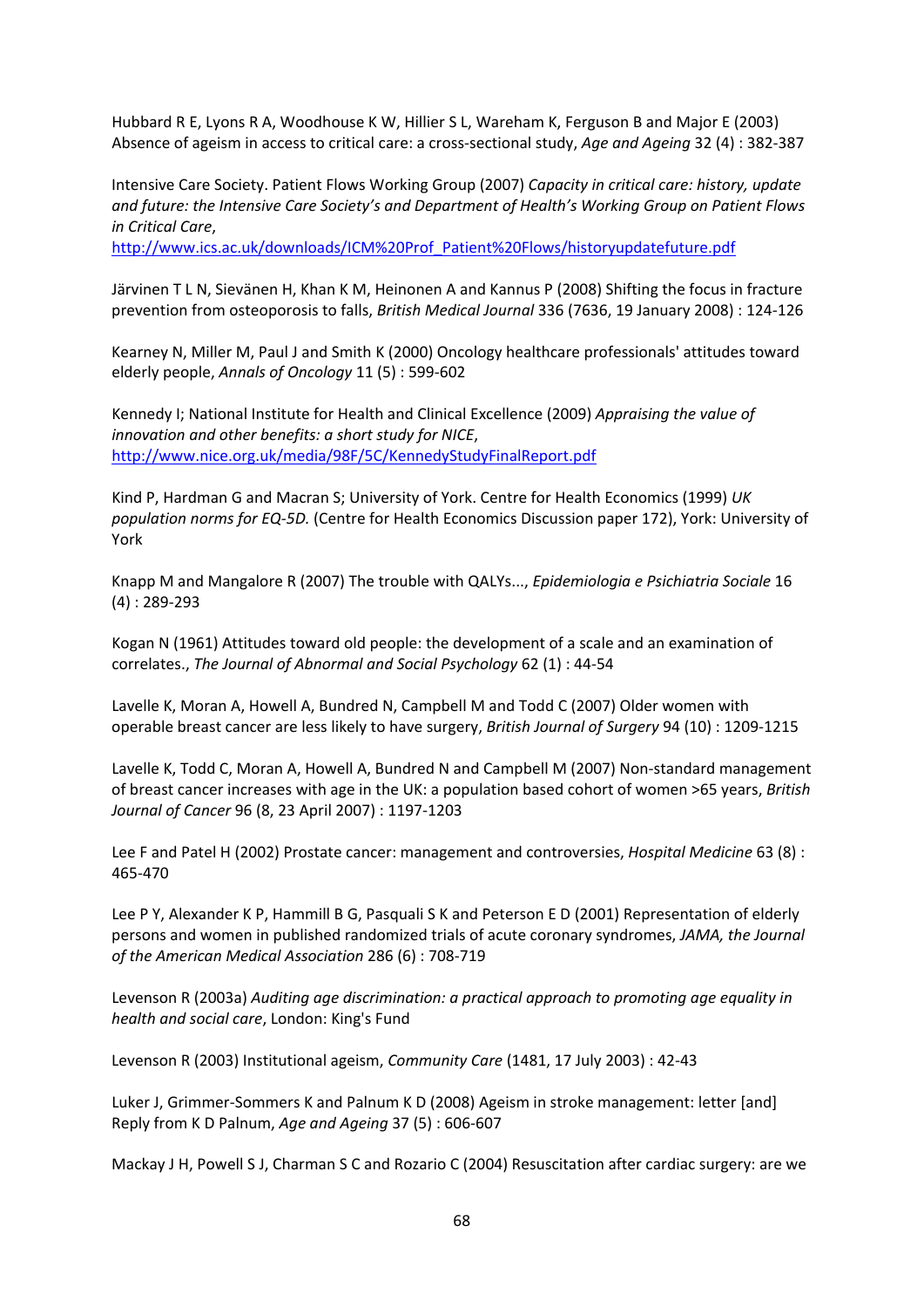Hubbard R E, Lyons R A, Woodhouse K W, Hillier S L, Wareham K, Ferguson B and Major E (2003) Absence of ageism in access to critical care: a cross-sectional study, *Age and Ageing* 32 (4) : 382-387

Intensive Care Society. Patient Flows Working Group (2007) *Capacity in critical care: history, update and future: the Intensive Care Society's and Department of Health's Working Group on Patient Flows in Critical Care*, http://www.ics.ac.uk/downloads/ICM%20Prof_Patient%20Flows/historyupdatefuture.pdf

Järvinen T L N, Sievänen H, Khan K M, Heinonen A and Kannus P (2008) Shifting the focus in fracture prevention from osteoporosis to falls, *British Medical Journal* 336 (7636, 19 January 2008) : 124-126

Kearney N, Miller M, Paul J and Smith K (2000) Oncology healthcare professionals' attitudes toward elderly people, *Annals of Oncology* 11 (5) : 599-602

Kennedy I; National Institute for Health and Clinical Excellence (2009) *Appraising the value of innovation and other benefits: a short study for NICE*, http://www.nice.org.uk/media/98F/5C/KennedyStudyFinalReport.pdf

Kind P, Hardman G and Macran S; University of York. Centre for Health Economics (1999) *UK population norms for EQ-5D.* (Centre for Health Economics Discussion paper 172), York: University of York

Knapp M and Mangalore R (2007) The trouble with QALYs..., *Epidemiologia e Psichiatria Sociale* 16 (4) : 289-293

Kogan N (1961) Attitudes toward old people: the development of a scale and an examination of correlates., *The Journal of Abnormal and Social Psychology* 62 (1) : 44-54

Lavelle K, Moran A, Howell A, Bundred N, Campbell M and Todd C (2007) Older women with operable breast cancer are less likely to have surgery, *British Journal of Surgery* 94 (10) : 1209-1215

Lavelle K, Todd C, Moran A, Howell A, Bundred N and Campbell M (2007) Non-standard management of breast cancer increases with age in the UK: a population based cohort of women >65 years, *British Journal of Cancer* 96 (8, 23 April 2007) : 1197-1203

Lee F and Patel H (2002) Prostate cancer: management and controversies, *Hospital Medicine* 63 (8) : 465-470

Lee P Y, Alexander K P, Hammill B G, Pasquali S K and Peterson E D (2001) Representation of elderly persons and women in published randomized trials of acute coronary syndromes, *JAMA, the Journal of the American Medical Association* 286 (6) : 708-719

Levenson R (2003a) *Auditing age discrimination: a practical approach to promoting age equality in health and social care*, London: King's Fund

Levenson R (2003) Institutional ageism, *Community Care* (1481, 17 July 2003) : 42-43

Luker J, Grimmer-Sommers K and Palnum K D (2008) Ageism in stroke management: letter [and] Reply from K D Palnum, *Age and Ageing* 37 (5) : 606-607

Mackay J H, Powell S J, Charman S C and Rozario C (2004) Resuscitation after cardiac surgery: are we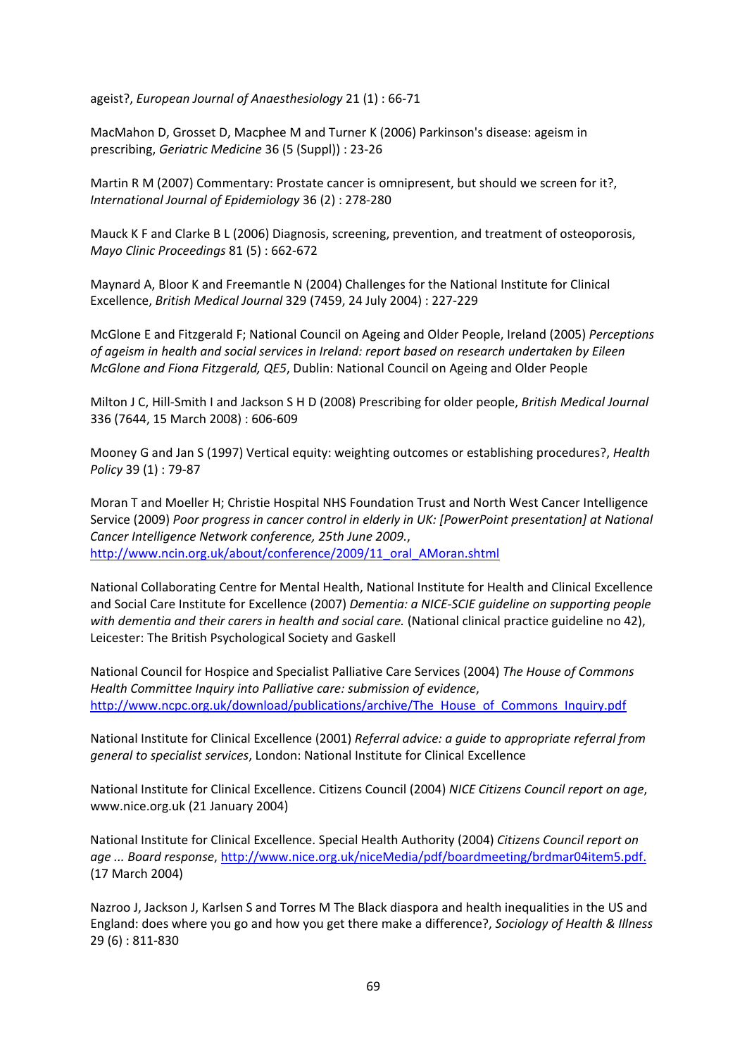ageist?, *European Journal of Anaesthesiology* 21 (1) : 66-71

MacMahon D, Grosset D, Macphee M and Turner K (2006) Parkinson's disease: ageism in prescribing, *Geriatric Medicine* 36 (5 (Suppl)) : 23-26

Martin R M (2007) Commentary: Prostate cancer is omnipresent, but should we screen for it?, *International Journal of Epidemiology* 36 (2) : 278-280

Mauck K F and Clarke B L (2006) Diagnosis, screening, prevention, and treatment of osteoporosis, *Mayo Clinic Proceedings* 81 (5) : 662-672

Maynard A, Bloor K and Freemantle N (2004) Challenges for the National Institute for Clinical Excellence, *British Medical Journal* 329 (7459, 24 July 2004) : 227-229

McGlone E and Fitzgerald F; National Council on Ageing and Older People, Ireland (2005) *Perceptions of ageism in health and social services in Ireland: report based on research undertaken by Eileen McGlone and Fiona Fitzgerald, QE5*, Dublin: National Council on Ageing and Older People

Milton J C, Hill-Smith I and Jackson S H D (2008) Prescribing for older people, *British Medical Journal* 336 (7644, 15 March 2008) : 606-609

Mooney G and Jan S (1997) Vertical equity: weighting outcomes or establishing procedures?, *Health Policy* 39 (1) : 79-87

Moran T and Moeller H; Christie Hospital NHS Foundation Trust and North West Cancer Intelligence Service (2009) *Poor progress in cancer control in elderly in UK: [PowerPoint presentation] at National Cancer Intelligence Network conference, 25th June 2009.*, http://www.ncin.org.uk/about/conference/2009/11_oral_AMoran.shtml

National Collaborating Centre for Mental Health, National Institute for Health and Clinical Excellence and Social Care Institute for Excellence (2007) *Dementia: a NICE-SCIE guideline on supporting people with dementia and their carers in health and social care.* (National clinical practice guideline no 42), Leicester: The British Psychological Society and Gaskell

National Council for Hospice and Specialist Palliative Care Services (2004) *The House of Commons Health Committee Inquiry into Palliative care: submission of evidence*, http://www.ncpc.org.uk/download/publications/archive/The_House_of_Commons_Inquiry.pdf

National Institute for Clinical Excellence (2001) *Referral advice: a guide to appropriate referral from general to specialist services*, London: National Institute for Clinical Excellence

National Institute for Clinical Excellence. Citizens Council (2004) *NICE Citizens Council report on age*, www.nice.org.uk (21 January 2004)

National Institute for Clinical Excellence. Special Health Authority (2004) *Citizens Council report on age ... Board response*, http://www.nice.org.uk/niceMedia/pdf/boardmeeting/brdmar04item5.pdf. (17 March 2004)

Nazroo J, Jackson J, Karlsen S and Torres M The Black diaspora and health inequalities in the US and England: does where you go and how you get there make a difference?, *Sociology of Health & Illness* 29 (6) : 811-830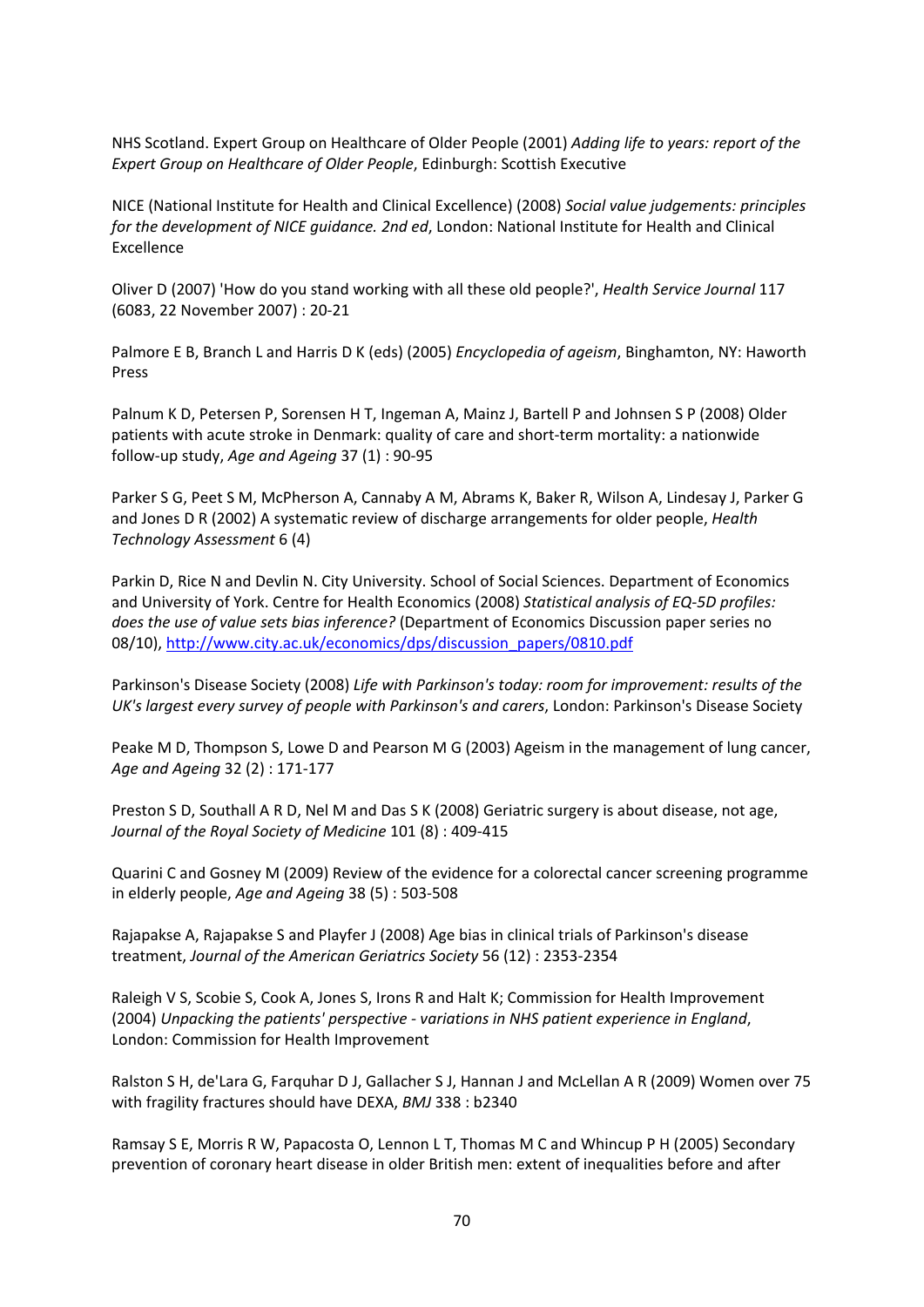NHS Scotland. Expert Group on Healthcare of Older People (2001) *Adding life to years: report of the Expert Group on Healthcare of Older People*, Edinburgh: Scottish Executive

NICE (National Institute for Health and Clinical Excellence) (2008) *Social value judgements: principles for the development of NICE guidance. 2nd ed*, London: National Institute for Health and Clinical Excellence

Oliver D (2007) 'How do you stand working with all these old people?', *Health Service Journal* 117 (6083, 22 November 2007) : 20-21

Palmore E B, Branch L and Harris D K (eds) (2005) *Encyclopedia of ageism*, Binghamton, NY: Haworth Press

Palnum K D, Petersen P, Sorensen H T, Ingeman A, Mainz J, Bartell P and Johnsen S P (2008) Older patients with acute stroke in Denmark: quality of care and short-term mortality: a nationwide follow-up study, *Age and Ageing* 37 (1) : 90-95

Parker S G, Peet S M, McPherson A, Cannaby A M, Abrams K, Baker R, Wilson A, Lindesay J, Parker G and Jones D R (2002) A systematic review of discharge arrangements for older people, *Health Technology Assessment* 6 (4)

Parkin D, Rice N and Devlin N. City University. School of Social Sciences. Department of Economics and University of York. Centre for Health Economics (2008) *Statistical analysis of EQ-5D profiles: does the use of value sets bias inference?* (Department of Economics Discussion paper series no 08/10), http://www.city.ac.uk/economics/dps/discussion_papers/0810.pdf

Parkinson's Disease Society (2008) *Life with Parkinson's today: room for improvement: results of the UK's largest every survey of people with Parkinson's and carers*, London: Parkinson's Disease Society

Peake M D, Thompson S, Lowe D and Pearson M G (2003) Ageism in the management of lung cancer, *Age and Ageing* 32 (2) : 171-177

Preston S D, Southall A R D, Nel M and Das S K (2008) Geriatric surgery is about disease, not age, *Journal of the Royal Society of Medicine* 101 (8) : 409-415

Quarini C and Gosney M (2009) Review of the evidence for a colorectal cancer screening programme in elderly people, *Age and Ageing* 38 (5) : 503-508

Rajapakse A, Rajapakse S and Playfer J (2008) Age bias in clinical trials of Parkinson's disease treatment, *Journal of the American Geriatrics Society* 56 (12) : 2353-2354

Raleigh V S, Scobie S, Cook A, Jones S, Irons R and Halt K; Commission for Health Improvement (2004) *Unpacking the patients' perspective - variations in NHS patient experience in England*, London: Commission for Health Improvement

Ralston S H, de'Lara G, Farquhar D J, Gallacher S J, Hannan J and McLellan A R (2009) Women over 75 with fragility fractures should have DEXA, *BMJ* 338 : b2340

Ramsay S E, Morris R W, Papacosta O, Lennon L T, Thomas M C and Whincup P H (2005) Secondary prevention of coronary heart disease in older British men: extent of inequalities before and after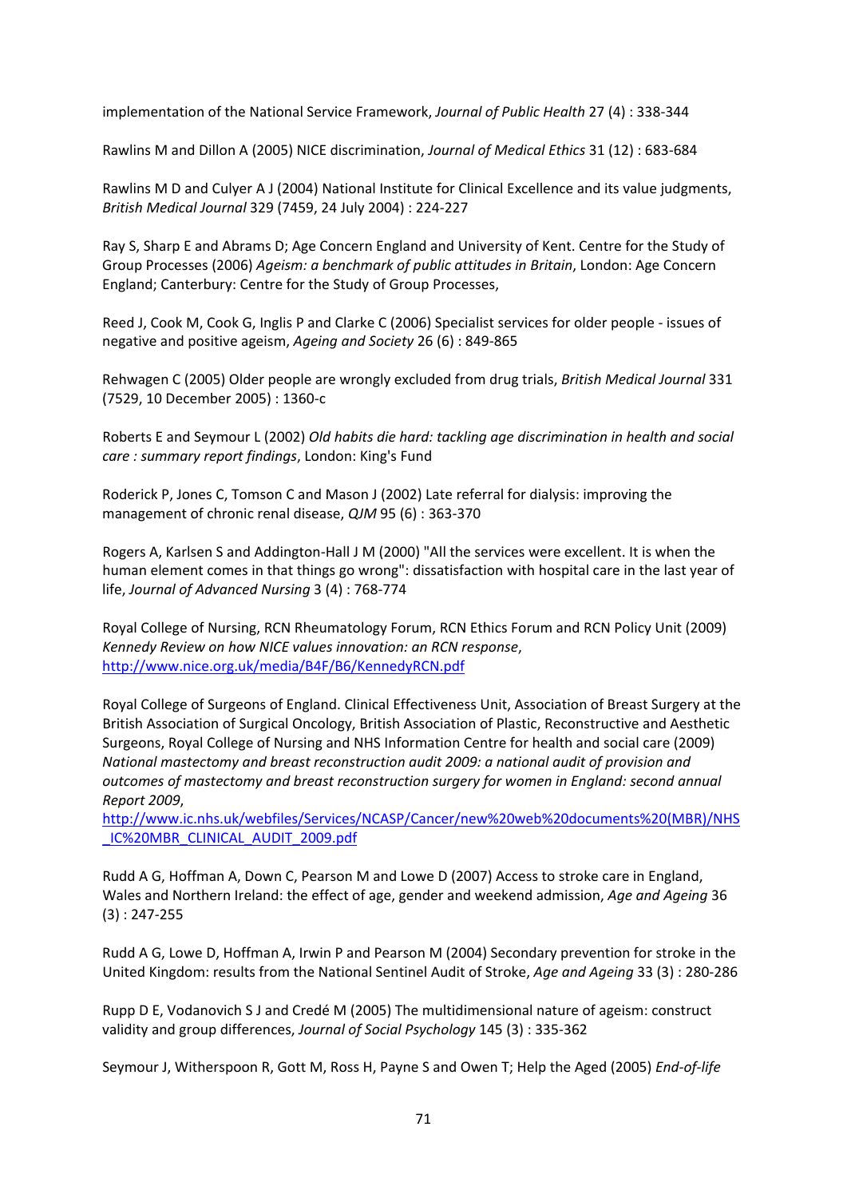implementation of the National Service Framework, *Journal of Public Health* 27 (4) : 338-344

Rawlins M and Dillon A (2005) NICE discrimination, *Journal of Medical Ethics* 31 (12) : 683-684

Rawlins M D and Culyer A J (2004) National Institute for Clinical Excellence and its value judgments, *British Medical Journal* 329 (7459, 24 July 2004) : 224-227

Ray S, Sharp E and Abrams D; Age Concern England and University of Kent. Centre for the Study of Group Processes (2006) *Ageism: a benchmark of public attitudes in Britain*, London: Age Concern England; Canterbury: Centre for the Study of Group Processes,

Reed J, Cook M, Cook G, Inglis P and Clarke C (2006) Specialist services for older people - issues of negative and positive ageism, *Ageing and Society* 26 (6) : 849-865

Rehwagen C (2005) Older people are wrongly excluded from drug trials, *British Medical Journal* 331 (7529, 10 December 2005) : 1360-c

Roberts E and Seymour L (2002) *Old habits die hard: tackling age discrimination in health and social care : summary report findings*, London: King's Fund

Roderick P, Jones C, Tomson C and Mason J (2002) Late referral for dialysis: improving the management of chronic renal disease, *QJM* 95 (6) : 363-370

Rogers A, Karlsen S and Addington-Hall J M (2000) "All the services were excellent. It is when the human element comes in that things go wrong": dissatisfaction with hospital care in the last year of life, *Journal of Advanced Nursing* 3 (4) : 768-774

Royal College of Nursing, RCN Rheumatology Forum, RCN Ethics Forum and RCN Policy Unit (2009) *Kennedy Review on how NICE values innovation: an RCN response*, http://www.nice.org.uk/media/B4F/B6/KennedyRCN.pdf

Royal College of Surgeons of England. Clinical Effectiveness Unit, Association of Breast Surgery at the British Association of Surgical Oncology, British Association of Plastic, Reconstructive and Aesthetic Surgeons, Royal College of Nursing and NHS Information Centre for health and social care (2009) *National mastectomy and breast reconstruction audit 2009: a national audit of provision and outcomes of mastectomy and breast reconstruction surgery for women in England: second annual Report 2009*, http://www.ic.nhs.uk/webfiles/Services/NCASP/Cancer/new%20web%20documents%20(MBR)/NHS_IC%20MBR_CLINICAL_AUDIT_2009.pdf

Rudd A G, Hoffman A, Down C, Pearson M and Lowe D (2007) Access to stroke care in England, Wales and Northern Ireland: the effect of age, gender and weekend admission, *Age and Ageing* 36 (3) : 247-255

Rudd A G, Lowe D, Hoffman A, Irwin P and Pearson M (2004) Secondary prevention for stroke in the United Kingdom: results from the National Sentinel Audit of Stroke, *Age and Ageing* 33 (3) : 280-286

Rupp D E, Vodanovich S J and Credé M (2005) The multidimensional nature of ageism: construct validity and group differences, *Journal of Social Psychology* 145 (3) : 335-362

Seymour J, Witherspoon R, Gott M, Ross H, Payne S and Owen T; Help the Aged (2005) *End-of-life*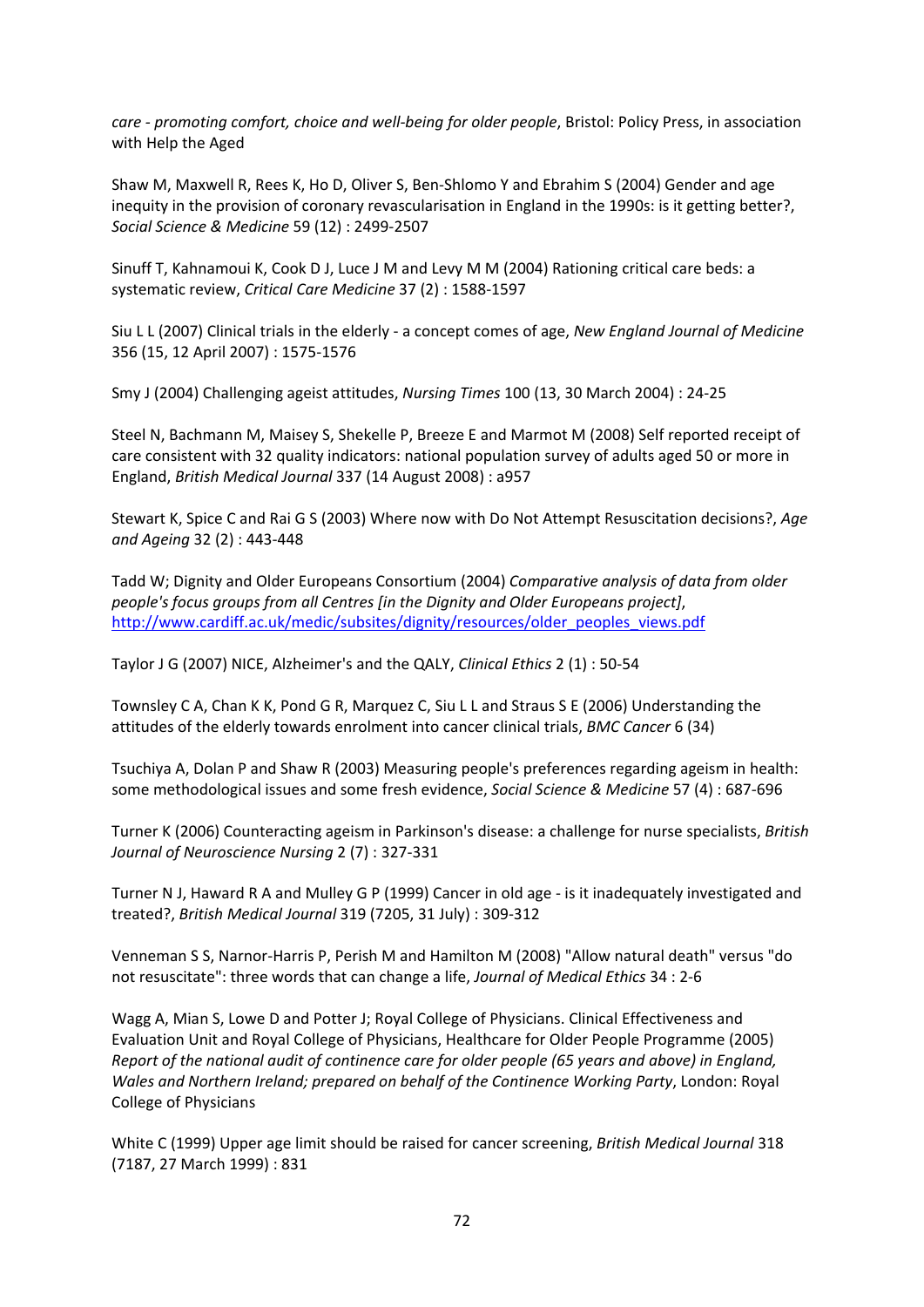*care - promoting comfort, choice and well-being for older people*, Bristol: Policy Press, in association with Help the Aged

Shaw M, Maxwell R, Rees K, Ho D, Oliver S, Ben-Shlomo Y and Ebrahim S (2004) Gender and age inequity in the provision of coronary revascularisation in England in the 1990s: is it getting better?, *Social Science & Medicine* 59 (12) : 2499-2507

Sinuff T, Kahnamoui K, Cook D J, Luce J M and Levy M M (2004) Rationing critical care beds: a systematic review, *Critical Care Medicine* 37 (2) : 1588-1597

Siu L L (2007) Clinical trials in the elderly - a concept comes of age, *New England Journal of Medicine* 356 (15, 12 April 2007) : 1575-1576

Smy J (2004) Challenging ageist attitudes, *Nursing Times* 100 (13, 30 March 2004) : 24-25

Steel N, Bachmann M, Maisey S, Shekelle P, Breeze E and Marmot M (2008) Self reported receipt of care consistent with 32 quality indicators: national population survey of adults aged 50 or more in England, *British Medical Journal* 337 (14 August 2008) : a957

Stewart K, Spice C and Rai G S (2003) Where now with Do Not Attempt Resuscitation decisions?, *Age and Ageing* 32 (2) : 443-448

Tadd W; Dignity and Older Europeans Consortium (2004) *Comparative analysis of data from older people's focus groups from all Centres [in the Dignity and Older Europeans project]*, http://www.cardiff.ac.uk/medic/subsites/dignity/resources/older_peoples_views.pdf

Taylor J G (2007) NICE, Alzheimer's and the QALY, *Clinical Ethics* 2 (1) : 50-54

Townsley C A, Chan K K, Pond G R, Marquez C, Siu L L and Straus S E (2006) Understanding the attitudes of the elderly towards enrolment into cancer clinical trials, *BMC Cancer* 6 (34)

Tsuchiya A, Dolan P and Shaw R (2003) Measuring people's preferences regarding ageism in health: some methodological issues and some fresh evidence, *Social Science & Medicine* 57 (4) : 687-696

Turner K (2006) Counteracting ageism in Parkinson's disease: a challenge for nurse specialists, *British Journal of Neuroscience Nursing* 2 (7) : 327-331

Turner N J, Haward R A and Mulley G P (1999) Cancer in old age - is it inadequately investigated and treated?, *British Medical Journal* 319 (7205, 31 July) : 309-312

Venneman S S, Narnor-Harris P, Perish M and Hamilton M (2008) "Allow natural death" versus "do not resuscitate": three words that can change a life, *Journal of Medical Ethics* 34 : 2-6

Wagg A, Mian S, Lowe D and Potter J; Royal College of Physicians. Clinical Effectiveness and Evaluation Unit and Royal College of Physicians, Healthcare for Older People Programme (2005) *Report of the national audit of continence care for older people (65 years and above) in England, Wales and Northern Ireland; prepared on behalf of the Continence Working Party*, London: Royal College of Physicians

White C (1999) Upper age limit should be raised for cancer screening, *British Medical Journal* 318 (7187, 27 March 1999) : 831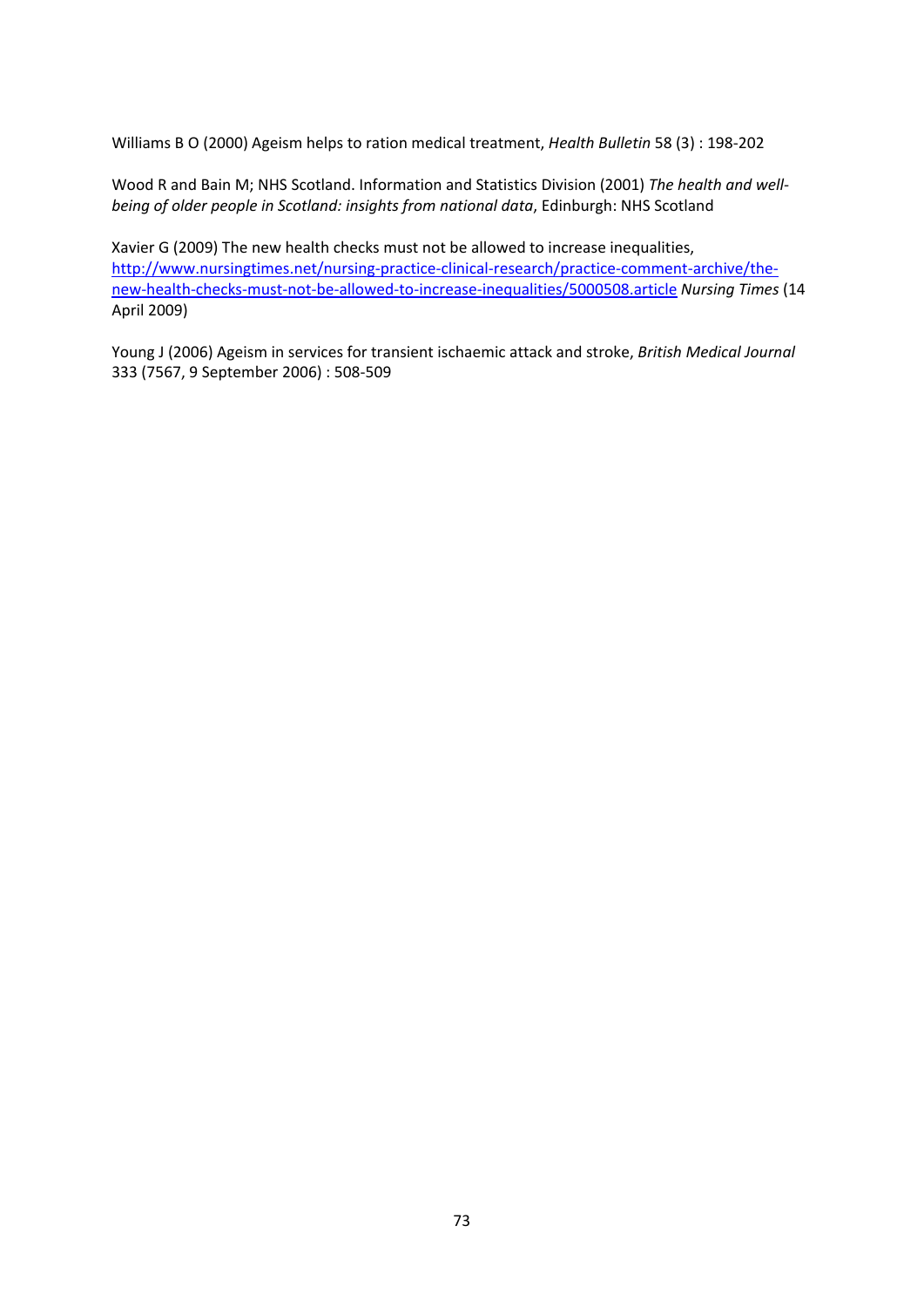Williams B O (2000) Ageism helps to ration medical treatment, *Health Bulletin* 58 (3) : 198-202

Wood R and Bain M; NHS Scotland. Information and Statistics Division (2001) *The health and well-being of older people in Scotland: insights from national data*, Edinburgh: NHS Scotland

Xavier G (2009) The new health checks must not be allowed to increase inequalities, http://www.nursingtimes.net/nursing-practice-clinical-research/practice-comment-archive/the-new-health-checks-must-not-be-allowed-to-increase-inequalities/5000508.article *Nursing Times* (14 April 2009)

Young J (2006) Ageism in services for transient ischaemic attack and stroke, *British Medical Journal* 333 (7567, 9 September 2006) : 508-509